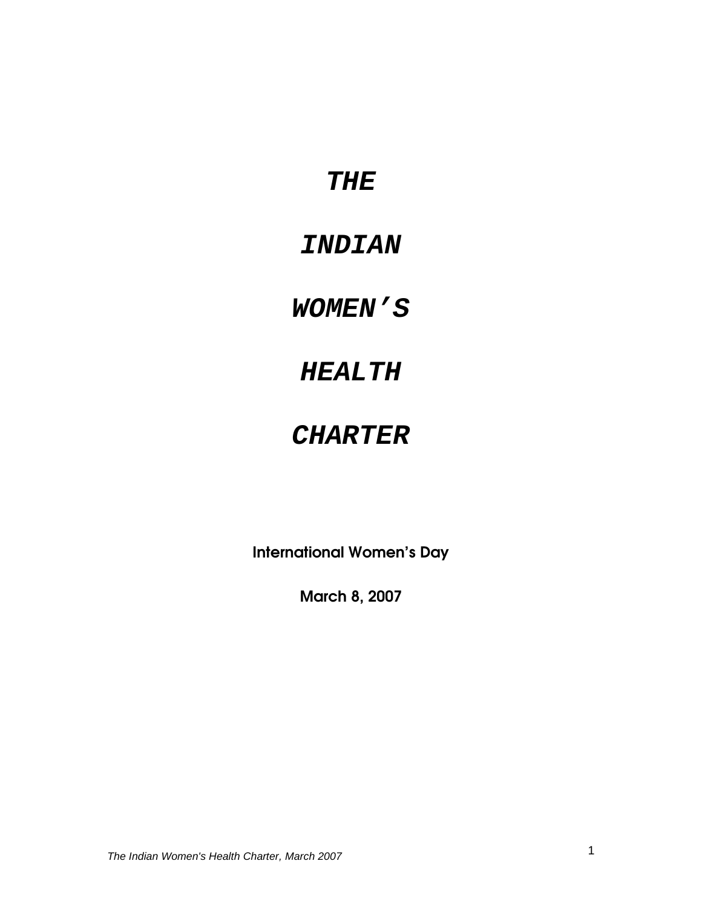# *THE INDIAN WOMEN'S HEALTH CHARTER*

**International Women's Day**

**March 8, 2007**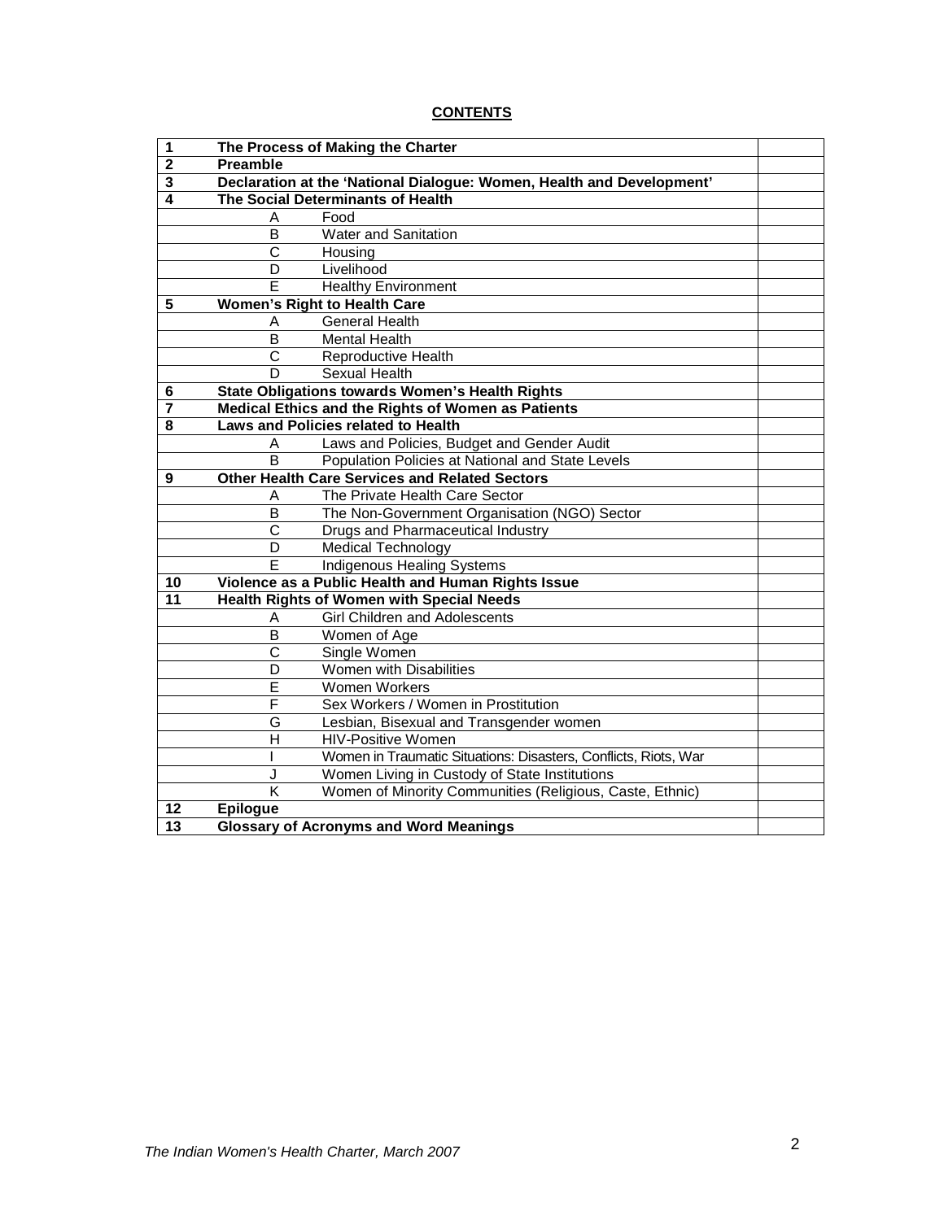**CONTENTS**

| | | | |
|---|---|---|---|
| **1** | **The Process of Making the Charter** | | |
| **2** | **Preamble** | | |
| **3** | **Declaration at the 'National Dialogue: Women, Health and Development'** | | |
| **4** | **The Social Determinants of Health** | | |
| | A | Food | |
| | B | Water and Sanitation | |
| | C | Housing | |
| | D | Livelihood | |
| | E | Healthy Environment | |
| **5** | **Women's Right to Health Care** | | |
| | A | General Health | |
| | B | Mental Health | |
| | C | Reproductive Health | |
| | D | Sexual Health | |
| **6** | **State Obligations towards Women's Health Rights** | | |
| **7** | **Medical Ethics and the Rights of Women as Patients** | | |
| **8** | **Laws and Policies related to Health** | | |
| | A | Laws and Policies, Budget and Gender Audit | |
| | B | Population Policies at National and State Levels | |
| **9** | **Other Health Care Services and Related Sectors** | | |
| | A | The Private Health Care Sector | |
| | B | The Non-Government Organisation (NGO) Sector | |
| | C | Drugs and Pharmaceutical Industry | |
| | D | Medical Technology | |
| | E | Indigenous Healing Systems | |
| **10** | **Violence as a Public Health and Human Rights Issue** | | |
| **11** | **Health Rights of Women with Special Needs** | | |
| | A | Girl Children and Adolescents | |
| | B | Women of Age | |
| | C | Single Women | |
| | D | Women with Disabilities | |
| | E | Women Workers | |
| | F | Sex Workers / Women in Prostitution | |
| | G | Lesbian, Bisexual and Transgender women | |
| | H | HIV-Positive Women | |
| | I | Women in Traumatic Situations: Disasters, Conflicts, Riots, War | |
| | J | Women Living in Custody of State Institutions | |
| | K | Women of Minority Communities (Religious, Caste, Ethnic) | |
| **12** | **Epilogue** | | |
| **13** | **Glossary of Acronyms and Word Meanings** | | |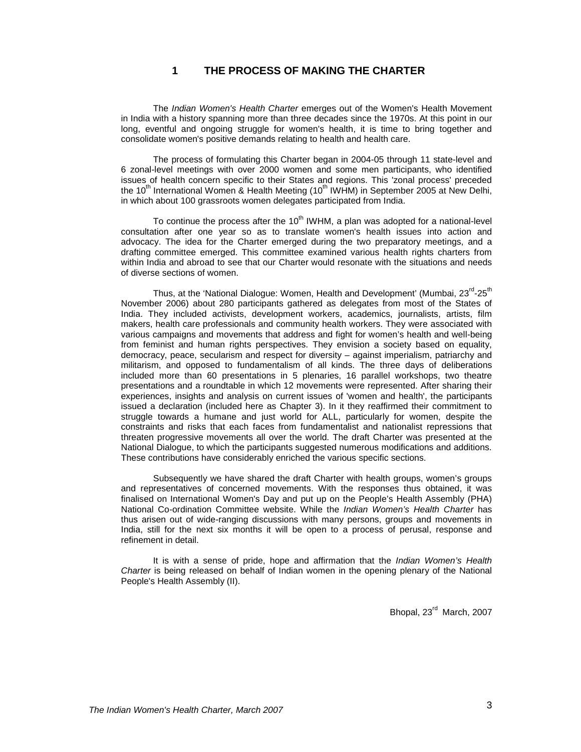# 1 THE PROCESS OF MAKING THE CHARTER

The *Indian Women's Health Charter* emerges out of the Women's Health Movement in India with a history spanning more than three decades since the 1970s. At this point in our long, eventful and ongoing struggle for women's health, it is time to bring together and consolidate women's positive demands relating to health and health care.

The process of formulating this Charter began in 2004-05 through 11 state-level and 6 zonal-level meetings with over 2000 women and some men participants, who identified issues of health concern specific to their States and regions. This 'zonal process' preceded the 10th International Women & Health Meeting (10th IWHM) in September 2005 at New Delhi, in which about 100 grassroots women delegates participated from India.

To continue the process after the 10th IWHM, a plan was adopted for a national-level consultation after one year so as to translate women's health issues into action and advocacy. The idea for the Charter emerged during the two preparatory meetings, and a drafting committee emerged. This committee examined various health rights charters from within India and abroad to see that our Charter would resonate with the situations and needs of diverse sections of women.

Thus, at the 'National Dialogue: Women, Health and Development' (Mumbai, 23rd-25th November 2006) about 280 participants gathered as delegates from most of the States of India. They included activists, development workers, academics, journalists, artists, film makers, health care professionals and community health workers. They were associated with various campaigns and movements that address and fight for women's health and well-being from feminist and human rights perspectives. They envision a society based on equality, democracy, peace, secularism and respect for diversity – against imperialism, patriarchy and militarism, and opposed to fundamentalism of all kinds. The three days of deliberations included more than 60 presentations in 5 plenaries, 16 parallel workshops, two theatre presentations and a roundtable in which 12 movements were represented. After sharing their experiences, insights and analysis on current issues of 'women and health', the participants issued a declaration (included here as Chapter 3). In it they reaffirmed their commitment to struggle towards a humane and just world for ALL, particularly for women, despite the constraints and risks that each faces from fundamentalist and nationalist repressions that threaten progressive movements all over the world. The draft Charter was presented at the National Dialogue, to which the participants suggested numerous modifications and additions. These contributions have considerably enriched the various specific sections.

Subsequently we have shared the draft Charter with health groups, women's groups and representatives of concerned movements. With the responses thus obtained, it was finalised on International Women's Day and put up on the People's Health Assembly (PHA) National Co-ordination Committee website. While the *Indian Women's Health Charter* has thus arisen out of wide-ranging discussions with many persons, groups and movements in India, still for the next six months it will be open to a process of perusal, response and refinement in detail.

It is with a sense of pride, hope and affirmation that the *Indian Women's Health Charter* is being released on behalf of Indian women in the opening plenary of the National People's Health Assembly (II).

Bhopal, 23rd March, 2007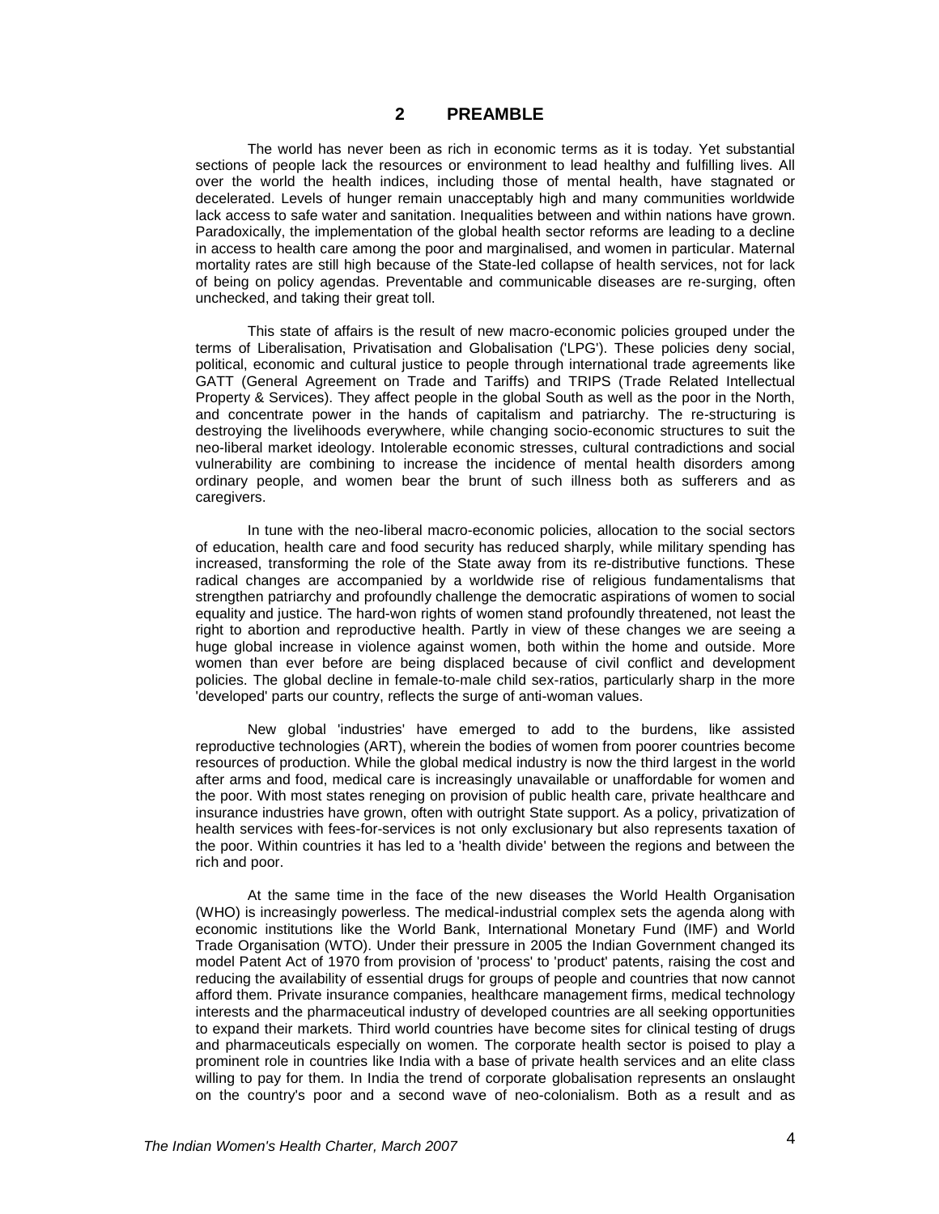## 2 PREAMBLE

The world has never been as rich in economic terms as it is today. Yet substantial sections of people lack the resources or environment to lead healthy and fulfilling lives. All over the world the health indices, including those of mental health, have stagnated or decelerated. Levels of hunger remain unacceptably high and many communities worldwide lack access to safe water and sanitation. Inequalities between and within nations have grown. Paradoxically, the implementation of the global health sector reforms are leading to a decline in access to health care among the poor and marginalised, and women in particular. Maternal mortality rates are still high because of the State-led collapse of health services, not for lack of being on policy agendas. Preventable and communicable diseases are re-surging, often unchecked, and taking their great toll.

This state of affairs is the result of new macro-economic policies grouped under the terms of Liberalisation, Privatisation and Globalisation ('LPG'). These policies deny social, political, economic and cultural justice to people through international trade agreements like GATT (General Agreement on Trade and Tariffs) and TRIPS (Trade Related Intellectual Property & Services). They affect people in the global South as well as the poor in the North, and concentrate power in the hands of capitalism and patriarchy. The re-structuring is destroying the livelihoods everywhere, while changing socio-economic structures to suit the neo-liberal market ideology. Intolerable economic stresses, cultural contradictions and social vulnerability are combining to increase the incidence of mental health disorders among ordinary people, and women bear the brunt of such illness both as sufferers and as caregivers.

In tune with the neo-liberal macro-economic policies, allocation to the social sectors of education, health care and food security has reduced sharply, while military spending has increased, transforming the role of the State away from its re-distributive functions. These radical changes are accompanied by a worldwide rise of religious fundamentalisms that strengthen patriarchy and profoundly challenge the democratic aspirations of women to social equality and justice. The hard-won rights of women stand profoundly threatened, not least the right to abortion and reproductive health. Partly in view of these changes we are seeing a huge global increase in violence against women, both within the home and outside. More women than ever before are being displaced because of civil conflict and development policies. The global decline in female-to-male child sex-ratios, particularly sharp in the more 'developed' parts our country, reflects the surge of anti-woman values.

New global 'industries' have emerged to add to the burdens, like assisted reproductive technologies (ART), wherein the bodies of women from poorer countries become resources of production. While the global medical industry is now the third largest in the world after arms and food, medical care is increasingly unavailable or unaffordable for women and the poor. With most states reneging on provision of public health care, private healthcare and insurance industries have grown, often with outright State support. As a policy, privatization of health services with fees-for-services is not only exclusionary but also represents taxation of the poor. Within countries it has led to a 'health divide' between the regions and between the rich and poor.

At the same time in the face of the new diseases the World Health Organisation (WHO) is increasingly powerless. The medical-industrial complex sets the agenda along with economic institutions like the World Bank, International Monetary Fund (IMF) and World Trade Organisation (WTO). Under their pressure in 2005 the Indian Government changed its model Patent Act of 1970 from provision of 'process' to 'product' patents, raising the cost and reducing the availability of essential drugs for groups of people and countries that now cannot afford them. Private insurance companies, healthcare management firms, medical technology interests and the pharmaceutical industry of developed countries are all seeking opportunities to expand their markets. Third world countries have become sites for clinical testing of drugs and pharmaceuticals especially on women. The corporate health sector is poised to play a prominent role in countries like India with a base of private health services and an elite class willing to pay for them. In India the trend of corporate globalisation represents an onslaught on the country's poor and a second wave of neo-colonialism. Both as a result and as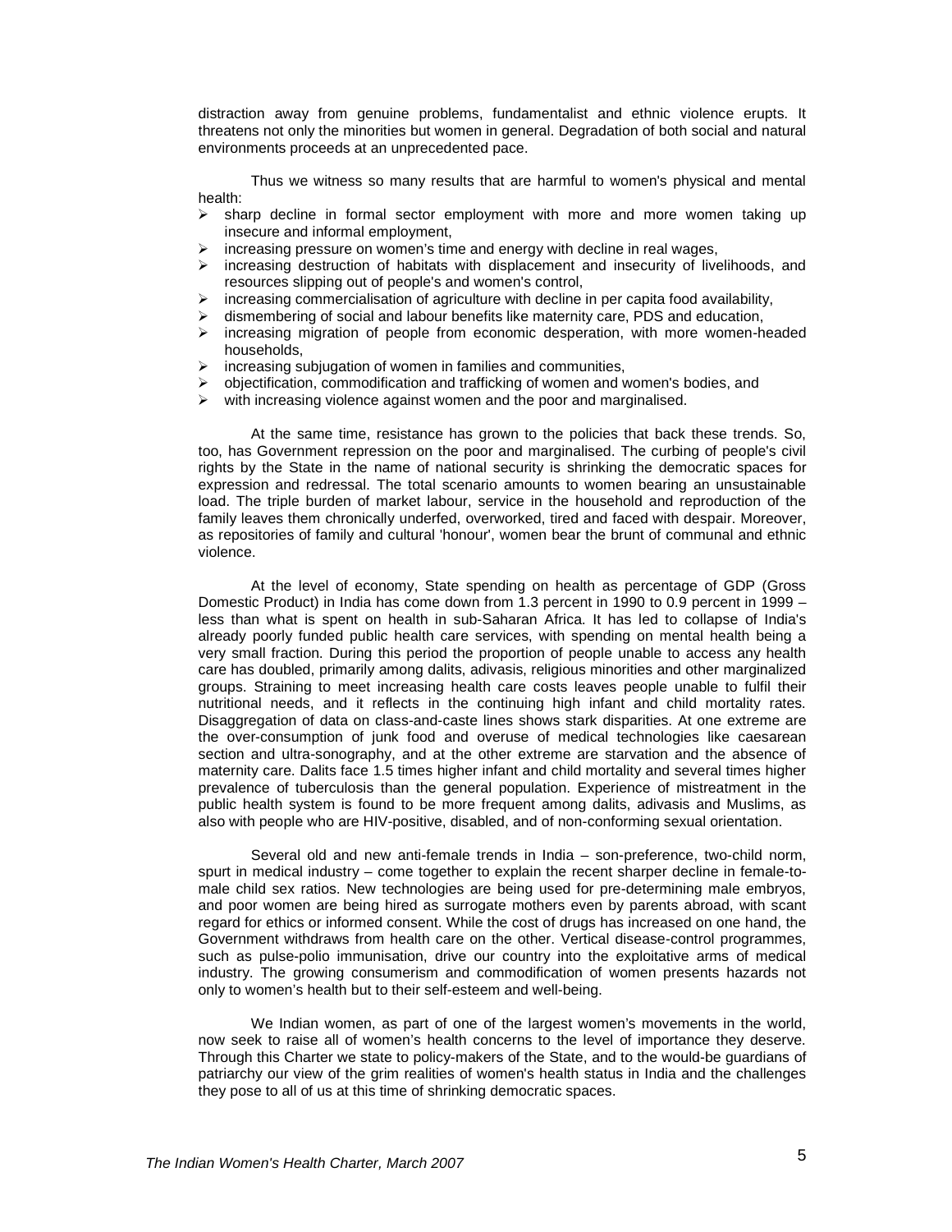distraction away from genuine problems, fundamentalist and ethnic violence erupts. It threatens not only the minorities but women in general. Degradation of both social and natural environments proceeds at an unprecedented pace.

Thus we witness so many results that are harmful to women's physical and mental health:

- sharp decline in formal sector employment with more and more women taking up insecure and informal employment,
- increasing pressure on women's time and energy with decline in real wages,
- increasing destruction of habitats with displacement and insecurity of livelihoods, and resources slipping out of people's and women's control,
- increasing commercialisation of agriculture with decline in per capita food availability,
- dismembering of social and labour benefits like maternity care, PDS and education,
- increasing migration of people from economic desperation, with more women-headed households,
- increasing subjugation of women in families and communities,
- objectification, commodification and trafficking of women and women's bodies, and
- with increasing violence against women and the poor and marginalised.

At the same time, resistance has grown to the policies that back these trends. So, too, has Government repression on the poor and marginalised. The curbing of people's civil rights by the State in the name of national security is shrinking the democratic spaces for expression and redressal. The total scenario amounts to women bearing an unsustainable load. The triple burden of market labour, service in the household and reproduction of the family leaves them chronically underfed, overworked, tired and faced with despair. Moreover, as repositories of family and cultural 'honour', women bear the brunt of communal and ethnic violence.

At the level of economy, State spending on health as percentage of GDP (Gross Domestic Product) in India has come down from 1.3 percent in 1990 to 0.9 percent in 1999 – less than what is spent on health in sub-Saharan Africa. It has led to collapse of India's already poorly funded public health care services, with spending on mental health being a very small fraction. During this period the proportion of people unable to access any health care has doubled, primarily among dalits, adivasis, religious minorities and other marginalized groups. Straining to meet increasing health care costs leaves people unable to fulfil their nutritional needs, and it reflects in the continuing high infant and child mortality rates. Disaggregation of data on class-and-caste lines shows stark disparities. At one extreme are the over-consumption of junk food and overuse of medical technologies like caesarean section and ultra-sonography, and at the other extreme are starvation and the absence of maternity care. Dalits face 1.5 times higher infant and child mortality and several times higher prevalence of tuberculosis than the general population. Experience of mistreatment in the public health system is found to be more frequent among dalits, adivasis and Muslims, as also with people who are HIV-positive, disabled, and of non-conforming sexual orientation.

Several old and new anti-female trends in India – son-preference, two-child norm, spurt in medical industry – come together to explain the recent sharper decline in female-to-male child sex ratios. New technologies are being used for pre-determining male embryos, and poor women are being hired as surrogate mothers even by parents abroad, with scant regard for ethics or informed consent. While the cost of drugs has increased on one hand, the Government withdraws from health care on the other. Vertical disease-control programmes, such as pulse-polio immunisation, drive our country into the exploitative arms of medical industry. The growing consumerism and commodification of women presents hazards not only to women's health but to their self-esteem and well-being.

We Indian women, as part of one of the largest women's movements in the world, now seek to raise all of women's health concerns to the level of importance they deserve. Through this Charter we state to policy-makers of the State, and to the would-be guardians of patriarchy our view of the grim realities of women's health status in India and the challenges they pose to all of us at this time of shrinking democratic spaces.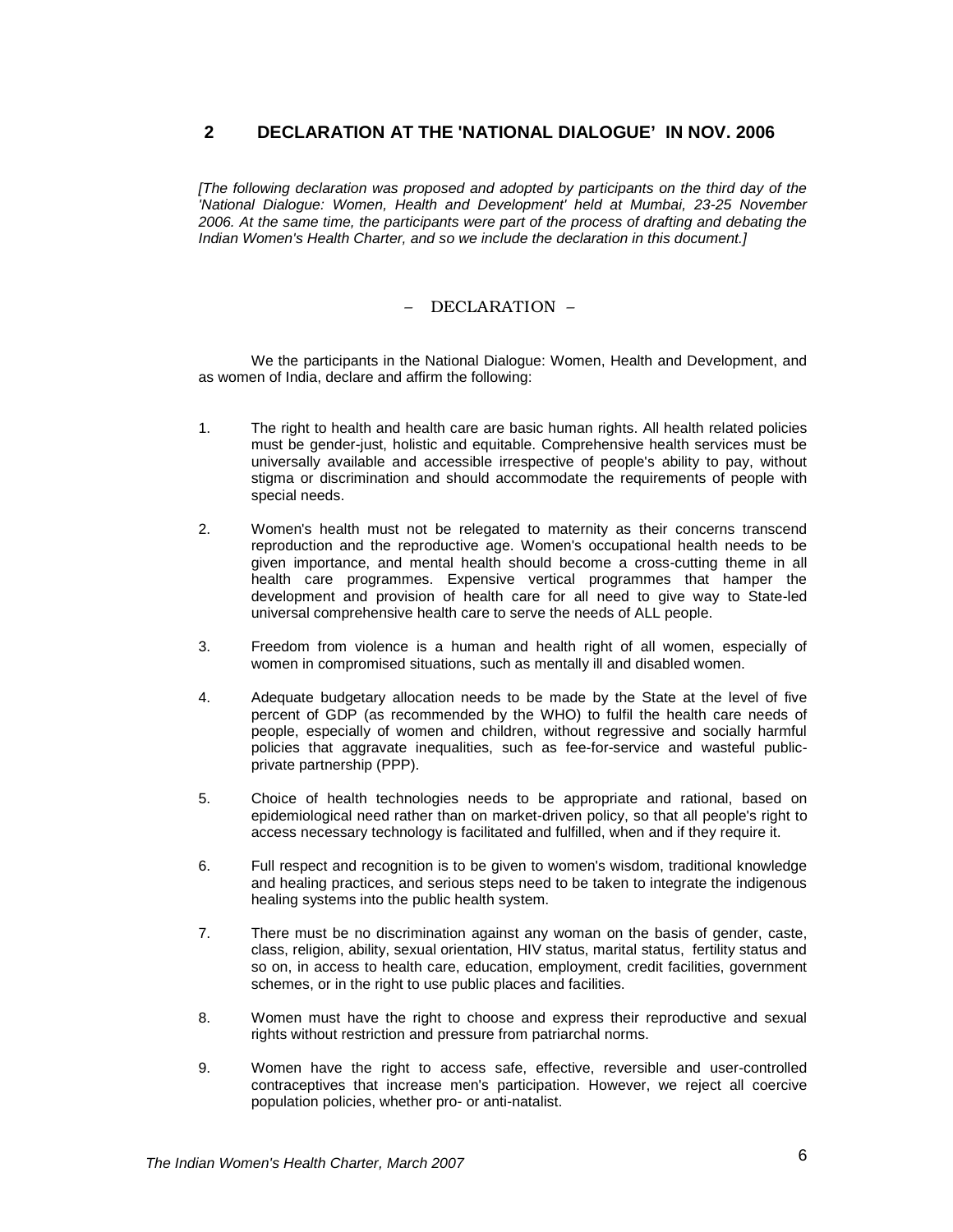## 2 DECLARATION AT THE 'NATIONAL DIALOGUE' IN NOV. 2006

*[The following declaration was proposed and adopted by participants on the third day of the 'National Dialogue: Women, Health and Development' held at Mumbai, 23-25 November 2006. At the same time, the participants were part of the process of drafting and debating the Indian Women's Health Charter, and so we include the declaration in this document.]*

### – DECLARATION –

We the participants in the National Dialogue: Women, Health and Development, and as women of India, declare and affirm the following:

1. The right to health and health care are basic human rights. All health related policies must be gender-just, holistic and equitable. Comprehensive health services must be universally available and accessible irrespective of people's ability to pay, without stigma or discrimination and should accommodate the requirements of people with special needs.

2. Women's health must not be relegated to maternity as their concerns transcend reproduction and the reproductive age. Women's occupational health needs to be given importance, and mental health should become a cross-cutting theme in all health care programmes. Expensive vertical programmes that hamper the development and provision of health care for all need to give way to State-led universal comprehensive health care to serve the needs of ALL people.

3. Freedom from violence is a human and health right of all women, especially of women in compromised situations, such as mentally ill and disabled women.

4. Adequate budgetary allocation needs to be made by the State at the level of five percent of GDP (as recommended by the WHO) to fulfil the health care needs of people, especially of women and children, without regressive and socially harmful policies that aggravate inequalities, such as fee-for-service and wasteful public-private partnership (PPP).

5. Choice of health technologies needs to be appropriate and rational, based on epidemiological need rather than on market-driven policy, so that all people's right to access necessary technology is facilitated and fulfilled, when and if they require it.

6. Full respect and recognition is to be given to women's wisdom, traditional knowledge and healing practices, and serious steps need to be taken to integrate the indigenous healing systems into the public health system.

7. There must be no discrimination against any woman on the basis of gender, caste, class, religion, ability, sexual orientation, HIV status, marital status, fertility status and so on, in access to health care, education, employment, credit facilities, government schemes, or in the right to use public places and facilities.

8. Women must have the right to choose and express their reproductive and sexual rights without restriction and pressure from patriarchal norms.

9. Women have the right to access safe, effective, reversible and user-controlled contraceptives that increase men's participation. However, we reject all coercive population policies, whether pro- or anti-natalist.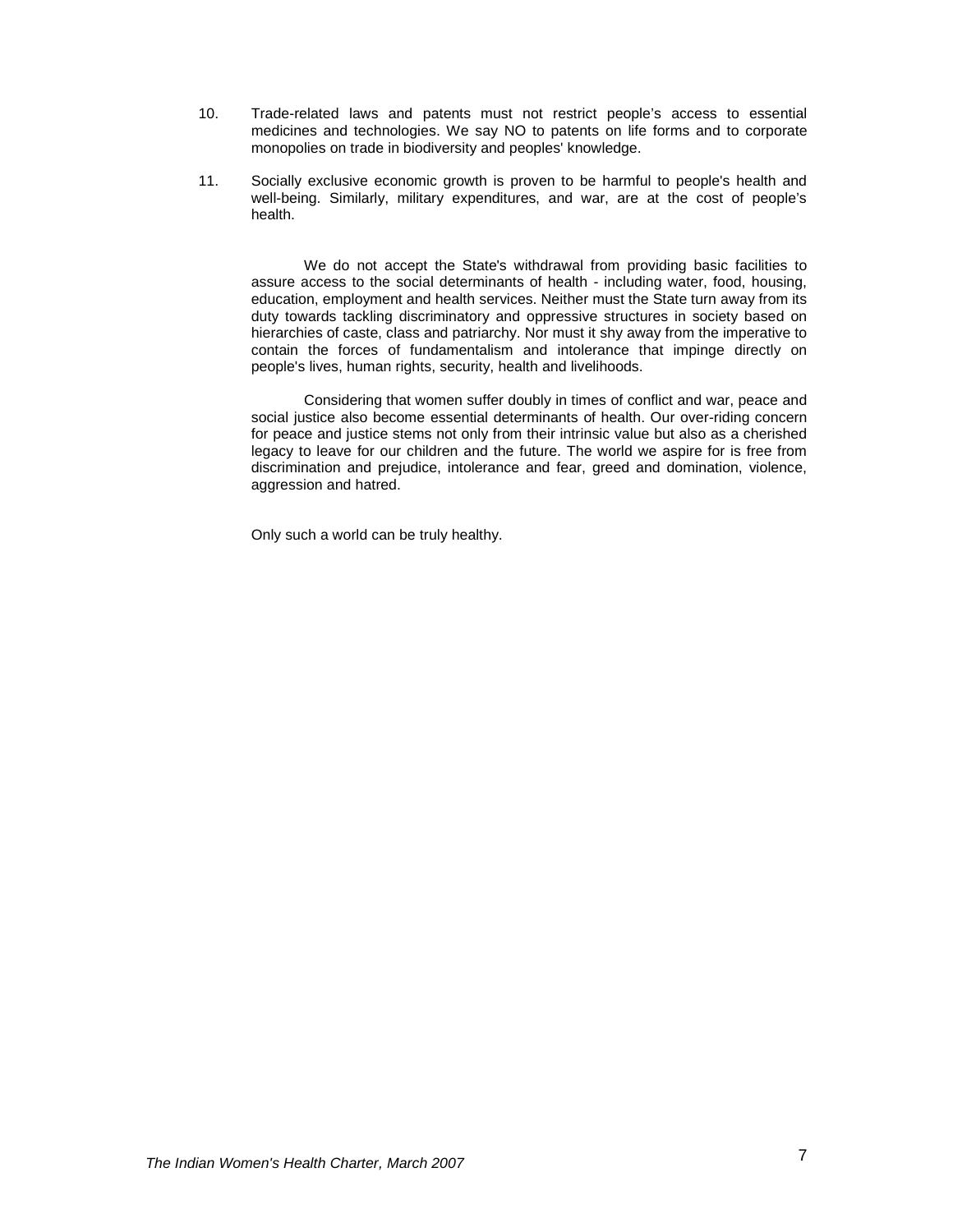10. Trade-related laws and patents must not restrict people's access to essential medicines and technologies. We say NO to patents on life forms and to corporate monopolies on trade in biodiversity and peoples' knowledge.

11. Socially exclusive economic growth is proven to be harmful to people's health and well-being. Similarly, military expenditures, and war, are at the cost of people's health.

We do not accept the State's withdrawal from providing basic facilities to assure access to the social determinants of health - including water, food, housing, education, employment and health services. Neither must the State turn away from its duty towards tackling discriminatory and oppressive structures in society based on hierarchies of caste, class and patriarchy. Nor must it shy away from the imperative to contain the forces of fundamentalism and intolerance that impinge directly on people's lives, human rights, security, health and livelihoods.

Considering that women suffer doubly in times of conflict and war, peace and social justice also become essential determinants of health. Our over-riding concern for peace and justice stems not only from their intrinsic value but also as a cherished legacy to leave for our children and the future. The world we aspire for is free from discrimination and prejudice, intolerance and fear, greed and domination, violence, aggression and hatred.

Only such a world can be truly healthy.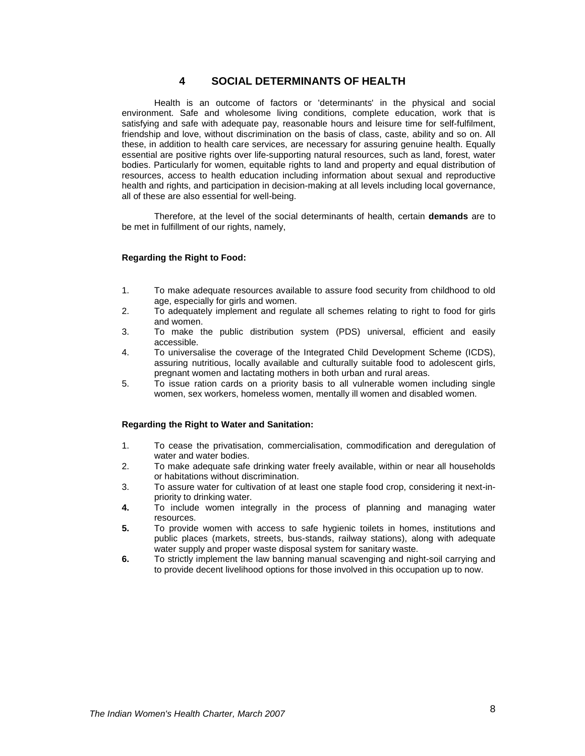# 4 SOCIAL DETERMINANTS OF HEALTH

Health is an outcome of factors or 'determinants' in the physical and social environment. Safe and wholesome living conditions, complete education, work that is satisfying and safe with adequate pay, reasonable hours and leisure time for self-fulfilment, friendship and love, without discrimination on the basis of class, caste, ability and so on. All these, in addition to health care services, are necessary for assuring genuine health. Equally essential are positive rights over life-supporting natural resources, such as land, forest, water bodies. Particularly for women, equitable rights to land and property and equal distribution of resources, access to health education including information about sexual and reproductive health and rights, and participation in decision-making at all levels including local governance, all of these are also essential for well-being.

Therefore, at the level of the social determinants of health, certain **demands** are to be met in fulfillment of our rights, namely,

**Regarding the Right to Food:**

1. To make adequate resources available to assure food security from childhood to old age, especially for girls and women.
2. To adequately implement and regulate all schemes relating to right to food for girls and women.
3. To make the public distribution system (PDS) universal, efficient and easily accessible.
4. To universalise the coverage of the Integrated Child Development Scheme (ICDS), assuring nutritious, locally available and culturally suitable food to adolescent girls, pregnant women and lactating mothers in both urban and rural areas.
5. To issue ration cards on a priority basis to all vulnerable women including single women, sex workers, homeless women, mentally ill women and disabled women.

**Regarding the Right to Water and Sanitation:**

1. To cease the privatisation, commercialisation, commodification and deregulation of water and water bodies.
2. To make adequate safe drinking water freely available, within or near all households or habitations without discrimination.
3. To assure water for cultivation of at least one staple food crop, considering it next-in-priority to drinking water.
4. To include women integrally in the process of planning and managing water resources.
5. To provide women with access to safe hygienic toilets in homes, institutions and public places (markets, streets, bus-stands, railway stations), along with adequate water supply and proper waste disposal system for sanitary waste.
6. To strictly implement the law banning manual scavenging and night-soil carrying and to provide decent livelihood options for those involved in this occupation up to now.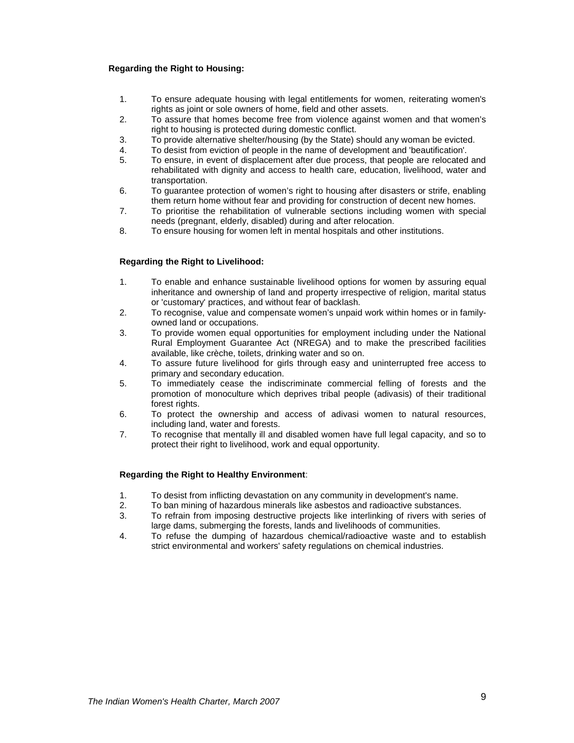**Regarding the Right to Housing:**

1. To ensure adequate housing with legal entitlements for women, reiterating women's rights as joint or sole owners of home, field and other assets.
2. To assure that homes become free from violence against women and that women's right to housing is protected during domestic conflict.
3. To provide alternative shelter/housing (by the State) should any woman be evicted.
4. To desist from eviction of people in the name of development and 'beautification'.
5. To ensure, in event of displacement after due process, that people are relocated and rehabilitated with dignity and access to health care, education, livelihood, water and transportation.
6. To guarantee protection of women's right to housing after disasters or strife, enabling them return home without fear and providing for construction of decent new homes.
7. To prioritise the rehabilitation of vulnerable sections including women with special needs (pregnant, elderly, disabled) during and after relocation.
8. To ensure housing for women left in mental hospitals and other institutions.

**Regarding the Right to Livelihood:**

1. To enable and enhance sustainable livelihood options for women by assuring equal inheritance and ownership of land and property irrespective of religion, marital status or 'customary' practices, and without fear of backlash.
2. To recognise, value and compensate women's unpaid work within homes or in family-owned land or occupations.
3. To provide women equal opportunities for employment including under the National Rural Employment Guarantee Act (NREGA) and to make the prescribed facilities available, like crèche, toilets, drinking water and so on.
4. To assure future livelihood for girls through easy and uninterrupted free access to primary and secondary education.
5. To immediately cease the indiscriminate commercial felling of forests and the promotion of monoculture which deprives tribal people (adivasis) of their traditional forest rights.
6. To protect the ownership and access of adivasi women to natural resources, including land, water and forests.
7. To recognise that mentally ill and disabled women have full legal capacity, and so to protect their right to livelihood, work and equal opportunity.

**Regarding the Right to Healthy Environment**:

1. To desist from inflicting devastation on any community in development's name.
2. To ban mining of hazardous minerals like asbestos and radioactive substances.
3. To refrain from imposing destructive projects like interlinking of rivers with series of large dams, submerging the forests, lands and livelihoods of communities.
4. To refuse the dumping of hazardous chemical/radioactive waste and to establish strict environmental and workers' safety regulations on chemical industries.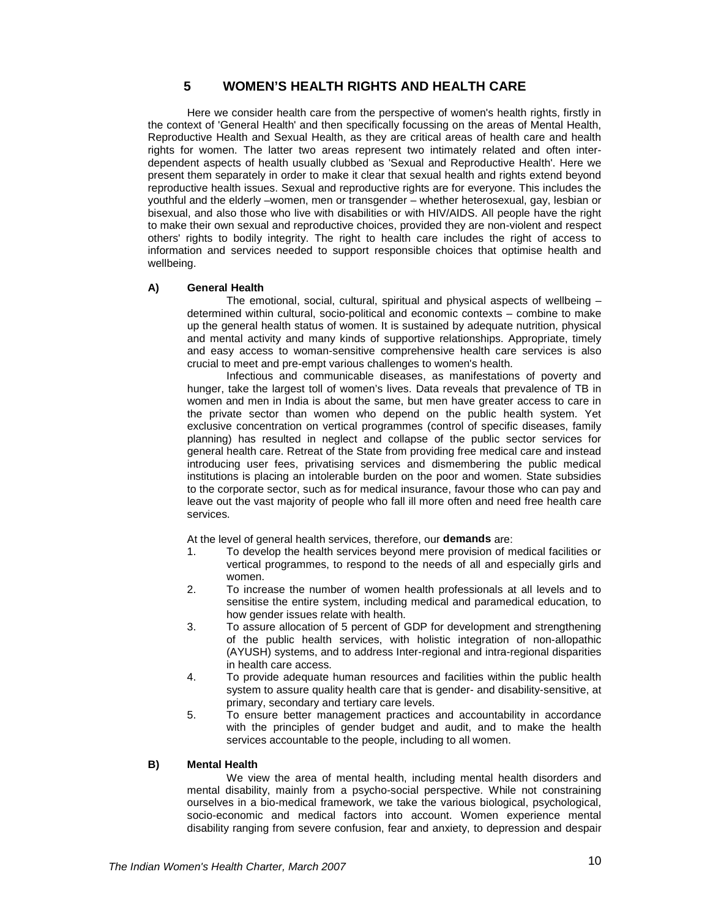## 5 WOMEN'S HEALTH RIGHTS AND HEALTH CARE

Here we consider health care from the perspective of women's health rights, firstly in the context of 'General Health' and then specifically focussing on the areas of Mental Health, Reproductive Health and Sexual Health, as they are critical areas of health care and health rights for women. The latter two areas represent two intimately related and often inter-dependent aspects of health usually clubbed as 'Sexual and Reproductive Health'. Here we present them separately in order to make it clear that sexual health and rights extend beyond reproductive health issues. Sexual and reproductive rights are for everyone. This includes the youthful and the elderly –women, men or transgender – whether heterosexual, gay, lesbian or bisexual, and also those who live with disabilities or with HIV/AIDS. All people have the right to make their own sexual and reproductive choices, provided they are non-violent and respect others' rights to bodily integrity. The right to health care includes the right of access to information and services needed to support responsible choices that optimise health and wellbeing.

### A) General Health

The emotional, social, cultural, spiritual and physical aspects of wellbeing – determined within cultural, socio-political and economic contexts – combine to make up the general health status of women. It is sustained by adequate nutrition, physical and mental activity and many kinds of supportive relationships. Appropriate, timely and easy access to woman-sensitive comprehensive health care services is also crucial to meet and pre-empt various challenges to women's health.

Infectious and communicable diseases, as manifestations of poverty and hunger, take the largest toll of women's lives. Data reveals that prevalence of TB in women and men in India is about the same, but men have greater access to care in the private sector than women who depend on the public health system. Yet exclusive concentration on vertical programmes (control of specific diseases, family planning) has resulted in neglect and collapse of the public sector services for general health care. Retreat of the State from providing free medical care and instead introducing user fees, privatising services and dismembering the public medical institutions is placing an intolerable burden on the poor and women. State subsidies to the corporate sector, such as for medical insurance, favour those who can pay and leave out the vast majority of people who fall ill more often and need free health care services.

At the level of general health services, therefore, our **demands** are:

1. To develop the health services beyond mere provision of medical facilities or vertical programmes, to respond to the needs of all and especially girls and women.
2. To increase the number of women health professionals at all levels and to sensitise the entire system, including medical and paramedical education, to how gender issues relate with health.
3. To assure allocation of 5 percent of GDP for development and strengthening of the public health services, with holistic integration of non-allopathic (AYUSH) systems, and to address Inter-regional and intra-regional disparities in health care access.
4. To provide adequate human resources and facilities within the public health system to assure quality health care that is gender- and disability-sensitive, at primary, secondary and tertiary care levels.
5. To ensure better management practices and accountability in accordance with the principles of gender budget and audit, and to make the health services accountable to the people, including to all women.

### B) Mental Health

We view the area of mental health, including mental health disorders and mental disability, mainly from a psycho-social perspective. While not constraining ourselves in a bio-medical framework, we take the various biological, psychological, socio-economic and medical factors into account. Women experience mental disability ranging from severe confusion, fear and anxiety, to depression and despair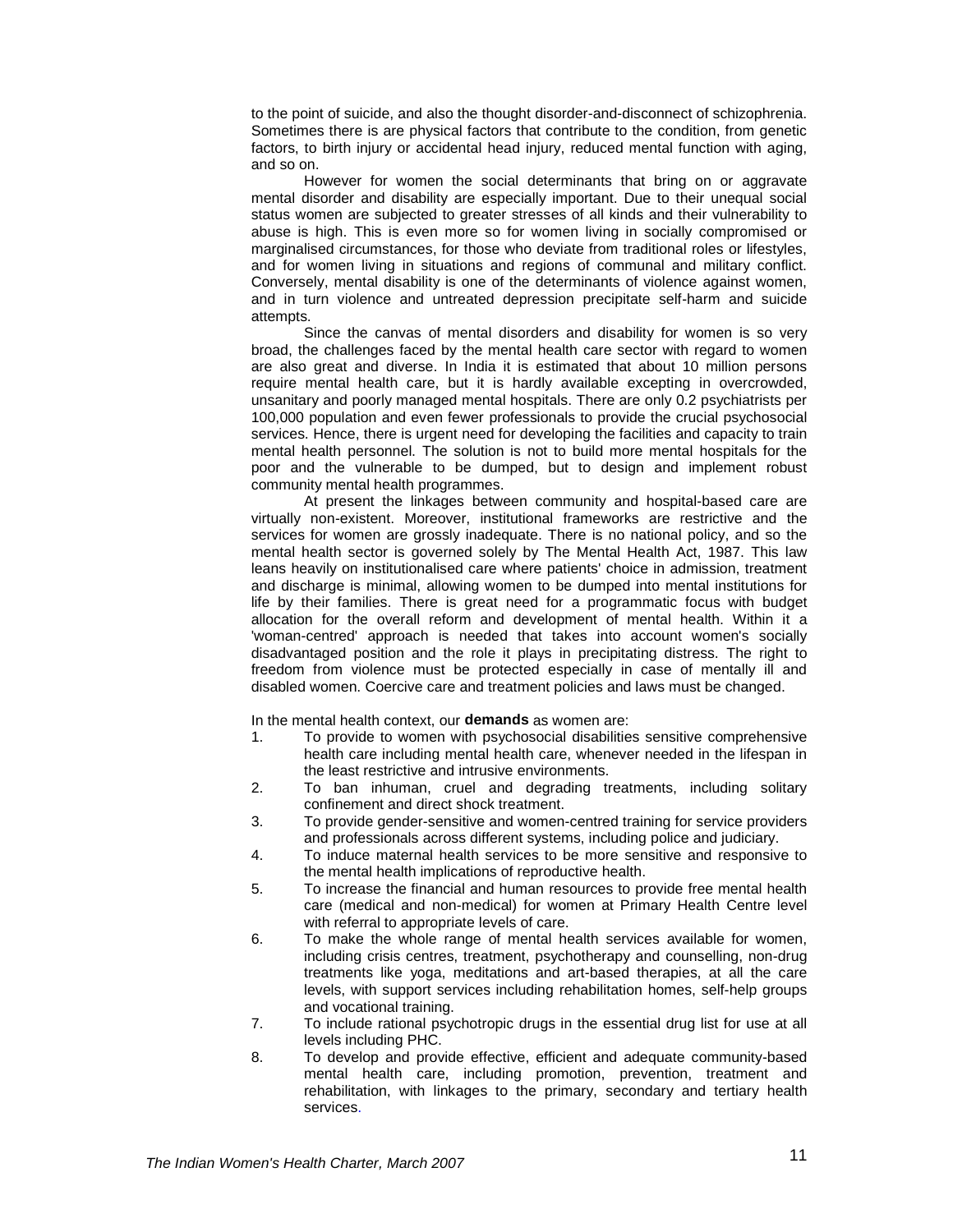to the point of suicide, and also the thought disorder-and-disconnect of schizophrenia. Sometimes there is are physical factors that contribute to the condition, from genetic factors, to birth injury or accidental head injury, reduced mental function with aging, and so on.

However for women the social determinants that bring on or aggravate mental disorder and disability are especially important. Due to their unequal social status women are subjected to greater stresses of all kinds and their vulnerability to abuse is high. This is even more so for women living in socially compromised or marginalised circumstances, for those who deviate from traditional roles or lifestyles, and for women living in situations and regions of communal and military conflict. Conversely, mental disability is one of the determinants of violence against women, and in turn violence and untreated depression precipitate self-harm and suicide attempts.

Since the canvas of mental disorders and disability for women is so very broad, the challenges faced by the mental health care sector with regard to women are also great and diverse. In India it is estimated that about 10 million persons require mental health care, but it is hardly available excepting in overcrowded, unsanitary and poorly managed mental hospitals. There are only 0.2 psychiatrists per 100,000 population and even fewer professionals to provide the crucial psychosocial services. Hence, there is urgent need for developing the facilities and capacity to train mental health personnel. The solution is not to build more mental hospitals for the poor and the vulnerable to be dumped, but to design and implement robust community mental health programmes.

At present the linkages between community and hospital-based care are virtually non-existent. Moreover, institutional frameworks are restrictive and the services for women are grossly inadequate. There is no national policy, and so the mental health sector is governed solely by The Mental Health Act, 1987. This law leans heavily on institutionalised care where patients' choice in admission, treatment and discharge is minimal, allowing women to be dumped into mental institutions for life by their families. There is great need for a programmatic focus with budget allocation for the overall reform and development of mental health. Within it a 'woman-centred' approach is needed that takes into account women's socially disadvantaged position and the role it plays in precipitating distress. The right to freedom from violence must be protected especially in case of mentally ill and disabled women. Coercive care and treatment policies and laws must be changed.

In the mental health context, our **demands** as women are:

1. To provide to women with psychosocial disabilities sensitive comprehensive health care including mental health care, whenever needed in the lifespan in the least restrictive and intrusive environments.
2. To ban inhuman, cruel and degrading treatments, including solitary confinement and direct shock treatment.
3. To provide gender-sensitive and women-centred training for service providers and professionals across different systems, including police and judiciary.
4. To induce maternal health services to be more sensitive and responsive to the mental health implications of reproductive health.
5. To increase the financial and human resources to provide free mental health care (medical and non-medical) for women at Primary Health Centre level with referral to appropriate levels of care.
6. To make the whole range of mental health services available for women, including crisis centres, treatment, psychotherapy and counselling, non-drug treatments like yoga, meditations and art-based therapies, at all the care levels, with support services including rehabilitation homes, self-help groups and vocational training.
7. To include rational psychotropic drugs in the essential drug list for use at all levels including PHC.
8. To develop and provide effective, efficient and adequate community-based mental health care, including promotion, prevention, treatment and rehabilitation, with linkages to the primary, secondary and tertiary health services.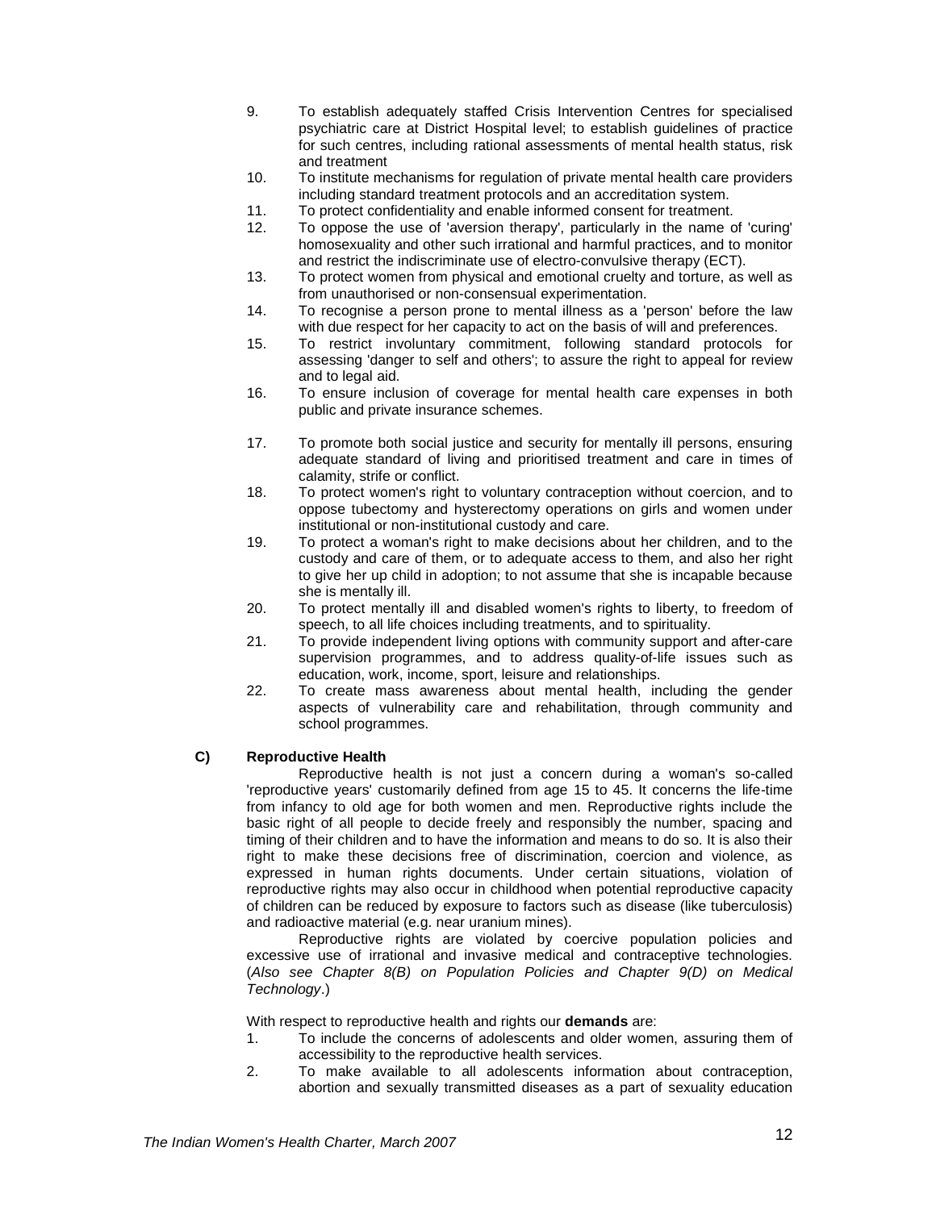9. To establish adequately staffed Crisis Intervention Centres for specialised psychiatric care at District Hospital level; to establish guidelines of practice for such centres, including rational assessments of mental health status, risk and treatment
10. To institute mechanisms for regulation of private mental health care providers including standard treatment protocols and an accreditation system.
11. To protect confidentiality and enable informed consent for treatment.
12. To oppose the use of 'aversion therapy', particularly in the name of 'curing' homosexuality and other such irrational and harmful practices, and to monitor and restrict the indiscriminate use of electro-convulsive therapy (ECT).
13. To protect women from physical and emotional cruelty and torture, as well as from unauthorised or non-consensual experimentation.
14. To recognise a person prone to mental illness as a 'person' before the law with due respect for her capacity to act on the basis of will and preferences.
15. To restrict involuntary commitment, following standard protocols for assessing 'danger to self and others'; to assure the right to appeal for review and to legal aid.
16. To ensure inclusion of coverage for mental health care expenses in both public and private insurance schemes.
17. To promote both social justice and security for mentally ill persons, ensuring adequate standard of living and prioritised treatment and care in times of calamity, strife or conflict.
18. To protect women's right to voluntary contraception without coercion, and to oppose tubectomy and hysterectomy operations on girls and women under institutional or non-institutional custody and care.
19. To protect a woman's right to make decisions about her children, and to the custody and care of them, or to adequate access to them, and also her right to give her up child in adoption; to not assume that she is incapable because she is mentally ill.
20. To protect mentally ill and disabled women's rights to liberty, to freedom of speech, to all life choices including treatments, and to spirituality.
21. To provide independent living options with community support and after-care supervision programmes, and to address quality-of-life issues such as education, work, income, sport, leisure and relationships.
22. To create mass awareness about mental health, including the gender aspects of vulnerability care and rehabilitation, through community and school programmes.

### C) Reproductive Health

Reproductive health is not just a concern during a woman's so-called 'reproductive years' customarily defined from age 15 to 45. It concerns the life-time from infancy to old age for both women and men. Reproductive rights include the basic right of all people to decide freely and responsibly the number, spacing and timing of their children and to have the information and means to do so. It is also their right to make these decisions free of discrimination, coercion and violence, as expressed in human rights documents. Under certain situations, violation of reproductive rights may also occur in childhood when potential reproductive capacity of children can be reduced by exposure to factors such as disease (like tuberculosis) and radioactive material (e.g. near uranium mines).

Reproductive rights are violated by coercive population policies and excessive use of irrational and invasive medical and contraceptive technologies. (*Also see Chapter 8(B) on Population Policies and Chapter 9(D) on Medical Technology*.)

With respect to reproductive health and rights our **demands** are:

1. To include the concerns of adolescents and older women, assuring them of accessibility to the reproductive health services.
2. To make available to all adolescents information about contraception, abortion and sexually transmitted diseases as a part of sexuality education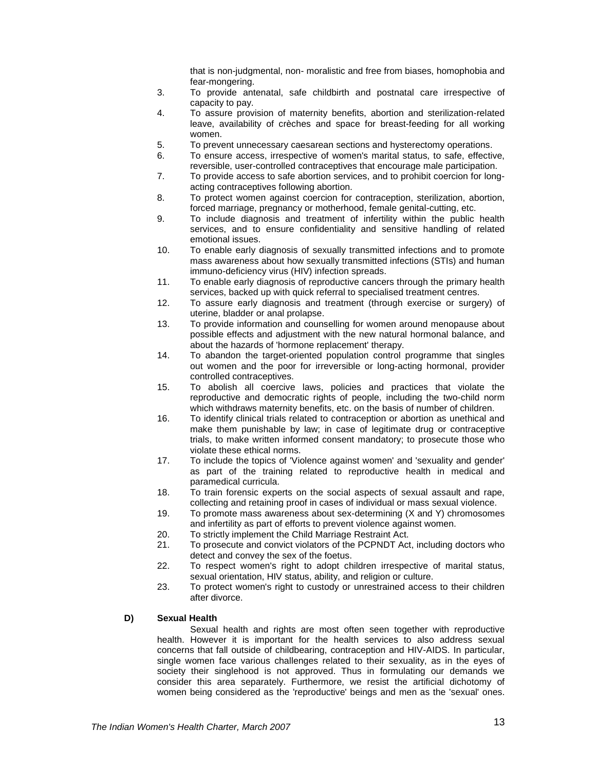that is non-judgmental, non- moralistic and free from biases, homophobia and fear-mongering.

3. To provide antenatal, safe childbirth and postnatal care irrespective of capacity to pay.
4. To assure provision of maternity benefits, abortion and sterilization-related leave, availability of crèches and space for breast-feeding for all working women.
5. To prevent unnecessary caesarean sections and hysterectomy operations.
6. To ensure access, irrespective of women's marital status, to safe, effective, reversible, user-controlled contraceptives that encourage male participation.
7. To provide access to safe abortion services, and to prohibit coercion for long-acting contraceptives following abortion.
8. To protect women against coercion for contraception, sterilization, abortion, forced marriage, pregnancy or motherhood, female genital-cutting, etc.
9. To include diagnosis and treatment of infertility within the public health services, and to ensure confidentiality and sensitive handling of related emotional issues.
10. To enable early diagnosis of sexually transmitted infections and to promote mass awareness about how sexually transmitted infections (STIs) and human immuno-deficiency virus (HIV) infection spreads.
11. To enable early diagnosis of reproductive cancers through the primary health services, backed up with quick referral to specialised treatment centres.
12. To assure early diagnosis and treatment (through exercise or surgery) of uterine, bladder or anal prolapse.
13. To provide information and counselling for women around menopause about possible effects and adjustment with the new natural hormonal balance, and about the hazards of 'hormone replacement' therapy.
14. To abandon the target-oriented population control programme that singles out women and the poor for irreversible or long-acting hormonal, provider controlled contraceptives.
15. To abolish all coercive laws, policies and practices that violate the reproductive and democratic rights of people, including the two-child norm which withdraws maternity benefits, etc. on the basis of number of children.
16. To identify clinical trials related to contraception or abortion as unethical and make them punishable by law; in case of legitimate drug or contraceptive trials, to make written informed consent mandatory; to prosecute those who violate these ethical norms.
17. To include the topics of 'Violence against women' and 'sexuality and gender' as part of the training related to reproductive health in medical and paramedical curricula.
18. To train forensic experts on the social aspects of sexual assault and rape, collecting and retaining proof in cases of individual or mass sexual violence.
19. To promote mass awareness about sex-determining (X and Y) chromosomes and infertility as part of efforts to prevent violence against women.
20. To strictly implement the Child Marriage Restraint Act.
21. To prosecute and convict violators of the PCPNDT Act, including doctors who detect and convey the sex of the foetus.
22. To respect women's right to adopt children irrespective of marital status, sexual orientation, HIV status, ability, and religion or culture.
23. To protect women's right to custody or unrestrained access to their children after divorce.

### D) Sexual Health

Sexual health and rights are most often seen together with reproductive health. However it is important for the health services to also address sexual concerns that fall outside of childbearing, contraception and HIV-AIDS. In particular, single women face various challenges related to their sexuality, as in the eyes of society their singlehood is not approved. Thus in formulating our demands we consider this area separately. Furthermore, we resist the artificial dichotomy of women being considered as the 'reproductive' beings and men as the 'sexual' ones.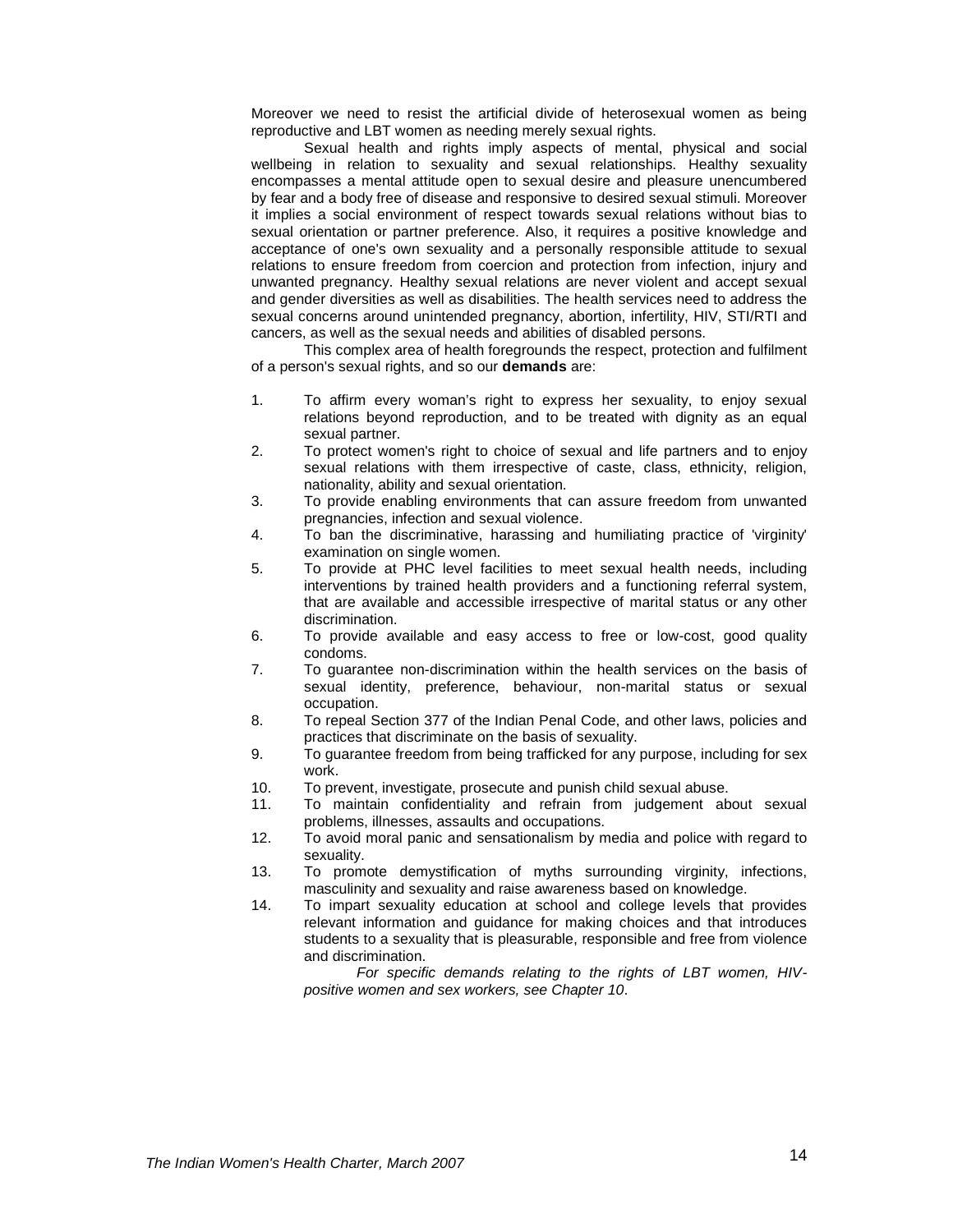Moreover we need to resist the artificial divide of heterosexual women as being reproductive and LBT women as needing merely sexual rights.

Sexual health and rights imply aspects of mental, physical and social wellbeing in relation to sexuality and sexual relationships. Healthy sexuality encompasses a mental attitude open to sexual desire and pleasure unencumbered by fear and a body free of disease and responsive to desired sexual stimuli. Moreover it implies a social environment of respect towards sexual relations without bias to sexual orientation or partner preference. Also, it requires a positive knowledge and acceptance of one's own sexuality and a personally responsible attitude to sexual relations to ensure freedom from coercion and protection from infection, injury and unwanted pregnancy. Healthy sexual relations are never violent and accept sexual and gender diversities as well as disabilities. The health services need to address the sexual concerns around unintended pregnancy, abortion, infertility, HIV, STI/RTI and cancers, as well as the sexual needs and abilities of disabled persons.

This complex area of health foregrounds the respect, protection and fulfilment of a person's sexual rights, and so our **demands** are:

1. To affirm every woman's right to express her sexuality, to enjoy sexual relations beyond reproduction, and to be treated with dignity as an equal sexual partner.
2. To protect women's right to choice of sexual and life partners and to enjoy sexual relations with them irrespective of caste, class, ethnicity, religion, nationality, ability and sexual orientation.
3. To provide enabling environments that can assure freedom from unwanted pregnancies, infection and sexual violence.
4. To ban the discriminative, harassing and humiliating practice of 'virginity' examination on single women.
5. To provide at PHC level facilities to meet sexual health needs, including interventions by trained health providers and a functioning referral system, that are available and accessible irrespective of marital status or any other discrimination.
6. To provide available and easy access to free or low-cost, good quality condoms.
7. To guarantee non-discrimination within the health services on the basis of sexual identity, preference, behaviour, non-marital status or sexual occupation.
8. To repeal Section 377 of the Indian Penal Code, and other laws, policies and practices that discriminate on the basis of sexuality.
9. To guarantee freedom from being trafficked for any purpose, including for sex work.
10. To prevent, investigate, prosecute and punish child sexual abuse.
11. To maintain confidentiality and refrain from judgement about sexual problems, illnesses, assaults and occupations.
12. To avoid moral panic and sensationalism by media and police with regard to sexuality.
13. To promote demystification of myths surrounding virginity, infections, masculinity and sexuality and raise awareness based on knowledge.
14. To impart sexuality education at school and college levels that provides relevant information and guidance for making choices and that introduces students to a sexuality that is pleasurable, responsible and free from violence and discrimination.

*For specific demands relating to the rights of LBT women, HIV-positive women and sex workers, see Chapter 10*.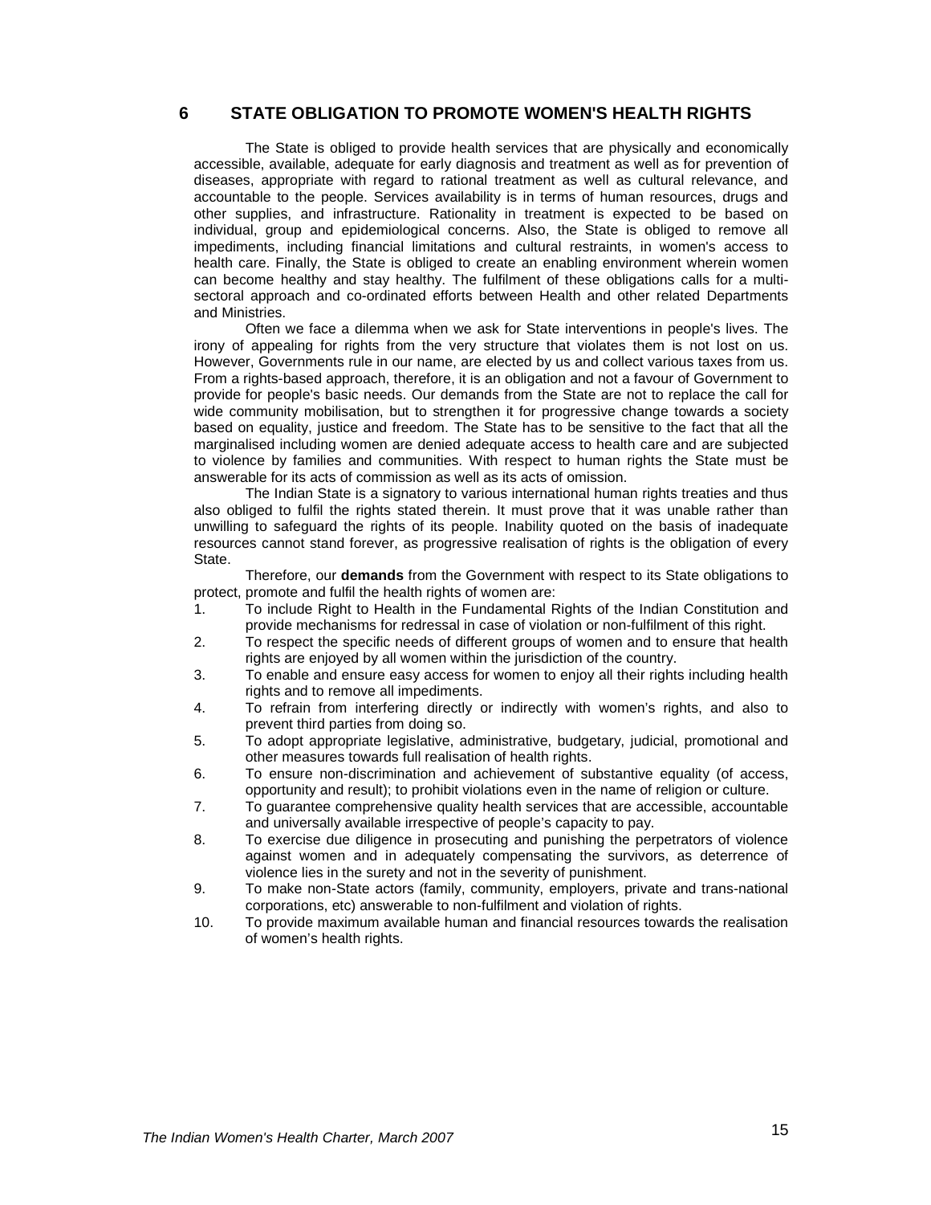## 6 STATE OBLIGATION TO PROMOTE WOMEN'S HEALTH RIGHTS

The State is obliged to provide health services that are physically and economically accessible, available, adequate for early diagnosis and treatment as well as for prevention of diseases, appropriate with regard to rational treatment as well as cultural relevance, and accountable to the people. Services availability is in terms of human resources, drugs and other supplies, and infrastructure. Rationality in treatment is expected to be based on individual, group and epidemiological concerns. Also, the State is obliged to remove all impediments, including financial limitations and cultural restraints, in women's access to health care. Finally, the State is obliged to create an enabling environment wherein women can become healthy and stay healthy. The fulfilment of these obligations calls for a multi-sectoral approach and co-ordinated efforts between Health and other related Departments and Ministries.

Often we face a dilemma when we ask for State interventions in people's lives. The irony of appealing for rights from the very structure that violates them is not lost on us. However, Governments rule in our name, are elected by us and collect various taxes from us. From a rights-based approach, therefore, it is an obligation and not a favour of Government to provide for people's basic needs. Our demands from the State are not to replace the call for wide community mobilisation, but to strengthen it for progressive change towards a society based on equality, justice and freedom. The State has to be sensitive to the fact that all the marginalised including women are denied adequate access to health care and are subjected to violence by families and communities. With respect to human rights the State must be answerable for its acts of commission as well as its acts of omission.

The Indian State is a signatory to various international human rights treaties and thus also obliged to fulfil the rights stated therein. It must prove that it was unable rather than unwilling to safeguard the rights of its people. Inability quoted on the basis of inadequate resources cannot stand forever, as progressive realisation of rights is the obligation of every State.

Therefore, our **demands** from the Government with respect to its State obligations to protect, promote and fulfil the health rights of women are:

1. To include Right to Health in the Fundamental Rights of the Indian Constitution and provide mechanisms for redressal in case of violation or non-fulfilment of this right.
2. To respect the specific needs of different groups of women and to ensure that health rights are enjoyed by all women within the jurisdiction of the country.
3. To enable and ensure easy access for women to enjoy all their rights including health rights and to remove all impediments.
4. To refrain from interfering directly or indirectly with women's rights, and also to prevent third parties from doing so.
5. To adopt appropriate legislative, administrative, budgetary, judicial, promotional and other measures towards full realisation of health rights.
6. To ensure non-discrimination and achievement of substantive equality (of access, opportunity and result); to prohibit violations even in the name of religion or culture.
7. To guarantee comprehensive quality health services that are accessible, accountable and universally available irrespective of people's capacity to pay.
8. To exercise due diligence in prosecuting and punishing the perpetrators of violence against women and in adequately compensating the survivors, as deterrence of violence lies in the surety and not in the severity of punishment.
9. To make non-State actors (family, community, employers, private and trans-national corporations, etc) answerable to non-fulfilment and violation of rights.
10. To provide maximum available human and financial resources towards the realisation of women's health rights.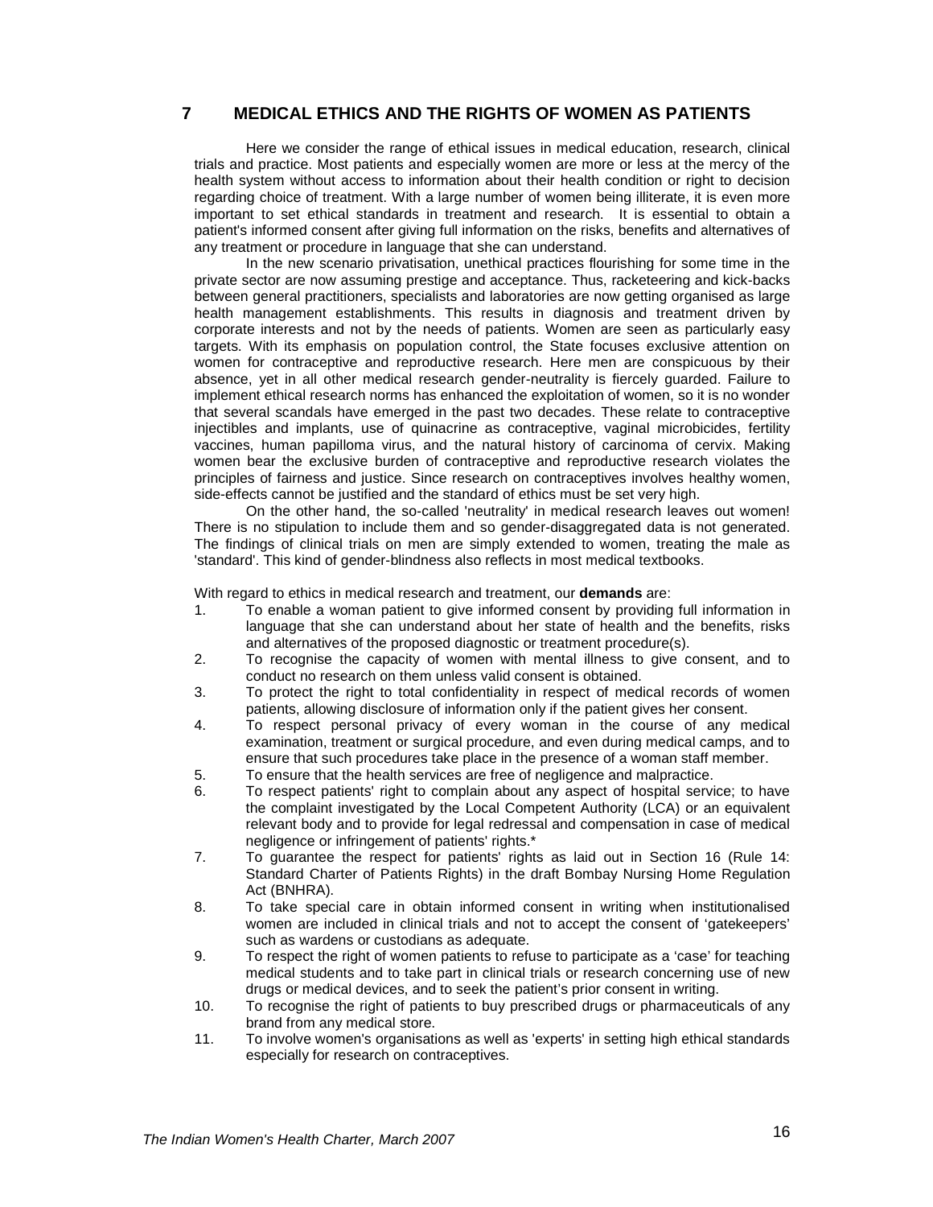## 7 MEDICAL ETHICS AND THE RIGHTS OF WOMEN AS PATIENTS

Here we consider the range of ethical issues in medical education, research, clinical trials and practice. Most patients and especially women are more or less at the mercy of the health system without access to information about their health condition or right to decision regarding choice of treatment. With a large number of women being illiterate, it is even more important to set ethical standards in treatment and research. It is essential to obtain a patient's informed consent after giving full information on the risks, benefits and alternatives of any treatment or procedure in language that she can understand.

In the new scenario privatisation, unethical practices flourishing for some time in the private sector are now assuming prestige and acceptance. Thus, racketeering and kick-backs between general practitioners, specialists and laboratories are now getting organised as large health management establishments. This results in diagnosis and treatment driven by corporate interests and not by the needs of patients. Women are seen as particularly easy targets. With its emphasis on population control, the State focuses exclusive attention on women for contraceptive and reproductive research. Here men are conspicuous by their absence, yet in all other medical research gender-neutrality is fiercely guarded. Failure to implement ethical research norms has enhanced the exploitation of women, so it is no wonder that several scandals have emerged in the past two decades. These relate to contraceptive injectibles and implants, use of quinacrine as contraceptive, vaginal microbicides, fertility vaccines, human papilloma virus, and the natural history of carcinoma of cervix. Making women bear the exclusive burden of contraceptive and reproductive research violates the principles of fairness and justice. Since research on contraceptives involves healthy women, side-effects cannot be justified and the standard of ethics must be set very high.

On the other hand, the so-called 'neutrality' in medical research leaves out women! There is no stipulation to include them and so gender-disaggregated data is not generated. The findings of clinical trials on men are simply extended to women, treating the male as 'standard'. This kind of gender-blindness also reflects in most medical textbooks.

With regard to ethics in medical research and treatment, our **demands** are:

1. To enable a woman patient to give informed consent by providing full information in language that she can understand about her state of health and the benefits, risks and alternatives of the proposed diagnostic or treatment procedure(s).
2. To recognise the capacity of women with mental illness to give consent, and to conduct no research on them unless valid consent is obtained.
3. To protect the right to total confidentiality in respect of medical records of women patients, allowing disclosure of information only if the patient gives her consent.
4. To respect personal privacy of every woman in the course of any medical examination, treatment or surgical procedure, and even during medical camps, and to ensure that such procedures take place in the presence of a woman staff member.
5. To ensure that the health services are free of negligence and malpractice.
6. To respect patients' right to complain about any aspect of hospital service; to have the complaint investigated by the Local Competent Authority (LCA) or an equivalent relevant body and to provide for legal redressal and compensation in case of medical negligence or infringement of patients' rights.*
7. To guarantee the respect for patients' rights as laid out in Section 16 (Rule 14: Standard Charter of Patients Rights) in the draft Bombay Nursing Home Regulation Act (BNHRA).
8. To take special care in obtain informed consent in writing when institutionalised women are included in clinical trials and not to accept the consent of 'gatekeepers' such as wardens or custodians as adequate.
9. To respect the right of women patients to refuse to participate as a 'case' for teaching medical students and to take part in clinical trials or research concerning use of new drugs or medical devices, and to seek the patient's prior consent in writing.
10. To recognise the right of patients to buy prescribed drugs or pharmaceuticals of any brand from any medical store.
11. To involve women's organisations as well as 'experts' in setting high ethical standards especially for research on contraceptives.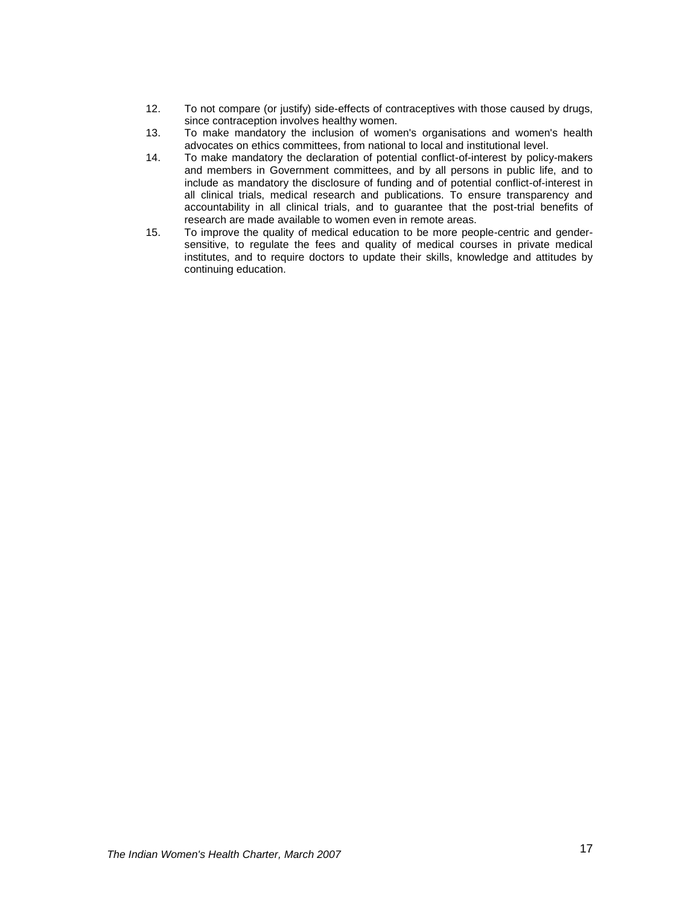12. To not compare (or justify) side-effects of contraceptives with those caused by drugs, since contraception involves healthy women.
13. To make mandatory the inclusion of women's organisations and women's health advocates on ethics committees, from national to local and institutional level.
14. To make mandatory the declaration of potential conflict-of-interest by policy-makers and members in Government committees, and by all persons in public life, and to include as mandatory the disclosure of funding and of potential conflict-of-interest in all clinical trials, medical research and publications. To ensure transparency and accountability in all clinical trials, and to guarantee that the post-trial benefits of research are made available to women even in remote areas.
15. To improve the quality of medical education to be more people-centric and gender-sensitive, to regulate the fees and quality of medical courses in private medical institutes, and to require doctors to update their skills, knowledge and attitudes by continuing education.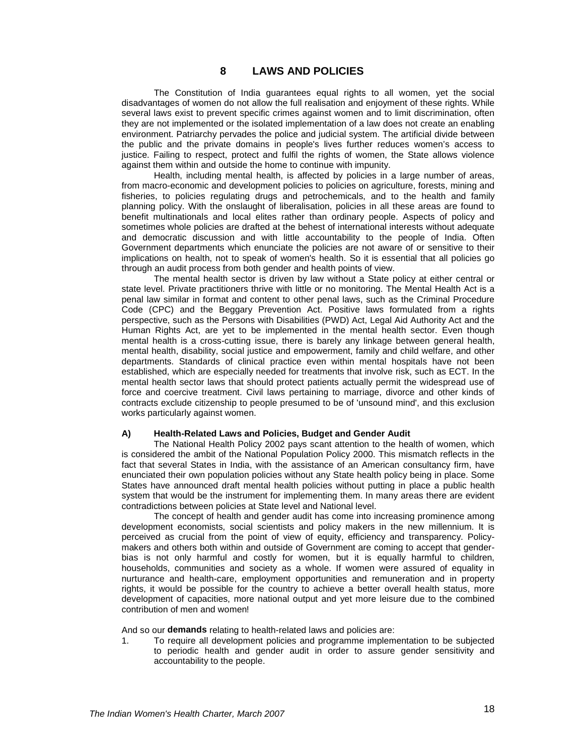# 8 LAWS AND POLICIES

The Constitution of India guarantees equal rights to all women, yet the social disadvantages of women do not allow the full realisation and enjoyment of these rights. While several laws exist to prevent specific crimes against women and to limit discrimination, often they are not implemented or the isolated implementation of a law does not create an enabling environment. Patriarchy pervades the police and judicial system. The artificial divide between the public and the private domains in people's lives further reduces women's access to justice. Failing to respect, protect and fulfil the rights of women, the State allows violence against them within and outside the home to continue with impunity.

Health, including mental health, is affected by policies in a large number of areas, from macro-economic and development policies to policies on agriculture, forests, mining and fisheries, to policies regulating drugs and petrochemicals, and to the health and family planning policy. With the onslaught of liberalisation, policies in all these areas are found to benefit multinationals and local elites rather than ordinary people. Aspects of policy and sometimes whole policies are drafted at the behest of international interests without adequate and democratic discussion and with little accountability to the people of India. Often Government departments which enunciate the policies are not aware of or sensitive to their implications on health, not to speak of women's health. So it is essential that all policies go through an audit process from both gender and health points of view.

The mental health sector is driven by law without a State policy at either central or state level. Private practitioners thrive with little or no monitoring. The Mental Health Act is a penal law similar in format and content to other penal laws, such as the Criminal Procedure Code (CPC) and the Beggary Prevention Act. Positive laws formulated from a rights perspective, such as the Persons with Disabilities (PWD) Act, Legal Aid Authority Act and the Human Rights Act, are yet to be implemented in the mental health sector. Even though mental health is a cross-cutting issue, there is barely any linkage between general health, mental health, disability, social justice and empowerment, family and child welfare, and other departments. Standards of clinical practice even within mental hospitals have not been established, which are especially needed for treatments that involve risk, such as ECT. In the mental health sector laws that should protect patients actually permit the widespread use of force and coercive treatment. Civil laws pertaining to marriage, divorce and other kinds of contracts exclude citizenship to people presumed to be of 'unsound mind', and this exclusion works particularly against women.

## A) Health-Related Laws and Policies, Budget and Gender Audit

The National Health Policy 2002 pays scant attention to the health of women, which is considered the ambit of the National Population Policy 2000. This mismatch reflects in the fact that several States in India, with the assistance of an American consultancy firm, have enunciated their own population policies without any State health policy being in place. Some States have announced draft mental health policies without putting in place a public health system that would be the instrument for implementing them. In many areas there are evident contradictions between policies at State level and National level.

The concept of health and gender audit has come into increasing prominence among development economists, social scientists and policy makers in the new millennium. It is perceived as crucial from the point of view of equity, efficiency and transparency. Policy-makers and others both within and outside of Government are coming to accept that gender-bias is not only harmful and costly for women, but it is equally harmful to children, households, communities and society as a whole. If women were assured of equality in nurturance and health-care, employment opportunities and remuneration and in property rights, it would be possible for the country to achieve a better overall health status, more development of capacities, more national output and yet more leisure due to the combined contribution of men and women!

And so our **demands** relating to health-related laws and policies are:

1. To require all development policies and programme implementation to be subjected to periodic health and gender audit in order to assure gender sensitivity and accountability to the people.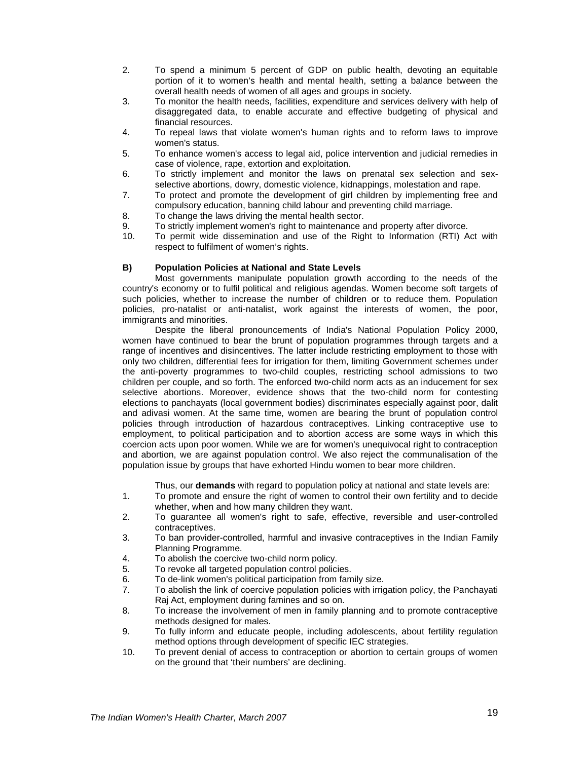2. To spend a minimum 5 percent of GDP on public health, devoting an equitable portion of it to women's health and mental health, setting a balance between the overall health needs of women of all ages and groups in society.
3. To monitor the health needs, facilities, expenditure and services delivery with help of disaggregated data, to enable accurate and effective budgeting of physical and financial resources.
4. To repeal laws that violate women's human rights and to reform laws to improve women's status.
5. To enhance women's access to legal aid, police intervention and judicial remedies in case of violence, rape, extortion and exploitation.
6. To strictly implement and monitor the laws on prenatal sex selection and sex-selective abortions, dowry, domestic violence, kidnappings, molestation and rape.
7. To protect and promote the development of girl children by implementing free and compulsory education, banning child labour and preventing child marriage.
8. To change the laws driving the mental health sector.
9. To strictly implement women's right to maintenance and property after divorce.
10. To permit wide dissemination and use of the Right to Information (RTI) Act with respect to fulfilment of women's rights.

### B) Population Policies at National and State Levels

Most governments manipulate population growth according to the needs of the country's economy or to fulfil political and religious agendas. Women become soft targets of such policies, whether to increase the number of children or to reduce them. Population policies, pro-natalist or anti-natalist, work against the interests of women, the poor, immigrants and minorities.

Despite the liberal pronouncements of India's National Population Policy 2000, women have continued to bear the brunt of population programmes through targets and a range of incentives and disincentives. The latter include restricting employment to those with only two children, differential fees for irrigation for them, limiting Government schemes under the anti-poverty programmes to two-child couples, restricting school admissions to two children per couple, and so forth. The enforced two-child norm acts as an inducement for sex selective abortions. Moreover, evidence shows that the two-child norm for contesting elections to panchayats (local government bodies) discriminates especially against poor, dalit and adivasi women. At the same time, women are bearing the brunt of population control policies through introduction of hazardous contraceptives. Linking contraceptive use to employment, to political participation and to abortion access are some ways in which this coercion acts upon poor women. While we are for women's unequivocal right to contraception and abortion, we are against population control. We also reject the communalisation of the population issue by groups that have exhorted Hindu women to bear more children.

Thus, our **demands** with regard to population policy at national and state levels are:

1. To promote and ensure the right of women to control their own fertility and to decide whether, when and how many children they want.
2. To guarantee all women's right to safe, effective, reversible and user-controlled contraceptives.
3. To ban provider-controlled, harmful and invasive contraceptives in the Indian Family Planning Programme.
4. To abolish the coercive two-child norm policy.
5. To revoke all targeted population control policies.
6. To de-link women's political participation from family size.
7. To abolish the link of coercive population policies with irrigation policy, the Panchayati Raj Act, employment during famines and so on.
8. To increase the involvement of men in family planning and to promote contraceptive methods designed for males.
9. To fully inform and educate people, including adolescents, about fertility regulation method options through development of specific IEC strategies.
10. To prevent denial of access to contraception or abortion to certain groups of women on the ground that 'their numbers' are declining.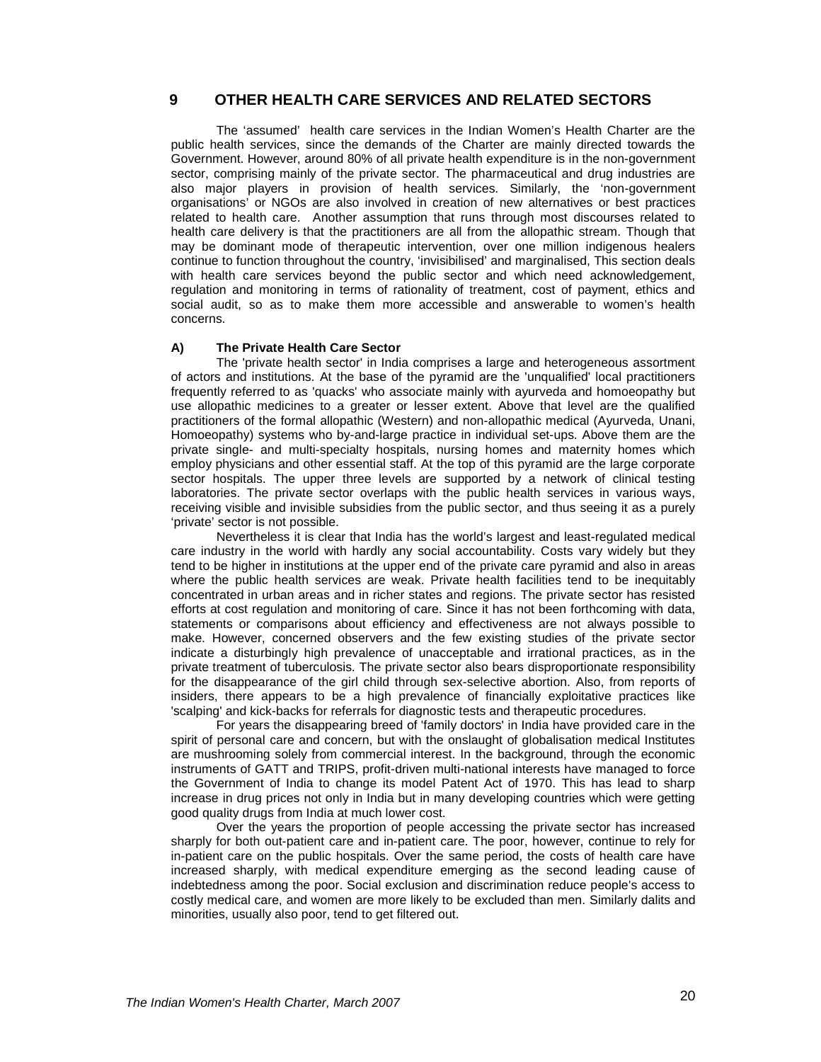## 9 OTHER HEALTH CARE SERVICES AND RELATED SECTORS

The 'assumed' health care services in the Indian Women's Health Charter are the public health services, since the demands of the Charter are mainly directed towards the Government. However, around 80% of all private health expenditure is in the non-government sector, comprising mainly of the private sector. The pharmaceutical and drug industries are also major players in provision of health services. Similarly, the 'non-government organisations' or NGOs are also involved in creation of new alternatives or best practices related to health care. Another assumption that runs through most discourses related to health care delivery is that the practitioners are all from the allopathic stream. Though that may be dominant mode of therapeutic intervention, over one million indigenous healers continue to function throughout the country, 'invisibilised' and marginalised, This section deals with health care services beyond the public sector and which need acknowledgement, regulation and monitoring in terms of rationality of treatment, cost of payment, ethics and social audit, so as to make them more accessible and answerable to women's health concerns.

### A) The Private Health Care Sector

The 'private health sector' in India comprises a large and heterogeneous assortment of actors and institutions. At the base of the pyramid are the 'unqualified' local practitioners frequently referred to as 'quacks' who associate mainly with ayurveda and homoeopathy but use allopathic medicines to a greater or lesser extent. Above that level are the qualified practitioners of the formal allopathic (Western) and non-allopathic medical (Ayurveda, Unani, Homoeopathy) systems who by-and-large practice in individual set-ups. Above them are the private single- and multi-specialty hospitals, nursing homes and maternity homes which employ physicians and other essential staff. At the top of this pyramid are the large corporate sector hospitals. The upper three levels are supported by a network of clinical testing laboratories. The private sector overlaps with the public health services in various ways, receiving visible and invisible subsidies from the public sector, and thus seeing it as a purely 'private' sector is not possible.

Nevertheless it is clear that India has the world's largest and least-regulated medical care industry in the world with hardly any social accountability. Costs vary widely but they tend to be higher in institutions at the upper end of the private care pyramid and also in areas where the public health services are weak. Private health facilities tend to be inequitably concentrated in urban areas and in richer states and regions. The private sector has resisted efforts at cost regulation and monitoring of care. Since it has not been forthcoming with data, statements or comparisons about efficiency and effectiveness are not always possible to make. However, concerned observers and the few existing studies of the private sector indicate a disturbingly high prevalence of unacceptable and irrational practices, as in the private treatment of tuberculosis. The private sector also bears disproportionate responsibility for the disappearance of the girl child through sex-selective abortion. Also, from reports of insiders, there appears to be a high prevalence of financially exploitative practices like 'scalping' and kick-backs for referrals for diagnostic tests and therapeutic procedures.

For years the disappearing breed of 'family doctors' in India have provided care in the spirit of personal care and concern, but with the onslaught of globalisation medical Institutes are mushrooming solely from commercial interest. In the background, through the economic instruments of GATT and TRIPS, profit-driven multi-national interests have managed to force the Government of India to change its model Patent Act of 1970. This has lead to sharp increase in drug prices not only in India but in many developing countries which were getting good quality drugs from India at much lower cost.

Over the years the proportion of people accessing the private sector has increased sharply for both out-patient care and in-patient care. The poor, however, continue to rely for in-patient care on the public hospitals. Over the same period, the costs of health care have increased sharply, with medical expenditure emerging as the second leading cause of indebtedness among the poor. Social exclusion and discrimination reduce people's access to costly medical care, and women are more likely to be excluded than men. Similarly dalits and minorities, usually also poor, tend to get filtered out.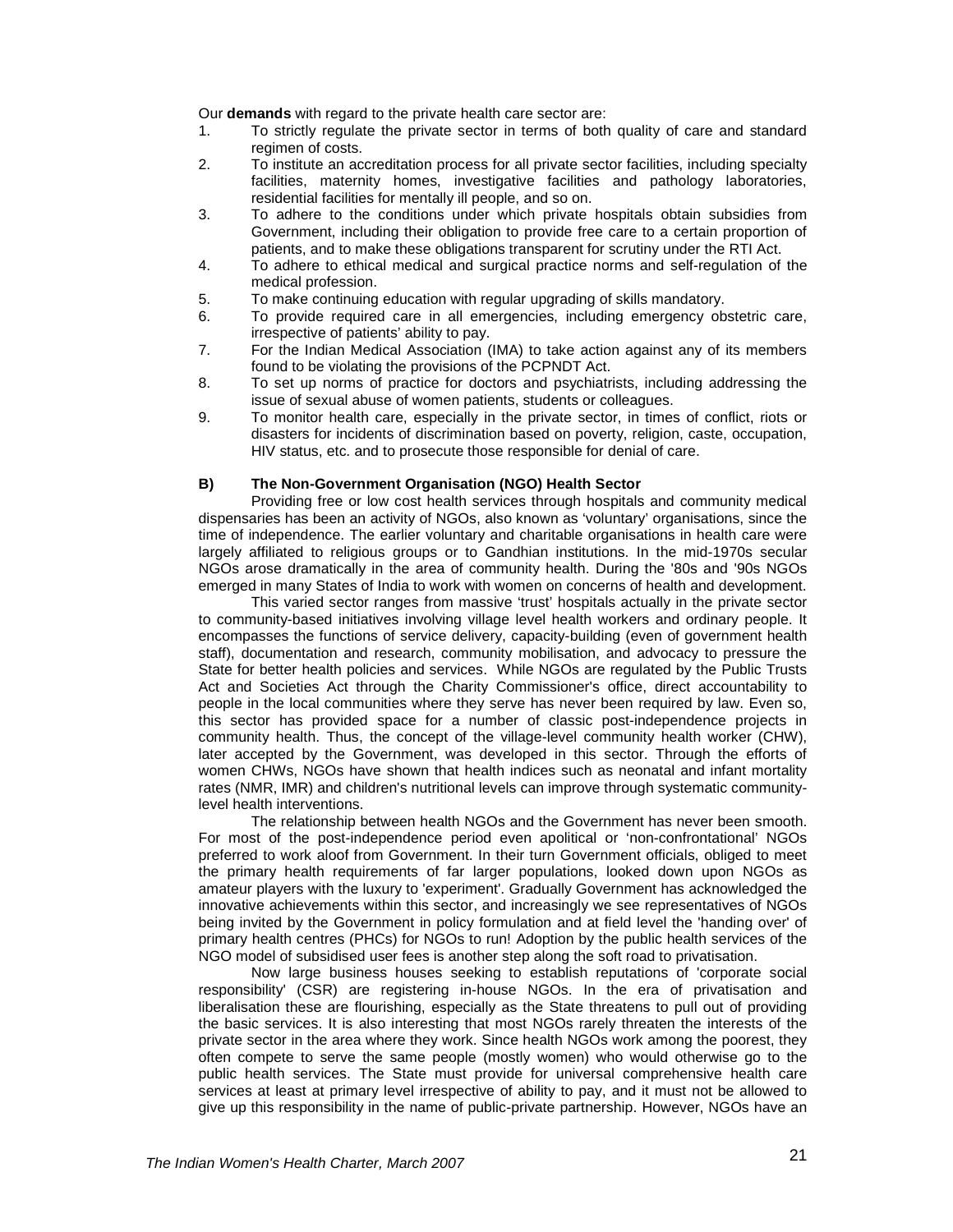Our **demands** with regard to the private health care sector are:

1. To strictly regulate the private sector in terms of both quality of care and standard regimen of costs.
2. To institute an accreditation process for all private sector facilities, including specialty facilities, maternity homes, investigative facilities and pathology laboratories, residential facilities for mentally ill people, and so on.
3. To adhere to the conditions under which private hospitals obtain subsidies from Government, including their obligation to provide free care to a certain proportion of patients, and to make these obligations transparent for scrutiny under the RTI Act.
4. To adhere to ethical medical and surgical practice norms and self-regulation of the medical profession.
5. To make continuing education with regular upgrading of skills mandatory.
6. To provide required care in all emergencies, including emergency obstetric care, irrespective of patients' ability to pay.
7. For the Indian Medical Association (IMA) to take action against any of its members found to be violating the provisions of the PCPNDT Act.
8. To set up norms of practice for doctors and psychiatrists, including addressing the issue of sexual abuse of women patients, students or colleagues.
9. To monitor health care, especially in the private sector, in times of conflict, riots or disasters for incidents of discrimination based on poverty, religion, caste, occupation, HIV status, etc. and to prosecute those responsible for denial of care.

### B) The Non-Government Organisation (NGO) Health Sector

Providing free or low cost health services through hospitals and community medical dispensaries has been an activity of NGOs, also known as 'voluntary' organisations, since the time of independence. The earlier voluntary and charitable organisations in health care were largely affiliated to religious groups or to Gandhian institutions. In the mid-1970s secular NGOs arose dramatically in the area of community health. During the '80s and '90s NGOs emerged in many States of India to work with women on concerns of health and development.

This varied sector ranges from massive 'trust' hospitals actually in the private sector to community-based initiatives involving village level health workers and ordinary people. It encompasses the functions of service delivery, capacity-building (even of government health staff), documentation and research, community mobilisation, and advocacy to pressure the State for better health policies and services. While NGOs are regulated by the Public Trusts Act and Societies Act through the Charity Commissioner's office, direct accountability to people in the local communities where they serve has never been required by law. Even so, this sector has provided space for a number of classic post-independence projects in community health. Thus, the concept of the village-level community health worker (CHW), later accepted by the Government, was developed in this sector. Through the efforts of women CHWs, NGOs have shown that health indices such as neonatal and infant mortality rates (NMR, IMR) and children's nutritional levels can improve through systematic community-level health interventions.

The relationship between health NGOs and the Government has never been smooth. For most of the post-independence period even apolitical or 'non-confrontational' NGOs preferred to work aloof from Government. In their turn Government officials, obliged to meet the primary health requirements of far larger populations, looked down upon NGOs as amateur players with the luxury to 'experiment'. Gradually Government has acknowledged the innovative achievements within this sector, and increasingly we see representatives of NGOs being invited by the Government in policy formulation and at field level the 'handing over' of primary health centres (PHCs) for NGOs to run! Adoption by the public health services of the NGO model of subsidised user fees is another step along the soft road to privatisation.

Now large business houses seeking to establish reputations of 'corporate social responsibility' (CSR) are registering in-house NGOs. In the era of privatisation and liberalisation these are flourishing, especially as the State threatens to pull out of providing the basic services. It is also interesting that most NGOs rarely threaten the interests of the private sector in the area where they work. Since health NGOs work among the poorest, they often compete to serve the same people (mostly women) who would otherwise go to the public health services. The State must provide for universal comprehensive health care services at least at primary level irrespective of ability to pay, and it must not be allowed to give up this responsibility in the name of public-private partnership. However, NGOs have an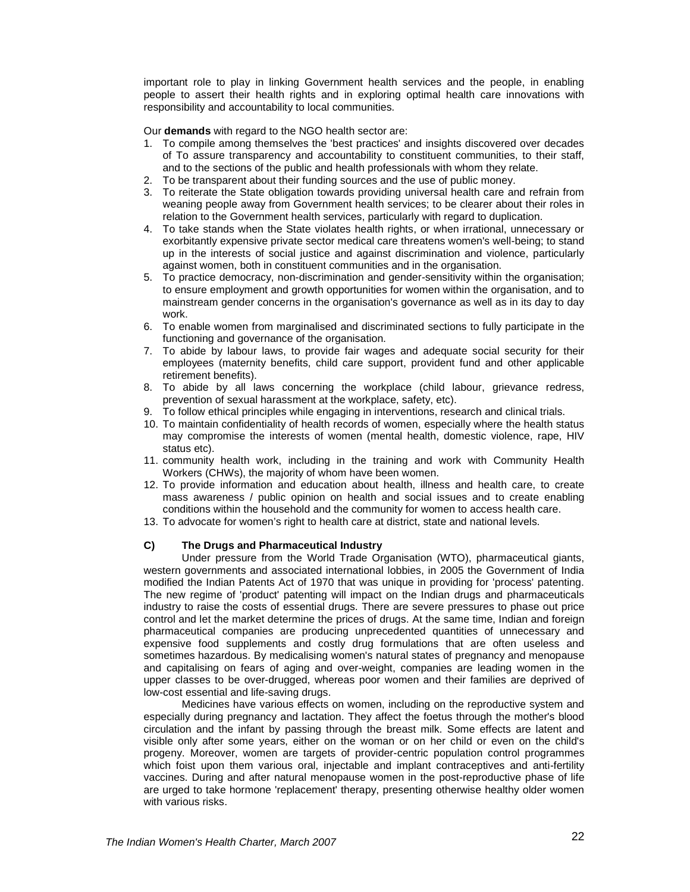important role to play in linking Government health services and the people, in enabling people to assert their health rights and in exploring optimal health care innovations with responsibility and accountability to local communities.

Our **demands** with regard to the NGO health sector are:

1. To compile among themselves the 'best practices' and insights discovered over decades of To assure transparency and accountability to constituent communities, to their staff, and to the sections of the public and health professionals with whom they relate.
2. To be transparent about their funding sources and the use of public money.
3. To reiterate the State obligation towards providing universal health care and refrain from weaning people away from Government health services; to be clearer about their roles in relation to the Government health services, particularly with regard to duplication.
4. To take stands when the State violates health rights, or when irrational, unnecessary or exorbitantly expensive private sector medical care threatens women's well-being; to stand up in the interests of social justice and against discrimination and violence, particularly against women, both in constituent communities and in the organisation.
5. To practice democracy, non-discrimination and gender-sensitivity within the organisation; to ensure employment and growth opportunities for women within the organisation, and to mainstream gender concerns in the organisation's governance as well as in its day to day work.
6. To enable women from marginalised and discriminated sections to fully participate in the functioning and governance of the organisation.
7. To abide by labour laws, to provide fair wages and adequate social security for their employees (maternity benefits, child care support, provident fund and other applicable retirement benefits).
8. To abide by all laws concerning the workplace (child labour, grievance redress, prevention of sexual harassment at the workplace, safety, etc).
9. To follow ethical principles while engaging in interventions, research and clinical trials.
10. To maintain confidentiality of health records of women, especially where the health status may compromise the interests of women (mental health, domestic violence, rape, HIV status etc).
11. community health work, including in the training and work with Community Health Workers (CHWs), the majority of whom have been women.
12. To provide information and education about health, illness and health care, to create mass awareness / public opinion on health and social issues and to create enabling conditions within the household and the community for women to access health care.
13. To advocate for women's right to health care at district, state and national levels.

### C) The Drugs and Pharmaceutical Industry

Under pressure from the World Trade Organisation (WTO), pharmaceutical giants, western governments and associated international lobbies, in 2005 the Government of India modified the Indian Patents Act of 1970 that was unique in providing for 'process' patenting. The new regime of 'product' patenting will impact on the Indian drugs and pharmaceuticals industry to raise the costs of essential drugs. There are severe pressures to phase out price control and let the market determine the prices of drugs. At the same time, Indian and foreign pharmaceutical companies are producing unprecedented quantities of unnecessary and expensive food supplements and costly drug formulations that are often useless and sometimes hazardous. By medicalising women's natural states of pregnancy and menopause and capitalising on fears of aging and over-weight, companies are leading women in the upper classes to be over-drugged, whereas poor women and their families are deprived of low-cost essential and life-saving drugs.

Medicines have various effects on women, including on the reproductive system and especially during pregnancy and lactation. They affect the foetus through the mother's blood circulation and the infant by passing through the breast milk. Some effects are latent and visible only after some years, either on the woman or on her child or even on the child's progeny. Moreover, women are targets of provider-centric population control programmes which foist upon them various oral, injectable and implant contraceptives and anti-fertility vaccines. During and after natural menopause women in the post-reproductive phase of life are urged to take hormone 'replacement' therapy, presenting otherwise healthy older women with various risks.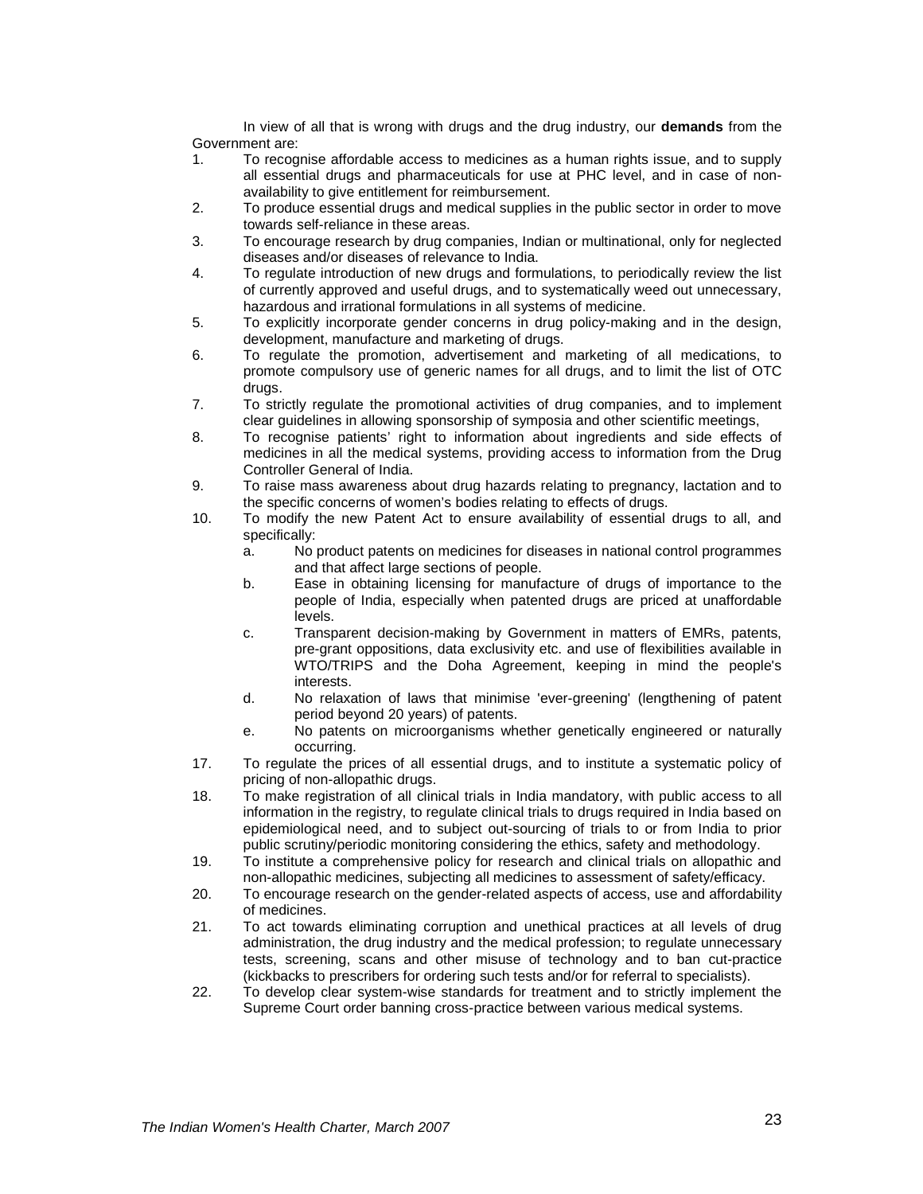In view of all that is wrong with drugs and the drug industry, our **demands** from the Government are:

1. To recognise affordable access to medicines as a human rights issue, and to supply all essential drugs and pharmaceuticals for use at PHC level, and in case of non-availability to give entitlement for reimbursement.
2. To produce essential drugs and medical supplies in the public sector in order to move towards self-reliance in these areas.
3. To encourage research by drug companies, Indian or multinational, only for neglected diseases and/or diseases of relevance to India.
4. To regulate introduction of new drugs and formulations, to periodically review the list of currently approved and useful drugs, and to systematically weed out unnecessary, hazardous and irrational formulations in all systems of medicine.
5. To explicitly incorporate gender concerns in drug policy-making and in the design, development, manufacture and marketing of drugs.
6. To regulate the promotion, advertisement and marketing of all medications, to promote compulsory use of generic names for all drugs, and to limit the list of OTC drugs.
7. To strictly regulate the promotional activities of drug companies, and to implement clear guidelines in allowing sponsorship of symposia and other scientific meetings,
8. To recognise patients' right to information about ingredients and side effects of medicines in all the medical systems, providing access to information from the Drug Controller General of India.
9. To raise mass awareness about drug hazards relating to pregnancy, lactation and to the specific concerns of women's bodies relating to effects of drugs.
10. To modify the new Patent Act to ensure availability of essential drugs to all, and specifically:
    a. No product patents on medicines for diseases in national control programmes and that affect large sections of people.
    b. Ease in obtaining licensing for manufacture of drugs of importance to the people of India, especially when patented drugs are priced at unaffordable levels.
    c. Transparent decision-making by Government in matters of EMRs, patents, pre-grant oppositions, data exclusivity etc. and use of flexibilities available in WTO/TRIPS and the Doha Agreement, keeping in mind the people's interests.
    d. No relaxation of laws that minimise 'ever-greening' (lengthening of patent period beyond 20 years) of patents.
    e. No patents on microorganisms whether genetically engineered or naturally occurring.

17. To regulate the prices of all essential drugs, and to institute a systematic policy of pricing of non-allopathic drugs.
18. To make registration of all clinical trials in India mandatory, with public access to all information in the registry, to regulate clinical trials to drugs required in India based on epidemiological need, and to subject out-sourcing of trials to or from India to prior public scrutiny/periodic monitoring considering the ethics, safety and methodology.
19. To institute a comprehensive policy for research and clinical trials on allopathic and non-allopathic medicines, subjecting all medicines to assessment of safety/efficacy.
20. To encourage research on the gender-related aspects of access, use and affordability of medicines.
21. To act towards eliminating corruption and unethical practices at all levels of drug administration, the drug industry and the medical profession; to regulate unnecessary tests, screening, scans and other misuse of technology and to ban cut-practice (kickbacks to prescribers for ordering such tests and/or for referral to specialists).
22. To develop clear system-wise standards for treatment and to strictly implement the Supreme Court order banning cross-practice between various medical systems.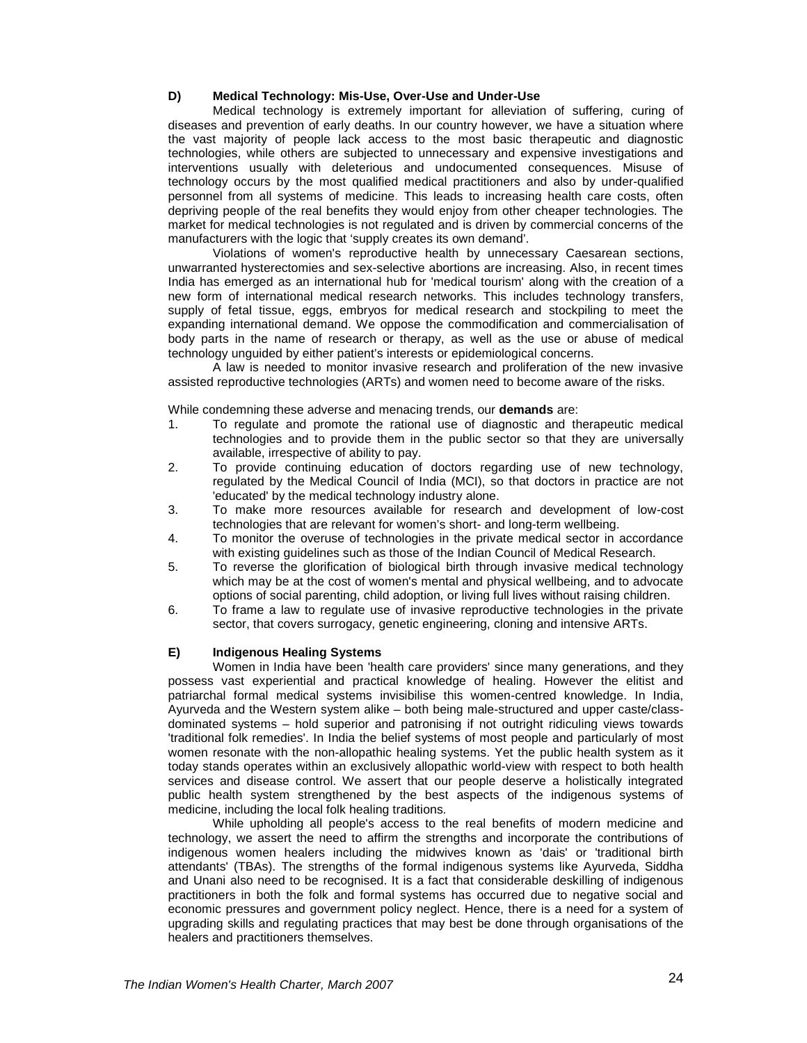### D) Medical Technology: Mis-Use, Over-Use and Under-Use

Medical technology is extremely important for alleviation of suffering, curing of diseases and prevention of early deaths. In our country however, we have a situation where the vast majority of people lack access to the most basic therapeutic and diagnostic technologies, while others are subjected to unnecessary and expensive investigations and interventions usually with deleterious and undocumented consequences. Misuse of technology occurs by the most qualified medical practitioners and also by under-qualified personnel from all systems of medicine. This leads to increasing health care costs, often depriving people of the real benefits they would enjoy from other cheaper technologies. The market for medical technologies is not regulated and is driven by commercial concerns of the manufacturers with the logic that 'supply creates its own demand'.

Violations of women's reproductive health by unnecessary Caesarean sections, unwarranted hysterectomies and sex-selective abortions are increasing. Also, in recent times India has emerged as an international hub for 'medical tourism' along with the creation of a new form of international medical research networks. This includes technology transfers, supply of fetal tissue, eggs, embryos for medical research and stockpiling to meet the expanding international demand. We oppose the commodification and commercialisation of body parts in the name of research or therapy, as well as the use or abuse of medical technology unguided by either patient's interests or epidemiological concerns.

A law is needed to monitor invasive research and proliferation of the new invasive assisted reproductive technologies (ARTs) and women need to become aware of the risks.

While condemning these adverse and menacing trends, our **demands** are:

1. To regulate and promote the rational use of diagnostic and therapeutic medical technologies and to provide them in the public sector so that they are universally available, irrespective of ability to pay.
2. To provide continuing education of doctors regarding use of new technology, regulated by the Medical Council of India (MCI), so that doctors in practice are not 'educated' by the medical technology industry alone.
3. To make more resources available for research and development of low-cost technologies that are relevant for women's short- and long-term wellbeing.
4. To monitor the overuse of technologies in the private medical sector in accordance with existing guidelines such as those of the Indian Council of Medical Research.
5. To reverse the glorification of biological birth through invasive medical technology which may be at the cost of women's mental and physical wellbeing, and to advocate options of social parenting, child adoption, or living full lives without raising children.
6. To frame a law to regulate use of invasive reproductive technologies in the private sector, that covers surrogacy, genetic engineering, cloning and intensive ARTs.

### E) Indigenous Healing Systems

Women in India have been 'health care providers' since many generations, and they possess vast experiential and practical knowledge of healing. However the elitist and patriarchal formal medical systems invisibilise this women-centred knowledge. In India, Ayurveda and the Western system alike – both being male-structured and upper caste/class-dominated systems – hold superior and patronising if not outright ridiculing views towards 'traditional folk remedies'. In India the belief systems of most people and particularly of most women resonate with the non-allopathic healing systems. Yet the public health system as it today stands operates within an exclusively allopathic world-view with respect to both health services and disease control. We assert that our people deserve a holistically integrated public health system strengthened by the best aspects of the indigenous systems of medicine, including the local folk healing traditions.

While upholding all people's access to the real benefits of modern medicine and technology, we assert the need to affirm the strengths and incorporate the contributions of indigenous women healers including the midwives known as 'dais' or 'traditional birth attendants' (TBAs). The strengths of the formal indigenous systems like Ayurveda, Siddha and Unani also need to be recognised. It is a fact that considerable deskilling of indigenous practitioners in both the folk and formal systems has occurred due to negative social and economic pressures and government policy neglect. Hence, there is a need for a system of upgrading skills and regulating practices that may best be done through organisations of the healers and practitioners themselves.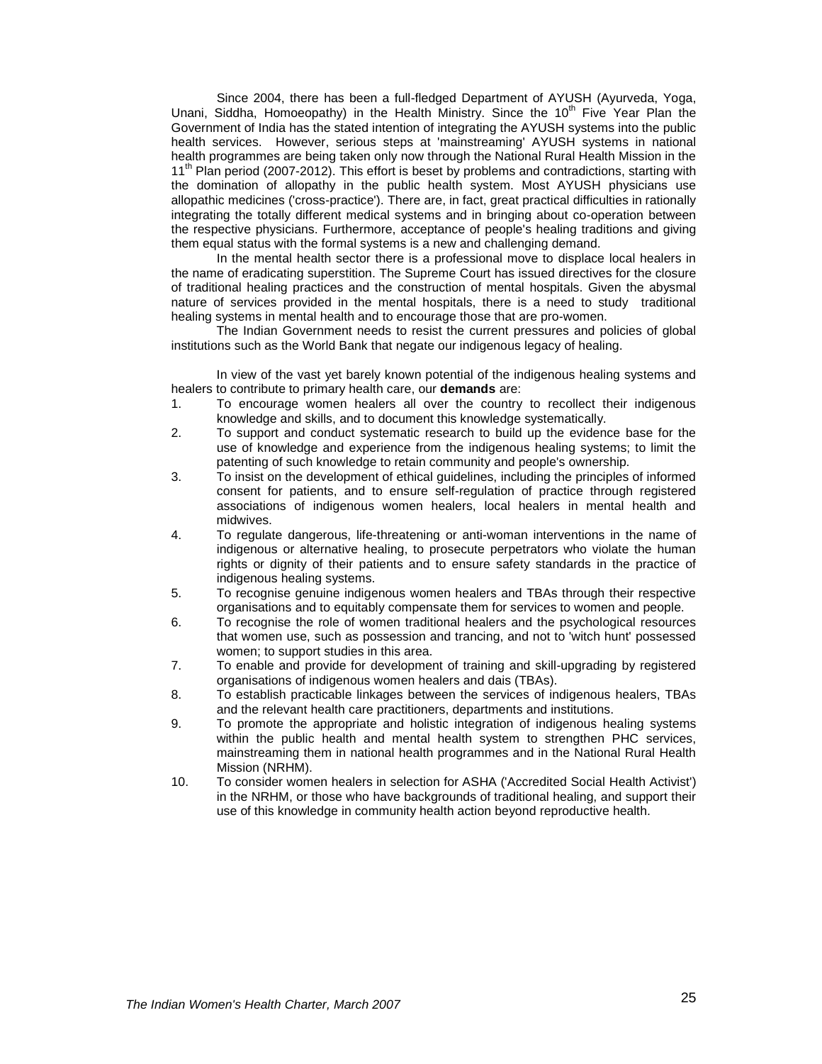Since 2004, there has been a full-fledged Department of AYUSH (Ayurveda, Yoga, Unani, Siddha, Homoeopathy) in the Health Ministry. Since the 10th Five Year Plan the Government of India has the stated intention of integrating the AYUSH systems into the public health services. However, serious steps at 'mainstreaming' AYUSH systems in national health programmes are being taken only now through the National Rural Health Mission in the 11th Plan period (2007-2012). This effort is beset by problems and contradictions, starting with the domination of allopathy in the public health system. Most AYUSH physicians use allopathic medicines ('cross-practice'). There are, in fact, great practical difficulties in rationally integrating the totally different medical systems and in bringing about co-operation between the respective physicians. Furthermore, acceptance of people's healing traditions and giving them equal status with the formal systems is a new and challenging demand.

In the mental health sector there is a professional move to displace local healers in the name of eradicating superstition. The Supreme Court has issued directives for the closure of traditional healing practices and the construction of mental hospitals. Given the abysmal nature of services provided in the mental hospitals, there is a need to study traditional healing systems in mental health and to encourage those that are pro-women.

The Indian Government needs to resist the current pressures and policies of global institutions such as the World Bank that negate our indigenous legacy of healing.

In view of the vast yet barely known potential of the indigenous healing systems and healers to contribute to primary health care, our **demands** are:

1. To encourage women healers all over the country to recollect their indigenous knowledge and skills, and to document this knowledge systematically.
2. To support and conduct systematic research to build up the evidence base for the use of knowledge and experience from the indigenous healing systems; to limit the patenting of such knowledge to retain community and people's ownership.
3. To insist on the development of ethical guidelines, including the principles of informed consent for patients, and to ensure self-regulation of practice through registered associations of indigenous women healers, local healers in mental health and midwives.
4. To regulate dangerous, life-threatening or anti-woman interventions in the name of indigenous or alternative healing, to prosecute perpetrators who violate the human rights or dignity of their patients and to ensure safety standards in the practice of indigenous healing systems.
5. To recognise genuine indigenous women healers and TBAs through their respective organisations and to equitably compensate them for services to women and people.
6. To recognise the role of women traditional healers and the psychological resources that women use, such as possession and trancing, and not to 'witch hunt' possessed women; to support studies in this area.
7. To enable and provide for development of training and skill-upgrading by registered organisations of indigenous women healers and dais (TBAs).
8. To establish practicable linkages between the services of indigenous healers, TBAs and the relevant health care practitioners, departments and institutions.
9. To promote the appropriate and holistic integration of indigenous healing systems within the public health and mental health system to strengthen PHC services, mainstreaming them in national health programmes and in the National Rural Health Mission (NRHM).
10. To consider women healers in selection for ASHA ('Accredited Social Health Activist') in the NRHM, or those who have backgrounds of traditional healing, and support their use of this knowledge in community health action beyond reproductive health.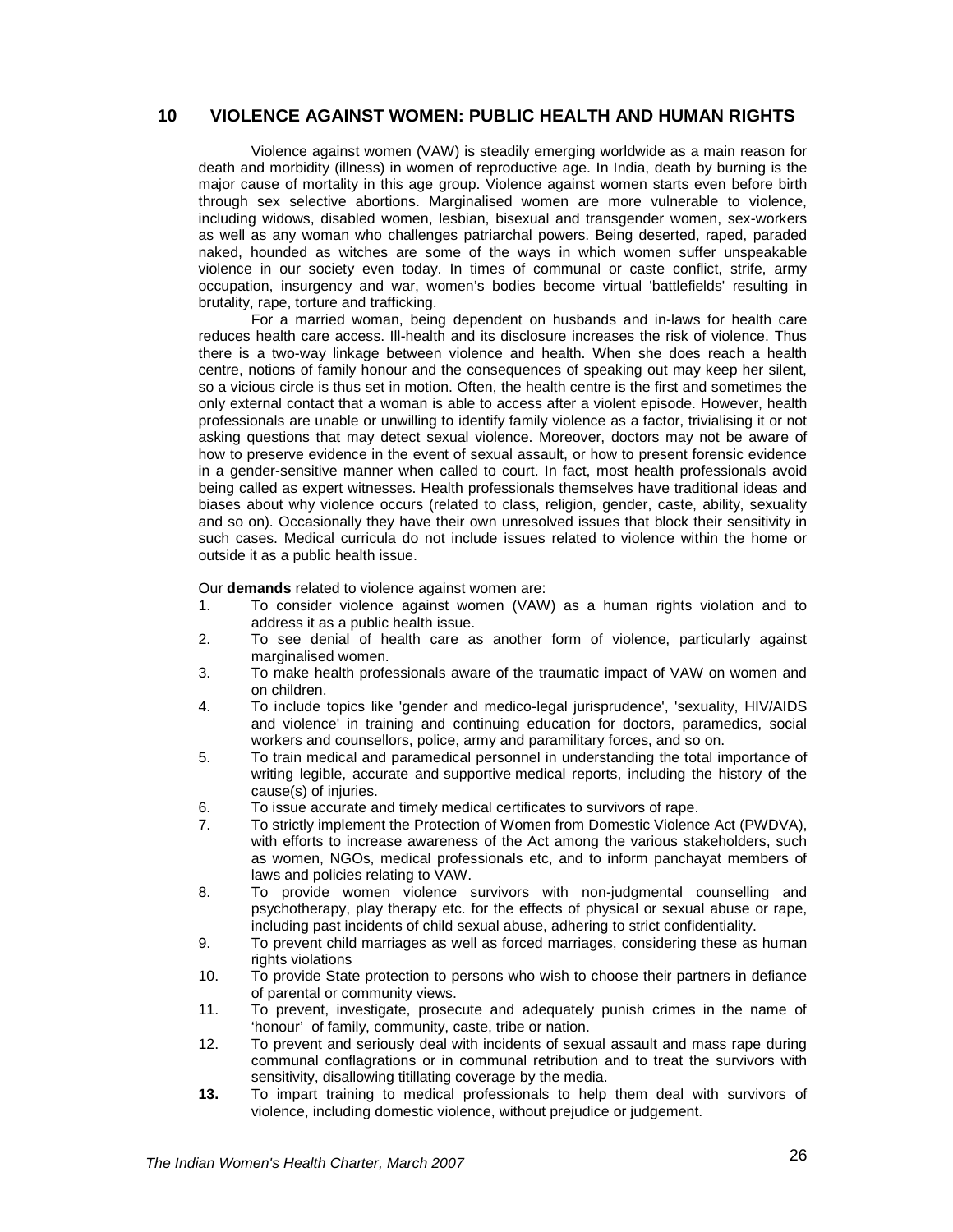## 10 VIOLENCE AGAINST WOMEN: PUBLIC HEALTH AND HUMAN RIGHTS

Violence against women (VAW) is steadily emerging worldwide as a main reason for death and morbidity (illness) in women of reproductive age. In India, death by burning is the major cause of mortality in this age group. Violence against women starts even before birth through sex selective abortions. Marginalised women are more vulnerable to violence, including widows, disabled women, lesbian, bisexual and transgender women, sex-workers as well as any woman who challenges patriarchal powers. Being deserted, raped, paraded naked, hounded as witches are some of the ways in which women suffer unspeakable violence in our society even today. In times of communal or caste conflict, strife, army occupation, insurgency and war, women's bodies become virtual 'battlefields' resulting in brutality, rape, torture and trafficking.

For a married woman, being dependent on husbands and in-laws for health care reduces health care access. Ill-health and its disclosure increases the risk of violence. Thus there is a two-way linkage between violence and health. When she does reach a health centre, notions of family honour and the consequences of speaking out may keep her silent, so a vicious circle is thus set in motion. Often, the health centre is the first and sometimes the only external contact that a woman is able to access after a violent episode. However, health professionals are unable or unwilling to identify family violence as a factor, trivialising it or not asking questions that may detect sexual violence. Moreover, doctors may not be aware of how to preserve evidence in the event of sexual assault, or how to present forensic evidence in a gender-sensitive manner when called to court. In fact, most health professionals avoid being called as expert witnesses. Health professionals themselves have traditional ideas and biases about why violence occurs (related to class, religion, gender, caste, ability, sexuality and so on). Occasionally they have their own unresolved issues that block their sensitivity in such cases. Medical curricula do not include issues related to violence within the home or outside it as a public health issue.

Our **demands** related to violence against women are:

1. To consider violence against women (VAW) as a human rights violation and to address it as a public health issue.
2. To see denial of health care as another form of violence, particularly against marginalised women.
3. To make health professionals aware of the traumatic impact of VAW on women and on children.
4. To include topics like 'gender and medico-legal jurisprudence', 'sexuality, HIV/AIDS and violence' in training and continuing education for doctors, paramedics, social workers and counsellors, police, army and paramilitary forces, and so on.
5. To train medical and paramedical personnel in understanding the total importance of writing legible, accurate and supportive medical reports, including the history of the cause(s) of injuries.
6. To issue accurate and timely medical certificates to survivors of rape.
7. To strictly implement the Protection of Women from Domestic Violence Act (PWDVA), with efforts to increase awareness of the Act among the various stakeholders, such as women, NGOs, medical professionals etc, and to inform panchayat members of laws and policies relating to VAW.
8. To provide women violence survivors with non-judgmental counselling and psychotherapy, play therapy etc. for the effects of physical or sexual abuse or rape, including past incidents of child sexual abuse, adhering to strict confidentiality.
9. To prevent child marriages as well as forced marriages, considering these as human rights violations
10. To provide State protection to persons who wish to choose their partners in defiance of parental or community views.
11. To prevent, investigate, prosecute and adequately punish crimes in the name of 'honour' of family, community, caste, tribe or nation.
12. To prevent and seriously deal with incidents of sexual assault and mass rape during communal conflagrations or in communal retribution and to treat the survivors with sensitivity, disallowing titillating coverage by the media.
13. To impart training to medical professionals to help them deal with survivors of violence, including domestic violence, without prejudice or judgement.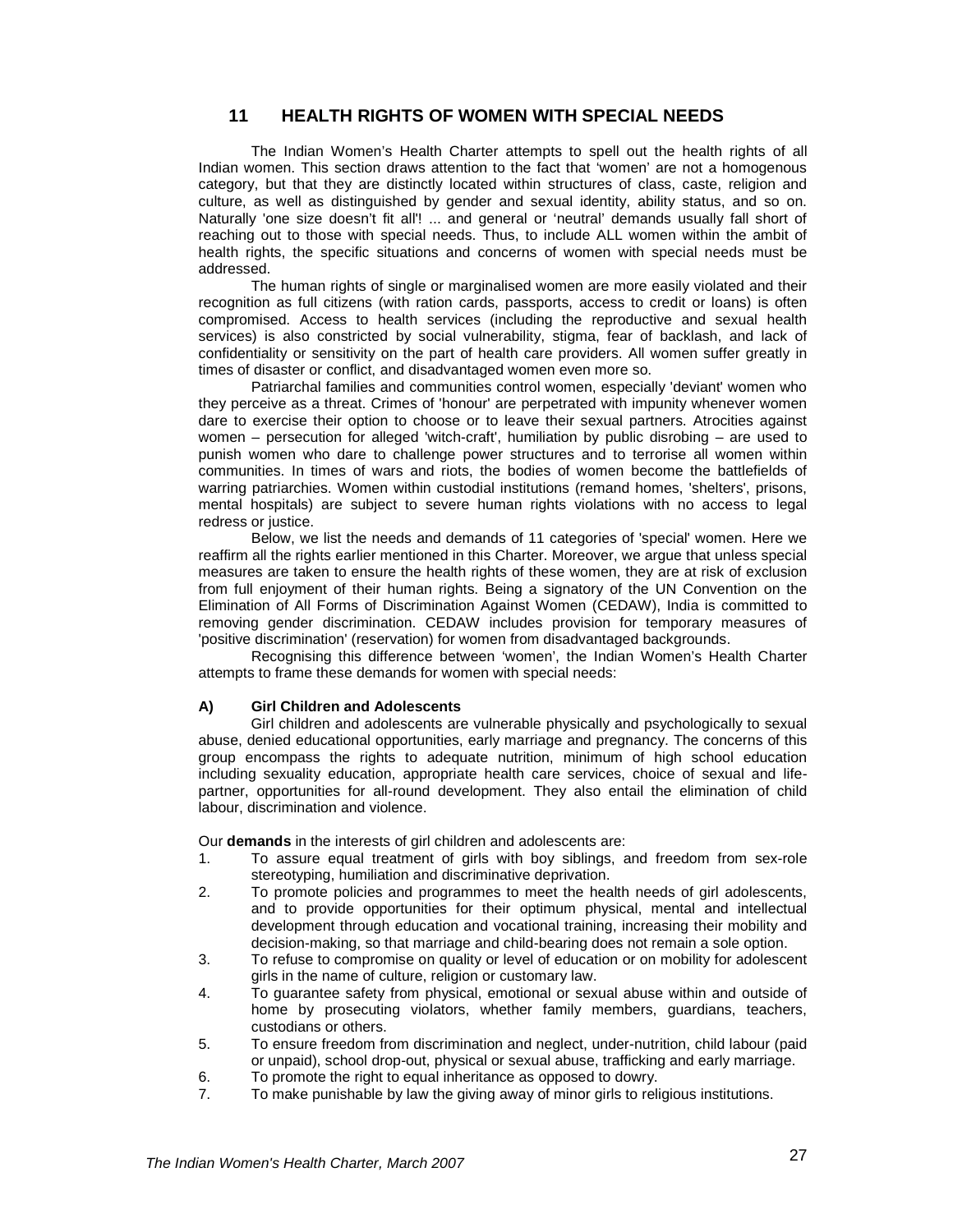## 11 HEALTH RIGHTS OF WOMEN WITH SPECIAL NEEDS

The Indian Women's Health Charter attempts to spell out the health rights of all Indian women. This section draws attention to the fact that 'women' are not a homogenous category, but that they are distinctly located within structures of class, caste, religion and culture, as well as distinguished by gender and sexual identity, ability status, and so on. Naturally 'one size doesn't fit all'! ... and general or 'neutral' demands usually fall short of reaching out to those with special needs. Thus, to include ALL women within the ambit of health rights, the specific situations and concerns of women with special needs must be addressed.

The human rights of single or marginalised women are more easily violated and their recognition as full citizens (with ration cards, passports, access to credit or loans) is often compromised. Access to health services (including the reproductive and sexual health services) is also constricted by social vulnerability, stigma, fear of backlash, and lack of confidentiality or sensitivity on the part of health care providers. All women suffer greatly in times of disaster or conflict, and disadvantaged women even more so.

Patriarchal families and communities control women, especially 'deviant' women who they perceive as a threat. Crimes of 'honour' are perpetrated with impunity whenever women dare to exercise their option to choose or to leave their sexual partners. Atrocities against women – persecution for alleged 'witch-craft', humiliation by public disrobing – are used to punish women who dare to challenge power structures and to terrorise all women within communities. In times of wars and riots, the bodies of women become the battlefields of warring patriarchies. Women within custodial institutions (remand homes, 'shelters', prisons, mental hospitals) are subject to severe human rights violations with no access to legal redress or justice.

Below, we list the needs and demands of 11 categories of 'special' women. Here we reaffirm all the rights earlier mentioned in this Charter. Moreover, we argue that unless special measures are taken to ensure the health rights of these women, they are at risk of exclusion from full enjoyment of their human rights. Being a signatory of the UN Convention on the Elimination of All Forms of Discrimination Against Women (CEDAW), India is committed to removing gender discrimination. CEDAW includes provision for temporary measures of 'positive discrimination' (reservation) for women from disadvantaged backgrounds.

Recognising this difference between 'women', the Indian Women's Health Charter attempts to frame these demands for women with special needs:

### A) Girl Children and Adolescents

Girl children and adolescents are vulnerable physically and psychologically to sexual abuse, denied educational opportunities, early marriage and pregnancy. The concerns of this group encompass the rights to adequate nutrition, minimum of high school education including sexuality education, appropriate health care services, choice of sexual and life-partner, opportunities for all-round development. They also entail the elimination of child labour, discrimination and violence.

Our **demands** in the interests of girl children and adolescents are:

1. To assure equal treatment of girls with boy siblings, and freedom from sex-role stereotyping, humiliation and discriminative deprivation.
2. To promote policies and programmes to meet the health needs of girl adolescents, and to provide opportunities for their optimum physical, mental and intellectual development through education and vocational training, increasing their mobility and decision-making, so that marriage and child-bearing does not remain a sole option.
3. To refuse to compromise on quality or level of education or on mobility for adolescent girls in the name of culture, religion or customary law.
4. To guarantee safety from physical, emotional or sexual abuse within and outside of home by prosecuting violators, whether family members, guardians, teachers, custodians or others.
5. To ensure freedom from discrimination and neglect, under-nutrition, child labour (paid or unpaid), school drop-out, physical or sexual abuse, trafficking and early marriage.
6. To promote the right to equal inheritance as opposed to dowry.
7. To make punishable by law the giving away of minor girls to religious institutions.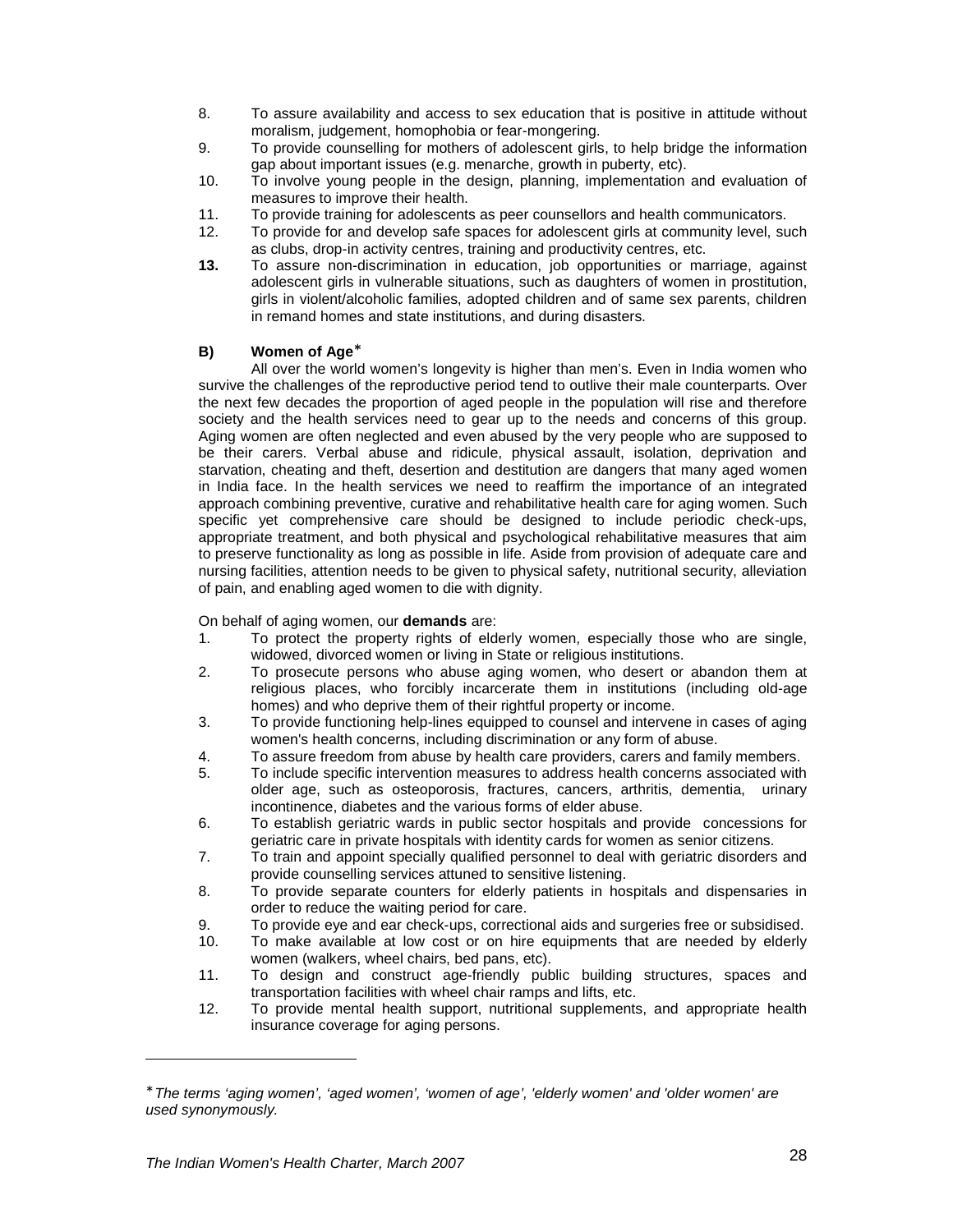8. To assure availability and access to sex education that is positive in attitude without moralism, judgement, homophobia or fear-mongering.
9. To provide counselling for mothers of adolescent girls, to help bridge the information gap about important issues (e.g. menarche, growth in puberty, etc).
10. To involve young people in the design, planning, implementation and evaluation of measures to improve their health.
11. To provide training for adolescents as peer counsellors and health communicators.
12. To provide for and develop safe spaces for adolescent girls at community level, such as clubs, drop-in activity centres, training and productivity centres, etc.
13. To assure non-discrimination in education, job opportunities or marriage, against adolescent girls in vulnerable situations, such as daughters of women in prostitution, girls in violent/alcoholic families, adopted children and of same sex parents, children in remand homes and state institutions, and during disasters.

### B) Women of Age*

All over the world women's longevity is higher than men's. Even in India women who survive the challenges of the reproductive period tend to outlive their male counterparts. Over the next few decades the proportion of aged people in the population will rise and therefore society and the health services need to gear up to the needs and concerns of this group. Aging women are often neglected and even abused by the very people who are supposed to be their carers. Verbal abuse and ridicule, physical assault, isolation, deprivation and starvation, cheating and theft, desertion and destitution are dangers that many aged women in India face. In the health services we need to reaffirm the importance of an integrated approach combining preventive, curative and rehabilitative health care for aging women. Such specific yet comprehensive care should be designed to include periodic check-ups, appropriate treatment, and both physical and psychological rehabilitative measures that aim to preserve functionality as long as possible in life. Aside from provision of adequate care and nursing facilities, attention needs to be given to physical safety, nutritional security, alleviation of pain, and enabling aged women to die with dignity.

On behalf of aging women, our **demands** are:

1. To protect the property rights of elderly women, especially those who are single, widowed, divorced women or living in State or religious institutions.
2. To prosecute persons who abuse aging women, who desert or abandon them at religious places, who forcibly incarcerate them in institutions (including old-age homes) and who deprive them of their rightful property or income.
3. To provide functioning help-lines equipped to counsel and intervene in cases of aging women's health concerns, including discrimination or any form of abuse.
4. To assure freedom from abuse by health care providers, carers and family members.
5. To include specific intervention measures to address health concerns associated with older age, such as osteoporosis, fractures, cancers, arthritis, dementia, urinary incontinence, diabetes and the various forms of elder abuse.
6. To establish geriatric wards in public sector hospitals and provide concessions for geriatric care in private hospitals with identity cards for women as senior citizens.
7. To train and appoint specially qualified personnel to deal with geriatric disorders and provide counselling services attuned to sensitive listening.
8. To provide separate counters for elderly patients in hospitals and dispensaries in order to reduce the waiting period for care.
9. To provide eye and ear check-ups, correctional aids and surgeries free or subsidised.
10. To make available at low cost or on hire equipments that are needed by elderly women (walkers, wheel chairs, bed pans, etc).
11. To design and construct age-friendly public building structures, spaces and transportation facilities with wheel chair ramps and lifts, etc.
12. To provide mental health support, nutritional supplements, and appropriate health insurance coverage for aging persons.

---

* *The terms 'aging women', 'aged women', 'women of age', 'elderly women' and 'older women' are used synonymously.*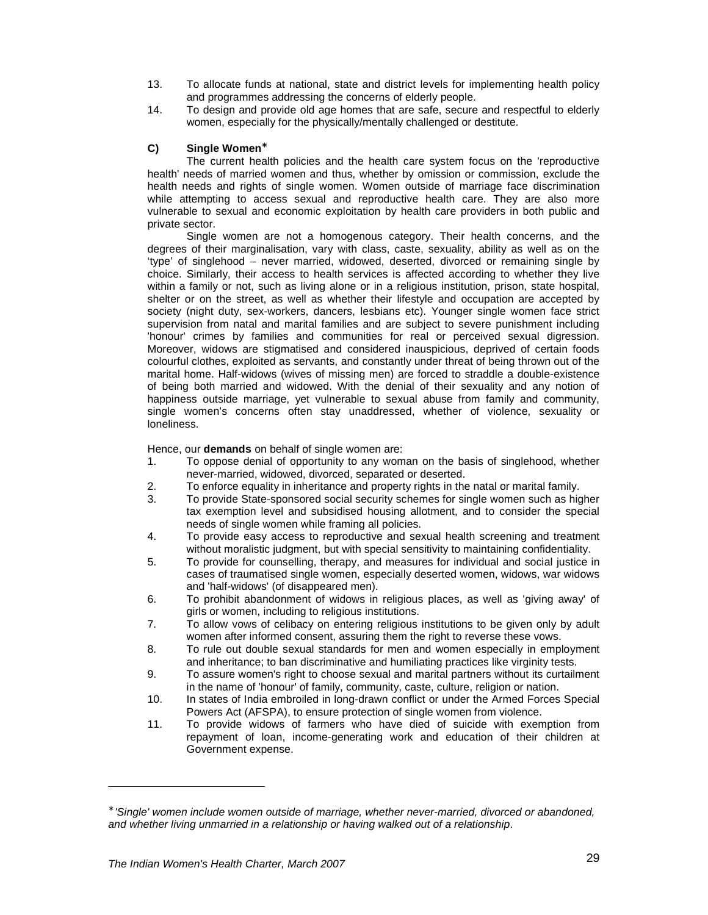13. To allocate funds at national, state and district levels for implementing health policy and programmes addressing the concerns of elderly people.
14. To design and provide old age homes that are safe, secure and respectful to elderly women, especially for the physically/mentally challenged or destitute.

### C) Single Women*

The current health policies and the health care system focus on the 'reproductive health' needs of married women and thus, whether by omission or commission, exclude the health needs and rights of single women. Women outside of marriage face discrimination while attempting to access sexual and reproductive health care. They are also more vulnerable to sexual and economic exploitation by health care providers in both public and private sector.

Single women are not a homogenous category. Their health concerns, and the degrees of their marginalisation, vary with class, caste, sexuality, ability as well as on the 'type' of singlehood – never married, widowed, deserted, divorced or remaining single by choice. Similarly, their access to health services is affected according to whether they live within a family or not, such as living alone or in a religious institution, prison, state hospital, shelter or on the street, as well as whether their lifestyle and occupation are accepted by society (night duty, sex-workers, dancers, lesbians etc). Younger single women face strict supervision from natal and marital families and are subject to severe punishment including 'honour' crimes by families and communities for real or perceived sexual digression. Moreover, widows are stigmatised and considered inauspicious, deprived of certain foods colourful clothes, exploited as servants, and constantly under threat of being thrown out of the marital home. Half-widows (wives of missing men) are forced to straddle a double-existence of being both married and widowed. With the denial of their sexuality and any notion of happiness outside marriage, yet vulnerable to sexual abuse from family and community, single women's concerns often stay unaddressed, whether of violence, sexuality or loneliness.

Hence, our **demands** on behalf of single women are:

1. To oppose denial of opportunity to any woman on the basis of singlehood, whether never-married, widowed, divorced, separated or deserted.
2. To enforce equality in inheritance and property rights in the natal or marital family.
3. To provide State-sponsored social security schemes for single women such as higher tax exemption level and subsidised housing allotment, and to consider the special needs of single women while framing all policies.
4. To provide easy access to reproductive and sexual health screening and treatment without moralistic judgment, but with special sensitivity to maintaining confidentiality.
5. To provide for counselling, therapy, and measures for individual and social justice in cases of traumatised single women, especially deserted women, widows, war widows and 'half-widows' (of disappeared men).
6. To prohibit abandonment of widows in religious places, as well as 'giving away' of girls or women, including to religious institutions.
7. To allow vows of celibacy on entering religious institutions to be given only by adult women after informed consent, assuring them the right to reverse these vows.
8. To rule out double sexual standards for men and women especially in employment and inheritance; to ban discriminative and humiliating practices like virginity tests.
9. To assure women's right to choose sexual and marital partners without its curtailment in the name of 'honour' of family, community, caste, culture, religion or nation.
10. In states of India embroiled in long-drawn conflict or under the Armed Forces Special Powers Act (AFSPA), to ensure protection of single women from violence.
11. To provide widows of farmers who have died of suicide with exemption from repayment of loan, income-generating work and education of their children at Government expense.

---

* *'Single' women include women outside of marriage, whether never-married, divorced or abandoned, and whether living unmarried in a relationship or having walked out of a relationship*.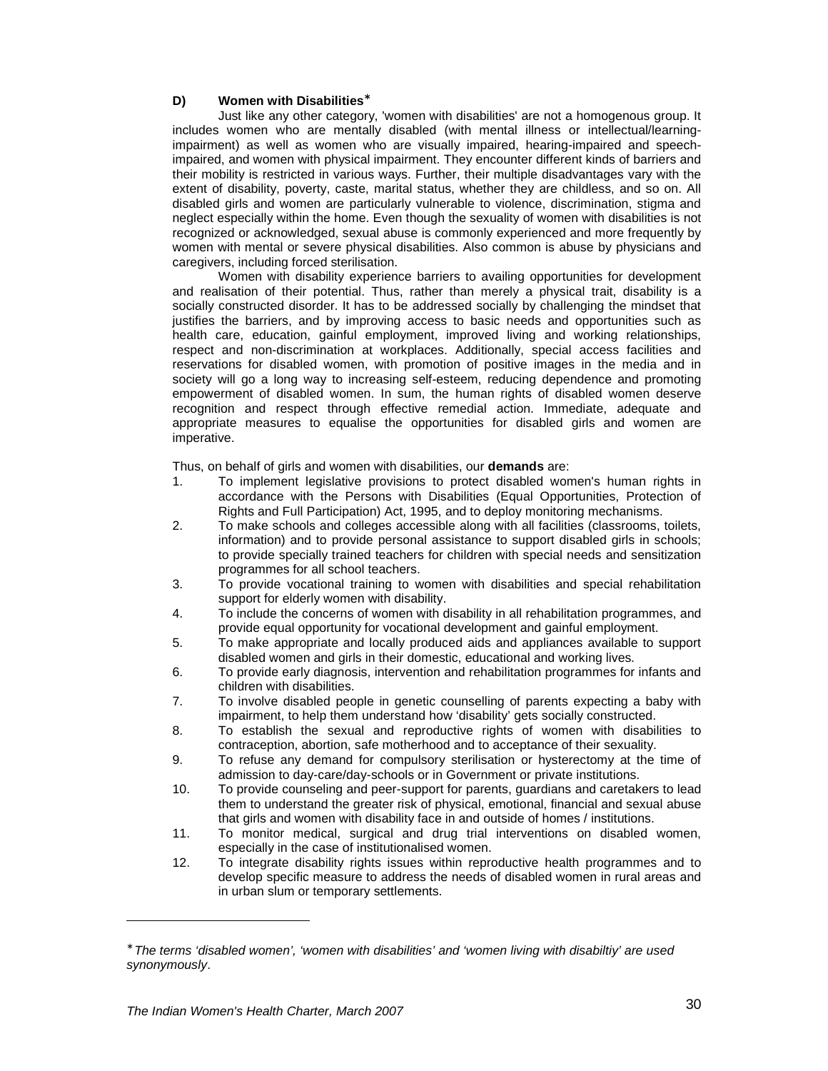### D) Women with Disabilities*

Just like any other category, 'women with disabilities' are not a homogenous group. It includes women who are mentally disabled (with mental illness or intellectual/learning-impairment) as well as women who are visually impaired, hearing-impaired and speech-impaired, and women with physical impairment. They encounter different kinds of barriers and their mobility is restricted in various ways. Further, their multiple disadvantages vary with the extent of disability, poverty, caste, marital status, whether they are childless, and so on. All disabled girls and women are particularly vulnerable to violence, discrimination, stigma and neglect especially within the home. Even though the sexuality of women with disabilities is not recognized or acknowledged, sexual abuse is commonly experienced and more frequently by women with mental or severe physical disabilities. Also common is abuse by physicians and caregivers, including forced sterilisation.

Women with disability experience barriers to availing opportunities for development and realisation of their potential. Thus, rather than merely a physical trait, disability is a socially constructed disorder. It has to be addressed socially by challenging the mindset that justifies the barriers, and by improving access to basic needs and opportunities such as health care, education, gainful employment, improved living and working relationships, respect and non-discrimination at workplaces. Additionally, special access facilities and reservations for disabled women, with promotion of positive images in the media and in society will go a long way to increasing self-esteem, reducing dependence and promoting empowerment of disabled women. In sum, the human rights of disabled women deserve recognition and respect through effective remedial action. Immediate, adequate and appropriate measures to equalise the opportunities for disabled girls and women are imperative.

Thus, on behalf of girls and women with disabilities, our **demands** are:

1. To implement legislative provisions to protect disabled women's human rights in accordance with the Persons with Disabilities (Equal Opportunities, Protection of Rights and Full Participation) Act, 1995, and to deploy monitoring mechanisms.
2. To make schools and colleges accessible along with all facilities (classrooms, toilets, information) and to provide personal assistance to support disabled girls in schools; to provide specially trained teachers for children with special needs and sensitization programmes for all school teachers.
3. To provide vocational training to women with disabilities and special rehabilitation support for elderly women with disability.
4. To include the concerns of women with disability in all rehabilitation programmes, and provide equal opportunity for vocational development and gainful employment.
5. To make appropriate and locally produced aids and appliances available to support disabled women and girls in their domestic, educational and working lives.
6. To provide early diagnosis, intervention and rehabilitation programmes for infants and children with disabilities.
7. To involve disabled people in genetic counselling of parents expecting a baby with impairment, to help them understand how 'disability' gets socially constructed.
8. To establish the sexual and reproductive rights of women with disabilities to contraception, abortion, safe motherhood and to acceptance of their sexuality.
9. To refuse any demand for compulsory sterilisation or hysterectomy at the time of admission to day-care/day-schools or in Government or private institutions.
10. To provide counseling and peer-support for parents, guardians and caretakers to lead them to understand the greater risk of physical, emotional, financial and sexual abuse that girls and women with disability face in and outside of homes / institutions.
11. To monitor medical, surgical and drug trial interventions on disabled women, especially in the case of institutionalised women.
12. To integrate disability rights issues within reproductive health programmes and to develop specific measure to address the needs of disabled women in rural areas and in urban slum or temporary settlements.

---

* *The terms 'disabled women', 'women with disabilities' and 'women living with disabiltiy' are used synonymously*.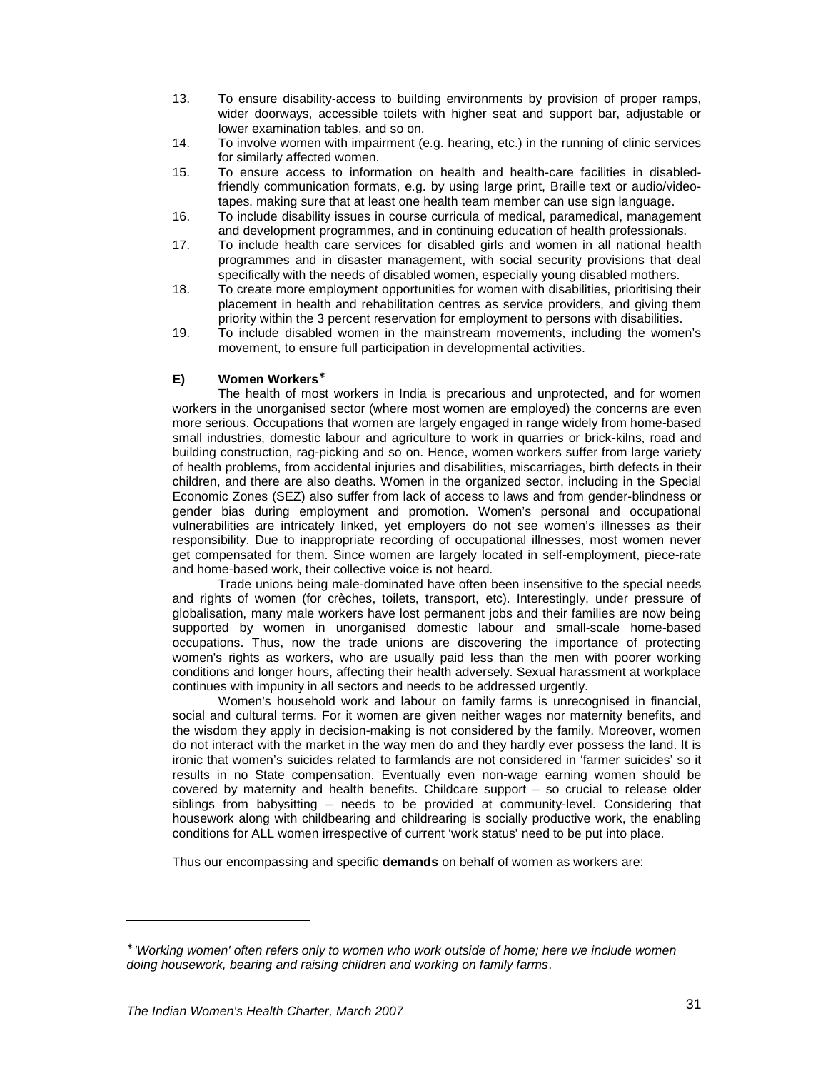13. To ensure disability-access to building environments by provision of proper ramps, wider doorways, accessible toilets with higher seat and support bar, adjustable or lower examination tables, and so on.
14. To involve women with impairment (e.g. hearing, etc.) in the running of clinic services for similarly affected women.
15. To ensure access to information on health and health-care facilities in disabled-friendly communication formats, e.g. by using large print, Braille text or audio/video-tapes, making sure that at least one health team member can use sign language.
16. To include disability issues in course curricula of medical, paramedical, management and development programmes, and in continuing education of health professionals.
17. To include health care services for disabled girls and women in all national health programmes and in disaster management, with social security provisions that deal specifically with the needs of disabled women, especially young disabled mothers.
18. To create more employment opportunities for women with disabilities, prioritising their placement in health and rehabilitation centres as service providers, and giving them priority within the 3 percent reservation for employment to persons with disabilities.
19. To include disabled women in the mainstream movements, including the women's movement, to ensure full participation in developmental activities.

### E) Women Workers*

The health of most workers in India is precarious and unprotected, and for women workers in the unorganised sector (where most women are employed) the concerns are even more serious. Occupations that women are largely engaged in range widely from home-based small industries, domestic labour and agriculture to work in quarries or brick-kilns, road and building construction, rag-picking and so on. Hence, women workers suffer from large variety of health problems, from accidental injuries and disabilities, miscarriages, birth defects in their children, and there are also deaths. Women in the organized sector, including in the Special Economic Zones (SEZ) also suffer from lack of access to laws and from gender-blindness or gender bias during employment and promotion. Women's personal and occupational vulnerabilities are intricately linked, yet employers do not see women's illnesses as their responsibility. Due to inappropriate recording of occupational illnesses, most women never get compensated for them. Since women are largely located in self-employment, piece-rate and home-based work, their collective voice is not heard.

Trade unions being male-dominated have often been insensitive to the special needs and rights of women (for crèches, toilets, transport, etc). Interestingly, under pressure of globalisation, many male workers have lost permanent jobs and their families are now being supported by women in unorganised domestic labour and small-scale home-based occupations. Thus, now the trade unions are discovering the importance of protecting women's rights as workers, who are usually paid less than the men with poorer working conditions and longer hours, affecting their health adversely. Sexual harassment at workplace continues with impunity in all sectors and needs to be addressed urgently.

Women's household work and labour on family farms is unrecognised in financial, social and cultural terms. For it women are given neither wages nor maternity benefits, and the wisdom they apply in decision-making is not considered by the family. Moreover, women do not interact with the market in the way men do and they hardly ever possess the land. It is ironic that women's suicides related to farmlands are not considered in 'farmer suicides' so it results in no State compensation. Eventually even non-wage earning women should be covered by maternity and health benefits. Childcare support – so crucial to release older siblings from babysitting – needs to be provided at community-level. Considering that housework along with childbearing and childrearing is socially productive work, the enabling conditions for ALL women irrespective of current 'work status' need to be put into place.

Thus our encompassing and specific **demands** on behalf of women as workers are:

---

* *'Working women' often refers only to women who work outside of home; here we include women doing housework, bearing and raising children and working on family farms*.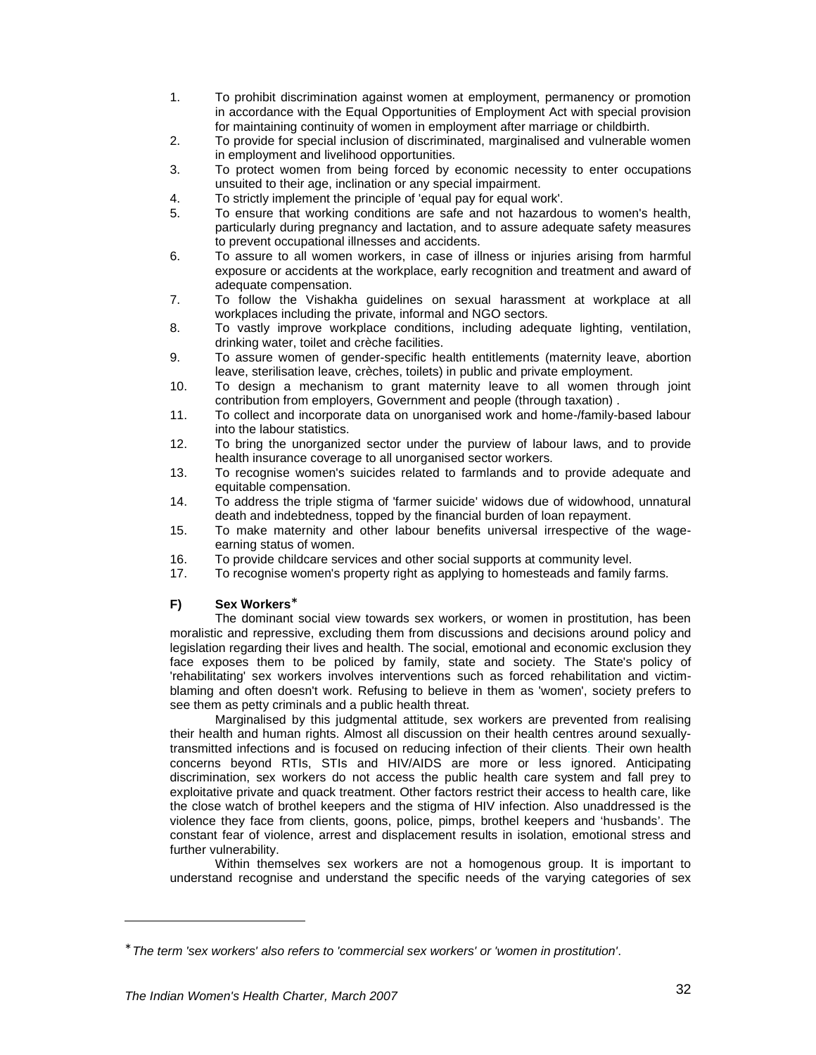1. To prohibit discrimination against women at employment, permanency or promotion in accordance with the Equal Opportunities of Employment Act with special provision for maintaining continuity of women in employment after marriage or childbirth.
2. To provide for special inclusion of discriminated, marginalised and vulnerable women in employment and livelihood opportunities.
3. To protect women from being forced by economic necessity to enter occupations unsuited to their age, inclination or any special impairment.
4. To strictly implement the principle of 'equal pay for equal work'.
5. To ensure that working conditions are safe and not hazardous to women's health, particularly during pregnancy and lactation, and to assure adequate safety measures to prevent occupational illnesses and accidents.
6. To assure to all women workers, in case of illness or injuries arising from harmful exposure or accidents at the workplace, early recognition and treatment and award of adequate compensation.
7. To follow the Vishakha guidelines on sexual harassment at workplace at all workplaces including the private, informal and NGO sectors.
8. To vastly improve workplace conditions, including adequate lighting, ventilation, drinking water, toilet and crèche facilities.
9. To assure women of gender-specific health entitlements (maternity leave, abortion leave, sterilisation leave, crèches, toilets) in public and private employment.
10. To design a mechanism to grant maternity leave to all women through joint contribution from employers, Government and people (through taxation) .
11. To collect and incorporate data on unorganised work and home-/family-based labour into the labour statistics.
12. To bring the unorganized sector under the purview of labour laws, and to provide health insurance coverage to all unorganised sector workers.
13. To recognise women's suicides related to farmlands and to provide adequate and equitable compensation.
14. To address the triple stigma of 'farmer suicide' widows due of widowhood, unnatural death and indebtedness, topped by the financial burden of loan repayment.
15. To make maternity and other labour benefits universal irrespective of the wage-earning status of women.
16. To provide childcare services and other social supports at community level.
17. To recognise women's property right as applying to homesteads and family farms.

### F) Sex Workers*

The dominant social view towards sex workers, or women in prostitution, has been moralistic and repressive, excluding them from discussions and decisions around policy and legislation regarding their lives and health. The social, emotional and economic exclusion they face exposes them to be policed by family, state and society. The State's policy of 'rehabilitating' sex workers involves interventions such as forced rehabilitation and victim-blaming and often doesn't work. Refusing to believe in them as 'women', society prefers to see them as petty criminals and a public health threat.

Marginalised by this judgmental attitude, sex workers are prevented from realising their health and human rights. Almost all discussion on their health centres around sexually-transmitted infections and is focused on reducing infection of their clients. Their own health concerns beyond RTIs, STIs and HIV/AIDS are more or less ignored. Anticipating discrimination, sex workers do not access the public health care system and fall prey to exploitative private and quack treatment. Other factors restrict their access to health care, like the close watch of brothel keepers and the stigma of HIV infection. Also unaddressed is the violence they face from clients, goons, police, pimps, brothel keepers and 'husbands'. The constant fear of violence, arrest and displacement results in isolation, emotional stress and further vulnerability.

Within themselves sex workers are not a homogenous group. It is important to understand recognise and understand the specific needs of the varying categories of sex

---

* *The term 'sex workers' also refers to 'commercial sex workers' or 'women in prostitution'.*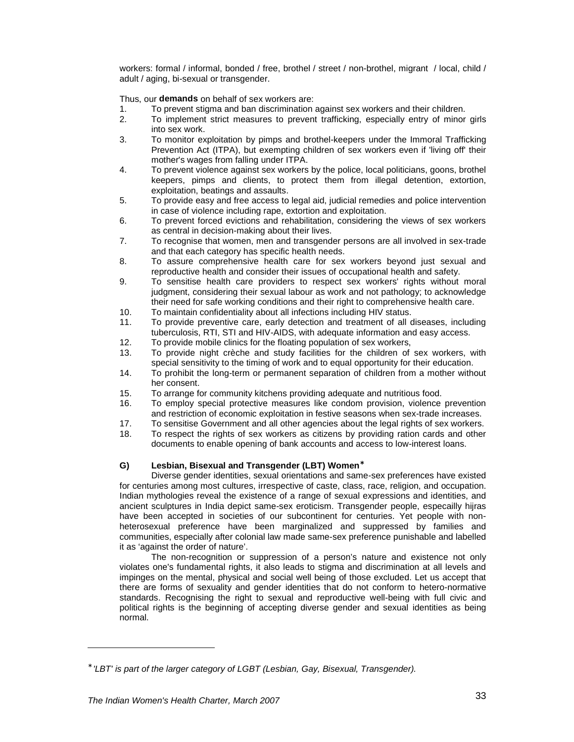workers: formal / informal, bonded / free, brothel / street / non-brothel, migrant / local, child / adult / aging, bi-sexual or transgender.

Thus, our **demands** on behalf of sex workers are:

1. To prevent stigma and ban discrimination against sex workers and their children.
2. To implement strict measures to prevent trafficking, especially entry of minor girls into sex work.
3. To monitor exploitation by pimps and brothel-keepers under the Immoral Trafficking Prevention Act (ITPA), but exempting children of sex workers even if 'living off' their mother's wages from falling under ITPA.
4. To prevent violence against sex workers by the police, local politicians, goons, brothel keepers, pimps and clients, to protect them from illegal detention, extortion, exploitation, beatings and assaults.
5. To provide easy and free access to legal aid, judicial remedies and police intervention in case of violence including rape, extortion and exploitation.
6. To prevent forced evictions and rehabilitation, considering the views of sex workers as central in decision-making about their lives.
7. To recognise that women, men and transgender persons are all involved in sex-trade and that each category has specific health needs.
8. To assure comprehensive health care for sex workers beyond just sexual and reproductive health and consider their issues of occupational health and safety.
9. To sensitise health care providers to respect sex workers' rights without moral judgment, considering their sexual labour as work and not pathology; to acknowledge their need for safe working conditions and their right to comprehensive health care.
10. To maintain confidentiality about all infections including HIV status.
11. To provide preventive care, early detection and treatment of all diseases, including tuberculosis, RTI, STI and HIV-AIDS, with adequate information and easy access.
12. To provide mobile clinics for the floating population of sex workers,
13. To provide night crèche and study facilities for the children of sex workers, with special sensitivity to the timing of work and to equal opportunity for their education.
14. To prohibit the long-term or permanent separation of children from a mother without her consent.
15. To arrange for community kitchens providing adequate and nutritious food.
16. To employ special protective measures like condom provision, violence prevention and restriction of economic exploitation in festive seasons when sex-trade increases.
17. To sensitise Government and all other agencies about the legal rights of sex workers.
18. To respect the rights of sex workers as citizens by providing ration cards and other documents to enable opening of bank accounts and access to low-interest loans.

### G) Lesbian, Bisexual and Transgender (LBT) Women*

Diverse gender identities, sexual orientations and same-sex preferences have existed for centuries among most cultures, irrespective of caste, class, race, religion, and occupation. Indian mythologies reveal the existence of a range of sexual expressions and identities, and ancient sculptures in India depict same-sex eroticism. Transgender people, especailly hijras have been accepted in societies of our subcontinent for centuries. Yet people with non-heterosexual preference have been marginalized and suppressed by families and communities, especially after colonial law made same-sex preference punishable and labelled it as 'against the order of nature'.

The non-recognition or suppression of a person's nature and existence not only violates one's fundamental rights, it also leads to stigma and discrimination at all levels and impinges on the mental, physical and social well being of those excluded. Let us accept that there are forms of sexuality and gender identities that do not conform to hetero-normative standards. Recognising the right to sexual and reproductive well-being with full civic and political rights is the beginning of accepting diverse gender and sexual identities as being normal.

---

* *'LBT' is part of the larger category of LGBT (Lesbian, Gay, Bisexual, Transgender).*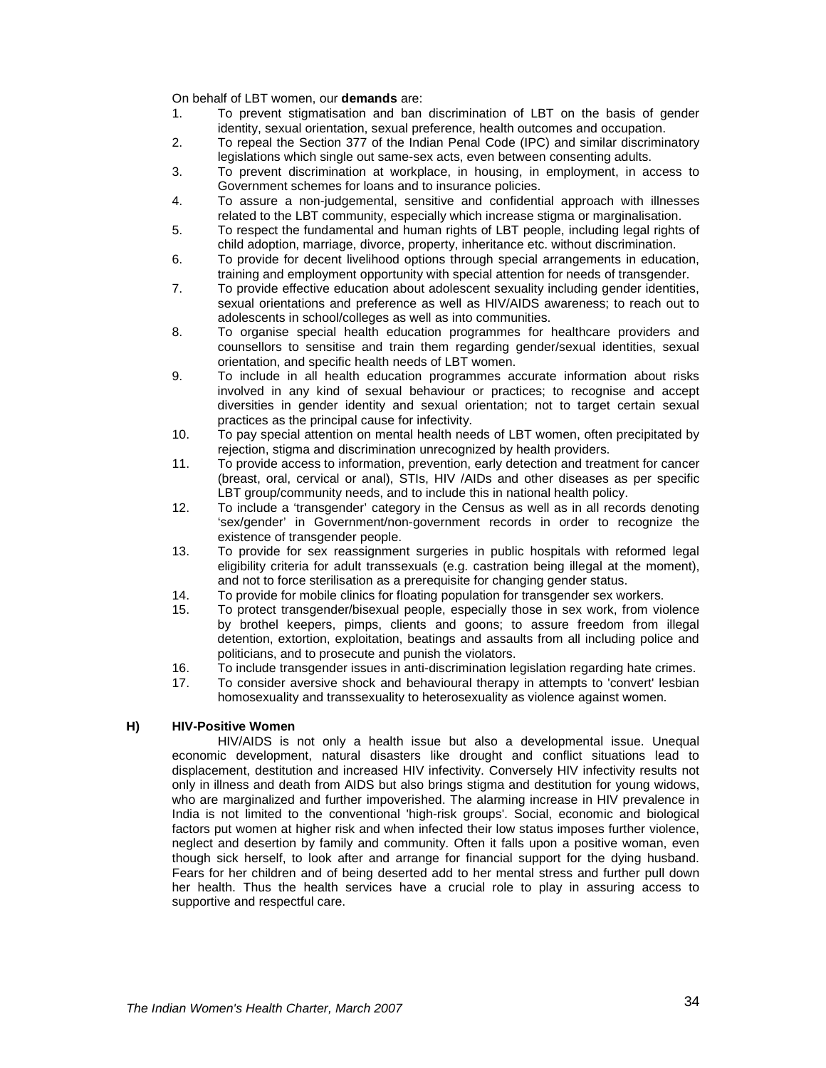On behalf of LBT women, our **demands** are:

1. To prevent stigmatisation and ban discrimination of LBT on the basis of gender identity, sexual orientation, sexual preference, health outcomes and occupation.
2. To repeal the Section 377 of the Indian Penal Code (IPC) and similar discriminatory legislations which single out same-sex acts, even between consenting adults.
3. To prevent discrimination at workplace, in housing, in employment, in access to Government schemes for loans and to insurance policies.
4. To assure a non-judgemental, sensitive and confidential approach with illnesses related to the LBT community, especially which increase stigma or marginalisation.
5. To respect the fundamental and human rights of LBT people, including legal rights of child adoption, marriage, divorce, property, inheritance etc. without discrimination.
6. To provide for decent livelihood options through special arrangements in education, training and employment opportunity with special attention for needs of transgender.
7. To provide effective education about adolescent sexuality including gender identities, sexual orientations and preference as well as HIV/AIDS awareness; to reach out to adolescents in school/colleges as well as into communities.
8. To organise special health education programmes for healthcare providers and counsellors to sensitise and train them regarding gender/sexual identities, sexual orientation, and specific health needs of LBT women.
9. To include in all health education programmes accurate information about risks involved in any kind of sexual behaviour or practices; to recognise and accept diversities in gender identity and sexual orientation; not to target certain sexual practices as the principal cause for infectivity.
10. To pay special attention on mental health needs of LBT women, often precipitated by rejection, stigma and discrimination unrecognized by health providers.
11. To provide access to information, prevention, early detection and treatment for cancer (breast, oral, cervical or anal), STIs, HIV /AIDs and other diseases as per specific LBT group/community needs, and to include this in national health policy.
12. To include a 'transgender' category in the Census as well as in all records denoting 'sex/gender' in Government/non-government records in order to recognize the existence of transgender people.
13. To provide for sex reassignment surgeries in public hospitals with reformed legal eligibility criteria for adult transsexuals (e.g. castration being illegal at the moment), and not to force sterilisation as a prerequisite for changing gender status.
14. To provide for mobile clinics for floating population for transgender sex workers.
15. To protect transgender/bisexual people, especially those in sex work, from violence by brothel keepers, pimps, clients and goons; to assure freedom from illegal detention, extortion, exploitation, beatings and assaults from all including police and politicians, and to prosecute and punish the violators.
16. To include transgender issues in anti-discrimination legislation regarding hate crimes.
17. To consider aversive shock and behavioural therapy in attempts to 'convert' lesbian homosexuality and transsexuality to heterosexuality as violence against women.

### H) HIV-Positive Women

HIV/AIDS is not only a health issue but also a developmental issue. Unequal economic development, natural disasters like drought and conflict situations lead to displacement, destitution and increased HIV infectivity. Conversely HIV infectivity results not only in illness and death from AIDS but also brings stigma and destitution for young widows, who are marginalized and further impoverished. The alarming increase in HIV prevalence in India is not limited to the conventional 'high-risk groups'. Social, economic and biological factors put women at higher risk and when infected their low status imposes further violence, neglect and desertion by family and community. Often it falls upon a positive woman, even though sick herself, to look after and arrange for financial support for the dying husband. Fears for her children and of being deserted add to her mental stress and further pull down her health. Thus the health services have a crucial role to play in assuring access to supportive and respectful care.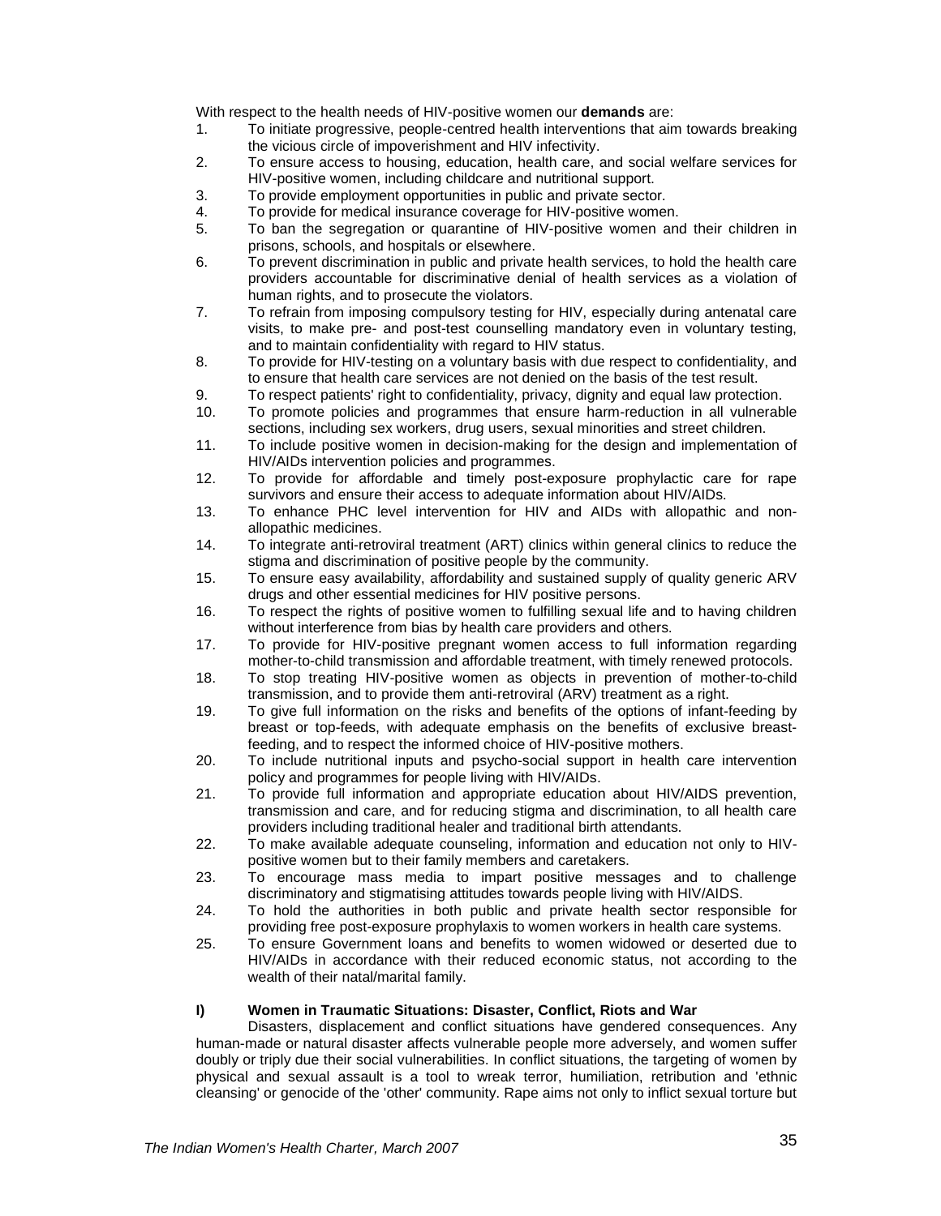With respect to the health needs of HIV-positive women our **demands** are:

1. To initiate progressive, people-centred health interventions that aim towards breaking the vicious circle of impoverishment and HIV infectivity.
2. To ensure access to housing, education, health care, and social welfare services for HIV-positive women, including childcare and nutritional support.
3. To provide employment opportunities in public and private sector.
4. To provide for medical insurance coverage for HIV-positive women.
5. To ban the segregation or quarantine of HIV-positive women and their children in prisons, schools, and hospitals or elsewhere.
6. To prevent discrimination in public and private health services, to hold the health care providers accountable for discriminative denial of health services as a violation of human rights, and to prosecute the violators.
7. To refrain from imposing compulsory testing for HIV, especially during antenatal care visits, to make pre- and post-test counselling mandatory even in voluntary testing, and to maintain confidentiality with regard to HIV status.
8. To provide for HIV-testing on a voluntary basis with due respect to confidentiality, and to ensure that health care services are not denied on the basis of the test result.
9. To respect patients' right to confidentiality, privacy, dignity and equal law protection.
10. To promote policies and programmes that ensure harm-reduction in all vulnerable sections, including sex workers, drug users, sexual minorities and street children.
11. To include positive women in decision-making for the design and implementation of HIV/AIDs intervention policies and programmes.
12. To provide for affordable and timely post-exposure prophylactic care for rape survivors and ensure their access to adequate information about HIV/AIDs.
13. To enhance PHC level intervention for HIV and AIDs with allopathic and non-allopathic medicines.
14. To integrate anti-retroviral treatment (ART) clinics within general clinics to reduce the stigma and discrimination of positive people by the community.
15. To ensure easy availability, affordability and sustained supply of quality generic ARV drugs and other essential medicines for HIV positive persons.
16. To respect the rights of positive women to fulfilling sexual life and to having children without interference from bias by health care providers and others.
17. To provide for HIV-positive pregnant women access to full information regarding mother-to-child transmission and affordable treatment, with timely renewed protocols.
18. To stop treating HIV-positive women as objects in prevention of mother-to-child transmission, and to provide them anti-retroviral (ARV) treatment as a right.
19. To give full information on the risks and benefits of the options of infant-feeding by breast or top-feeds, with adequate emphasis on the benefits of exclusive breast-feeding, and to respect the informed choice of HIV-positive mothers.
20. To include nutritional inputs and psycho-social support in health care intervention policy and programmes for people living with HIV/AIDs.
21. To provide full information and appropriate education about HIV/AIDS prevention, transmission and care, and for reducing stigma and discrimination, to all health care providers including traditional healer and traditional birth attendants.
22. To make available adequate counseling, information and education not only to HIV-positive women but to their family members and caretakers.
23. To encourage mass media to impart positive messages and to challenge discriminatory and stigmatising attitudes towards people living with HIV/AIDS.
24. To hold the authorities in both public and private health sector responsible for providing free post-exposure prophylaxis to women workers in health care systems.
25. To ensure Government loans and benefits to women widowed or deserted due to HIV/AIDs in accordance with their reduced economic status, not according to the wealth of their natal/marital family.

### I) Women in Traumatic Situations: Disaster, Conflict, Riots and War

Disasters, displacement and conflict situations have gendered consequences. Any human-made or natural disaster affects vulnerable people more adversely, and women suffer doubly or triply due their social vulnerabilities. In conflict situations, the targeting of women by physical and sexual assault is a tool to wreak terror, humiliation, retribution and 'ethnic cleansing' or genocide of the 'other' community. Rape aims not only to inflict sexual torture but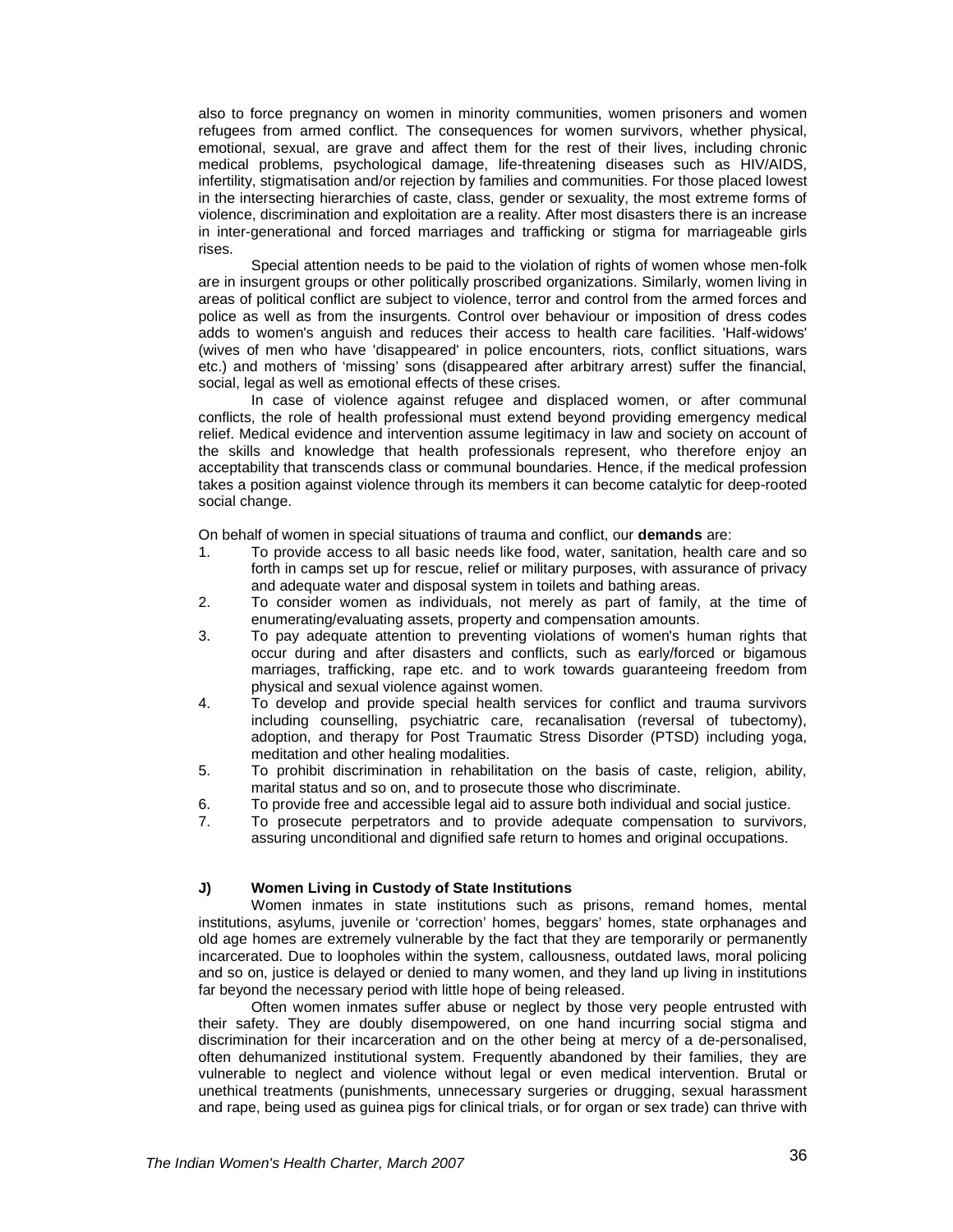also to force pregnancy on women in minority communities, women prisoners and women refugees from armed conflict. The consequences for women survivors, whether physical, emotional, sexual, are grave and affect them for the rest of their lives, including chronic medical problems, psychological damage, life-threatening diseases such as HIV/AIDS, infertility, stigmatisation and/or rejection by families and communities. For those placed lowest in the intersecting hierarchies of caste, class, gender or sexuality, the most extreme forms of violence, discrimination and exploitation are a reality. After most disasters there is an increase in inter-generational and forced marriages and trafficking or stigma for marriageable girls rises.

Special attention needs to be paid to the violation of rights of women whose men-folk are in insurgent groups or other politically proscribed organizations. Similarly, women living in areas of political conflict are subject to violence, terror and control from the armed forces and police as well as from the insurgents. Control over behaviour or imposition of dress codes adds to women's anguish and reduces their access to health care facilities. 'Half-widows' (wives of men who have 'disappeared' in police encounters, riots, conflict situations, wars etc.) and mothers of 'missing' sons (disappeared after arbitrary arrest) suffer the financial, social, legal as well as emotional effects of these crises.

In case of violence against refugee and displaced women, or after communal conflicts, the role of health professional must extend beyond providing emergency medical relief. Medical evidence and intervention assume legitimacy in law and society on account of the skills and knowledge that health professionals represent, who therefore enjoy an acceptability that transcends class or communal boundaries. Hence, if the medical profession takes a position against violence through its members it can become catalytic for deep-rooted social change.

On behalf of women in special situations of trauma and conflict, our **demands** are:

1. To provide access to all basic needs like food, water, sanitation, health care and so forth in camps set up for rescue, relief or military purposes, with assurance of privacy and adequate water and disposal system in toilets and bathing areas.
2. To consider women as individuals, not merely as part of family, at the time of enumerating/evaluating assets, property and compensation amounts.
3. To pay adequate attention to preventing violations of women's human rights that occur during and after disasters and conflicts, such as early/forced or bigamous marriages, trafficking, rape etc. and to work towards guaranteeing freedom from physical and sexual violence against women.
4. To develop and provide special health services for conflict and trauma survivors including counselling, psychiatric care, recanalisation (reversal of tubectomy), adoption, and therapy for Post Traumatic Stress Disorder (PTSD) including yoga, meditation and other healing modalities.
5. To prohibit discrimination in rehabilitation on the basis of caste, religion, ability, marital status and so on, and to prosecute those who discriminate.
6. To provide free and accessible legal aid to assure both individual and social justice.
7. To prosecute perpetrators and to provide adequate compensation to survivors, assuring unconditional and dignified safe return to homes and original occupations.

### J) Women Living in Custody of State Institutions

Women inmates in state institutions such as prisons, remand homes, mental institutions, asylums, juvenile or 'correction' homes, beggars' homes, state orphanages and old age homes are extremely vulnerable by the fact that they are temporarily or permanently incarcerated. Due to loopholes within the system, callousness, outdated laws, moral policing and so on, justice is delayed or denied to many women, and they land up living in institutions far beyond the necessary period with little hope of being released.

Often women inmates suffer abuse or neglect by those very people entrusted with their safety. They are doubly disempowered, on one hand incurring social stigma and discrimination for their incarceration and on the other being at mercy of a de-personalised, often dehumanized institutional system. Frequently abandoned by their families, they are vulnerable to neglect and violence without legal or even medical intervention. Brutal or unethical treatments (punishments, unnecessary surgeries or drugging, sexual harassment and rape, being used as guinea pigs for clinical trials, or for organ or sex trade) can thrive with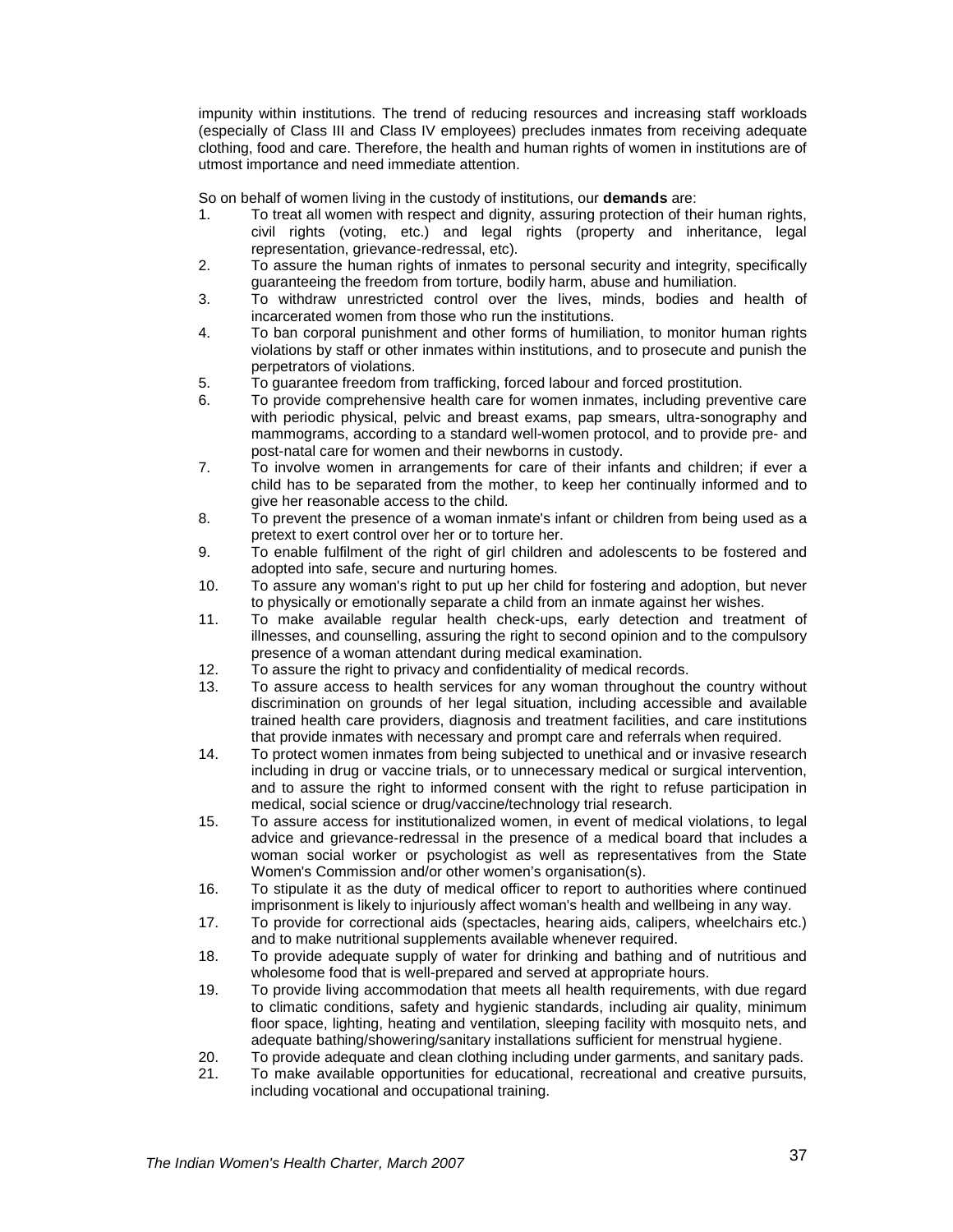impunity within institutions. The trend of reducing resources and increasing staff workloads (especially of Class III and Class IV employees) precludes inmates from receiving adequate clothing, food and care. Therefore, the health and human rights of women in institutions are of utmost importance and need immediate attention.

So on behalf of women living in the custody of institutions, our **demands** are:

1. To treat all women with respect and dignity, assuring protection of their human rights, civil rights (voting, etc.) and legal rights (property and inheritance, legal representation, grievance-redressal, etc).
2. To assure the human rights of inmates to personal security and integrity, specifically guaranteeing the freedom from torture, bodily harm, abuse and humiliation.
3. To withdraw unrestricted control over the lives, minds, bodies and health of incarcerated women from those who run the institutions.
4. To ban corporal punishment and other forms of humiliation, to monitor human rights violations by staff or other inmates within institutions, and to prosecute and punish the perpetrators of violations.
5. To guarantee freedom from trafficking, forced labour and forced prostitution.
6. To provide comprehensive health care for women inmates, including preventive care with periodic physical, pelvic and breast exams, pap smears, ultra-sonography and mammograms, according to a standard well-women protocol, and to provide pre- and post-natal care for women and their newborns in custody.
7. To involve women in arrangements for care of their infants and children; if ever a child has to be separated from the mother, to keep her continually informed and to give her reasonable access to the child.
8. To prevent the presence of a woman inmate's infant or children from being used as a pretext to exert control over her or to torture her.
9. To enable fulfilment of the right of girl children and adolescents to be fostered and adopted into safe, secure and nurturing homes.
10. To assure any woman's right to put up her child for fostering and adoption, but never to physically or emotionally separate a child from an inmate against her wishes.
11. To make available regular health check-ups, early detection and treatment of illnesses, and counselling, assuring the right to second opinion and to the compulsory presence of a woman attendant during medical examination.
12. To assure the right to privacy and confidentiality of medical records.
13. To assure access to health services for any woman throughout the country without discrimination on grounds of her legal situation, including accessible and available trained health care providers, diagnosis and treatment facilities, and care institutions that provide inmates with necessary and prompt care and referrals when required.
14. To protect women inmates from being subjected to unethical and or invasive research including in drug or vaccine trials, or to unnecessary medical or surgical intervention, and to assure the right to informed consent with the right to refuse participation in medical, social science or drug/vaccine/technology trial research.
15. To assure access for institutionalized women, in event of medical violations, to legal advice and grievance-redressal in the presence of a medical board that includes a woman social worker or psychologist as well as representatives from the State Women's Commission and/or other women's organisation(s).
16. To stipulate it as the duty of medical officer to report to authorities where continued imprisonment is likely to injuriously affect woman's health and wellbeing in any way.
17. To provide for correctional aids (spectacles, hearing aids, calipers, wheelchairs etc.) and to make nutritional supplements available whenever required.
18. To provide adequate supply of water for drinking and bathing and of nutritious and wholesome food that is well-prepared and served at appropriate hours.
19. To provide living accommodation that meets all health requirements, with due regard to climatic conditions, safety and hygienic standards, including air quality, minimum floor space, lighting, heating and ventilation, sleeping facility with mosquito nets, and adequate bathing/showering/sanitary installations sufficient for menstrual hygiene.
20. To provide adequate and clean clothing including under garments, and sanitary pads.
21. To make available opportunities for educational, recreational and creative pursuits, including vocational and occupational training.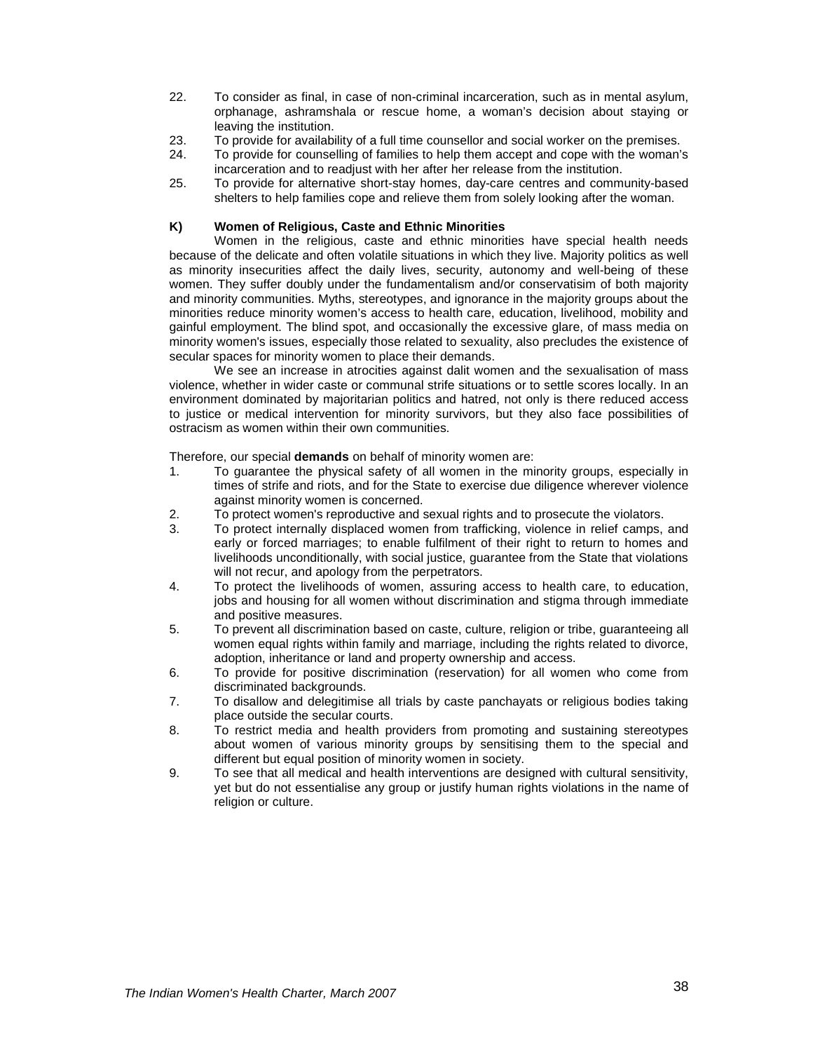22. To consider as final, in case of non-criminal incarceration, such as in mental asylum, orphanage, ashramshala or rescue home, a woman's decision about staying or leaving the institution.
23. To provide for availability of a full time counsellor and social worker on the premises.
24. To provide for counselling of families to help them accept and cope with the woman's incarceration and to readjust with her after her release from the institution.
25. To provide for alternative short-stay homes, day-care centres and community-based shelters to help families cope and relieve them from solely looking after the woman.

### K) Women of Religious, Caste and Ethnic Minorities

Women in the religious, caste and ethnic minorities have special health needs because of the delicate and often volatile situations in which they live. Majority politics as well as minority insecurities affect the daily lives, security, autonomy and well-being of these women. They suffer doubly under the fundamentalism and/or conservatisim of both majority and minority communities. Myths, stereotypes, and ignorance in the majority groups about the minorities reduce minority women's access to health care, education, livelihood, mobility and gainful employment. The blind spot, and occasionally the excessive glare, of mass media on minority women's issues, especially those related to sexuality, also precludes the existence of secular spaces for minority women to place their demands.

We see an increase in atrocities against dalit women and the sexualisation of mass violence, whether in wider caste or communal strife situations or to settle scores locally. In an environment dominated by majoritarian politics and hatred, not only is there reduced access to justice or medical intervention for minority survivors, but they also face possibilities of ostracism as women within their own communities.

Therefore, our special **demands** on behalf of minority women are:

1. To guarantee the physical safety of all women in the minority groups, especially in times of strife and riots, and for the State to exercise due diligence wherever violence against minority women is concerned.
2. To protect women's reproductive and sexual rights and to prosecute the violators.
3. To protect internally displaced women from trafficking, violence in relief camps, and early or forced marriages; to enable fulfilment of their right to return to homes and livelihoods unconditionally, with social justice, guarantee from the State that violations will not recur, and apology from the perpetrators.
4. To protect the livelihoods of women, assuring access to health care, to education, jobs and housing for all women without discrimination and stigma through immediate and positive measures.
5. To prevent all discrimination based on caste, culture, religion or tribe, guaranteeing all women equal rights within family and marriage, including the rights related to divorce, adoption, inheritance or land and property ownership and access.
6. To provide for positive discrimination (reservation) for all women who come from discriminated backgrounds.
7. To disallow and delegitimise all trials by caste panchayats or religious bodies taking place outside the secular courts.
8. To restrict media and health providers from promoting and sustaining stereotypes about women of various minority groups by sensitising them to the special and different but equal position of minority women in society.
9. To see that all medical and health interventions are designed with cultural sensitivity, yet but do not essentialise any group or justify human rights violations in the name of religion or culture.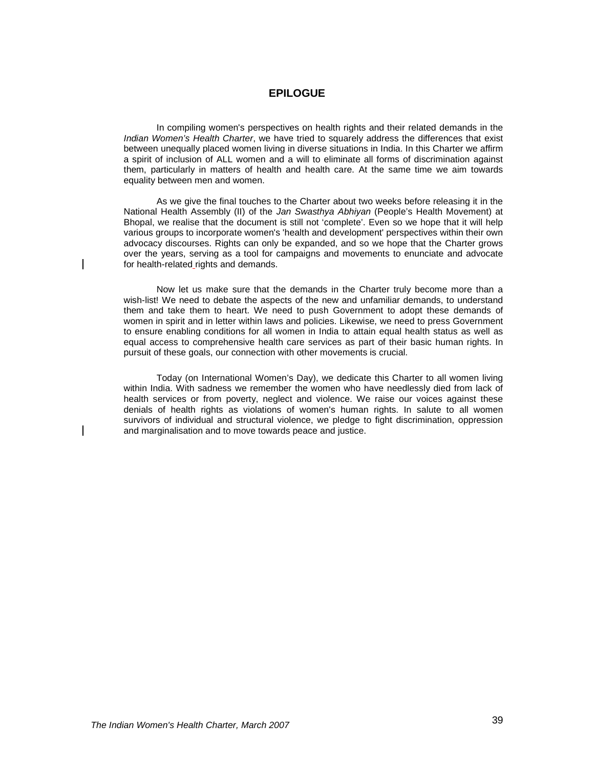## EPILOGUE

In compiling women's perspectives on health rights and their related demands in the *Indian Women's Health Charter*, we have tried to squarely address the differences that exist between unequally placed women living in diverse situations in India. In this Charter we affirm a spirit of inclusion of ALL women and a will to eliminate all forms of discrimination against them, particularly in matters of health and health care. At the same time we aim towards equality between men and women.

As we give the final touches to the Charter about two weeks before releasing it in the National Health Assembly (II) of the *Jan Swasthya Abhiyan* (People's Health Movement) at Bhopal, we realise that the document is still not 'complete'. Even so we hope that it will help various groups to incorporate women's 'health and development' perspectives within their own advocacy discourses. Rights can only be expanded, and so we hope that the Charter grows over the years, serving as a tool for campaigns and movements to enunciate and advocate for health-related rights and demands.

Now let us make sure that the demands in the Charter truly become more than a wish-list! We need to debate the aspects of the new and unfamiliar demands, to understand them and take them to heart. We need to push Government to adopt these demands of women in spirit and in letter within laws and policies. Likewise, we need to press Government to ensure enabling conditions for all women in India to attain equal health status as well as equal access to comprehensive health care services as part of their basic human rights. In pursuit of these goals, our connection with other movements is crucial.

Today (on International Women's Day), we dedicate this Charter to all women living within India. With sadness we remember the women who have needlessly died from lack of health services or from poverty, neglect and violence. We raise our voices against these denials of health rights as violations of women's human rights. In salute to all women survivors of individual and structural violence, we pledge to fight discrimination, oppression and marginalisation and to move towards peace and justice.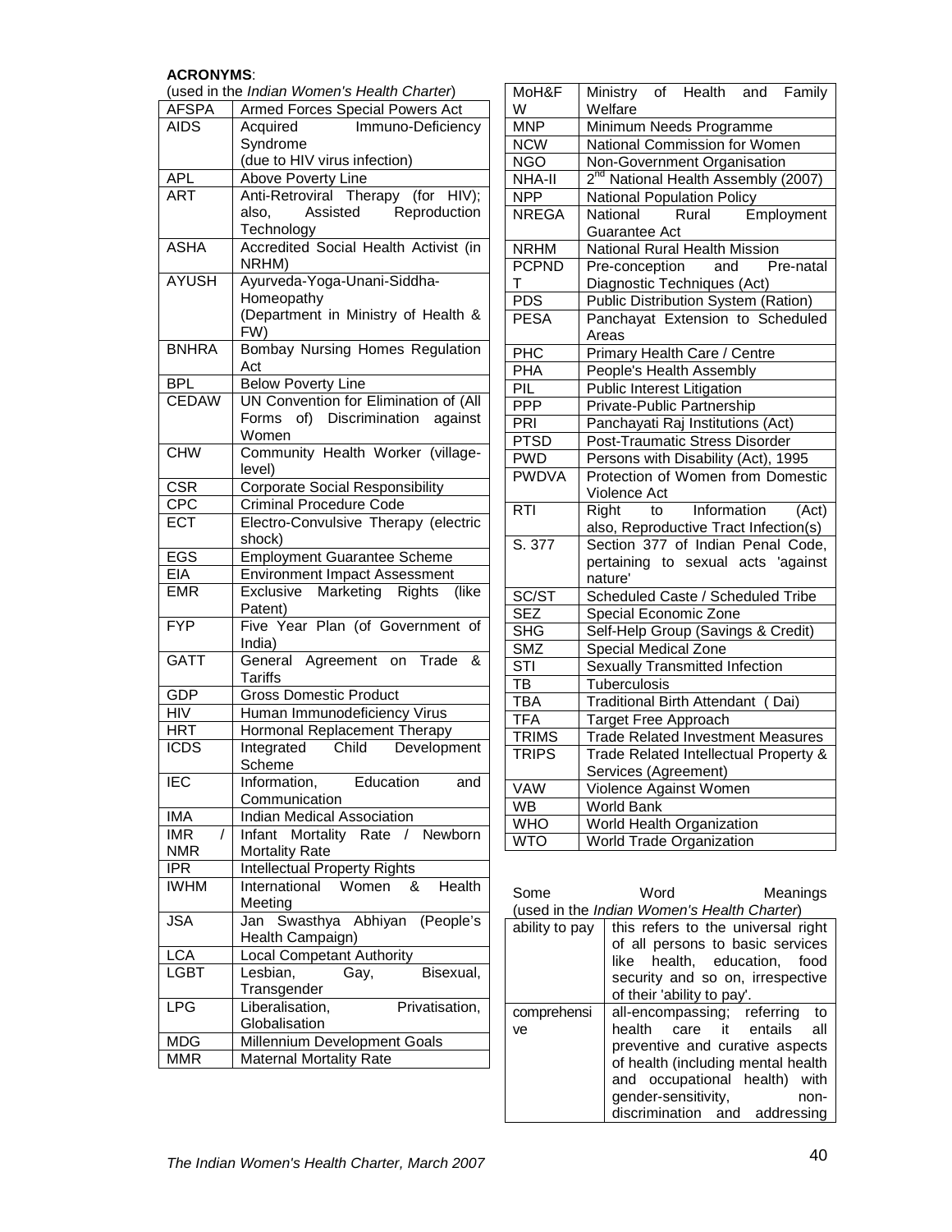**ACRONYMS**:

(used in the *Indian Women's Health Charter*)

| | |
|---|---|
| AFSPA | Armed Forces Special Powers Act |
| AIDS | Acquired Immuno-Deficiency Syndrome (due to HIV virus infection) |
| APL | Above Poverty Line |
| ART | Anti-Retroviral Therapy (for HIV); also, Assisted Reproduction Technology |
| ASHA | Accredited Social Health Activist (in NRHM) |
| AYUSH | Ayurveda-Yoga-Unani-Siddha-Homeopathy (Department in Ministry of Health & FW) |
| BNHRA | Bombay Nursing Homes Regulation Act |
| BPL | Below Poverty Line |
| CEDAW | UN Convention for Elimination of (All Forms of) Discrimination against Women |
| CHW | Community Health Worker (village-level) |
| CSR | Corporate Social Responsibility |
| CPC | Criminal Procedure Code |
| ECT | Electro-Convulsive Therapy (electric shock) |
| EGS | Employment Guarantee Scheme |
| EIA | Environment Impact Assessment |
| EMR | Exclusive Marketing Rights (like Patent) |
| FYP | Five Year Plan (of Government of India) |
| GATT | General Agreement on Trade & Tariffs |
| GDP | Gross Domestic Product |
| HIV | Human Immunodeficiency Virus |
| HRT | Hormonal Replacement Therapy |
| ICDS | Integrated Child Development Scheme |
| IEC | Information, Education and Communication |
| IMA | Indian Medical Association |
| IMR / NMR | Infant Mortality Rate / Newborn Mortality Rate |
| IPR | Intellectual Property Rights |
| IWHM | International Women & Health Meeting |
| JSA | Jan Swasthya Abhiyan (People's Health Campaign) |
| LCA | Local Competant Authority |
| LGBT | Lesbian, Gay, Bisexual, Transgender |
| LPG | Liberalisation, Privatisation, Globalisation |
| MDG | Millennium Development Goals |
| MMR | Maternal Mortality Rate |
| MoH&FW | Ministry of Health and Family Welfare |
| MNP | Minimum Needs Programme |
| NCW | National Commission for Women |
| NGO | Non-Government Organisation |
| NHA-II | 2nd National Health Assembly (2007) |
| NPP | National Population Policy |
| NREGA | National Rural Employment Guarantee Act |
| NRHM | National Rural Health Mission |
| PCPNDT | Pre-conception and Pre-natal Diagnostic Techniques (Act) |
| PDS | Public Distribution System (Ration) |
| PESA | Panchayat Extension to Scheduled Areas |
| PHC | Primary Health Care / Centre |
| PHA | People's Health Assembly |
| PIL | Public Interest Litigation |
| PPP | Private-Public Partnership |
| PRI | Panchayati Raj Institutions (Act) |
| PTSD | Post-Traumatic Stress Disorder |
| PWD | Persons with Disability (Act), 1995 |
| PWDVA | Protection of Women from Domestic Violence Act |
| RTI | Right to Information (Act) also, Reproductive Tract Infection(s) |
| S. 377 | Section 377 of Indian Penal Code, pertaining to sexual acts 'against nature' |
| SC/ST | Scheduled Caste / Scheduled Tribe |
| SEZ | Special Economic Zone |
| SHG | Self-Help Group (Savings & Credit) |
| SMZ | Special Medical Zone |
| STI | Sexually Transmitted Infection |
| TB | Tuberculosis |
| TBA | Traditional Birth Attendant ( Dai) |
| TFA | Target Free Approach |
| TRIMS | Trade Related Investment Measures |
| TRIPS | Trade Related Intellectual Property & Services (Agreement) |
| VAW | Violence Against Women |
| WB | World Bank |
| WHO | World Health Organization |
| WTO | World Trade Organization |

Some Word Meanings

(used in the *Indian Women's Health Charter*)

| | |
|---|---|
| ability to pay | this refers to the universal right of all persons to basic services like health, education, food security and so on, irrespective of their 'ability to pay'. |
| comprehensive | all-encompassing; referring to health care it entails all preventive and curative aspects of health (including mental health and occupational health) with gender-sensitivity, non-discrimination and addressing |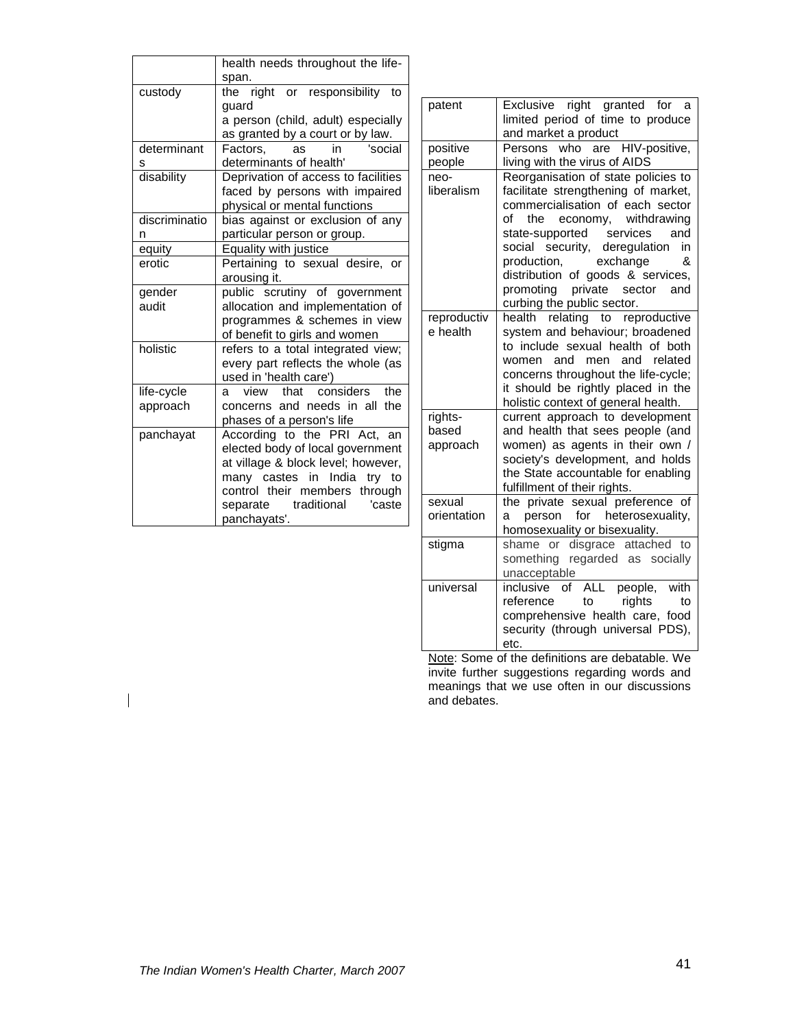| | |
|---|---|
| | health needs throughout the life-span. |
| custody | the right or responsibility to guard a person (child, adult) especially as granted by a court or by law. |
| determinants | Factors, as in 'social determinants of health' |
| disability | Deprivation of access to facilities faced by persons with impaired physical or mental functions |
| discrimination | bias against or exclusion of any particular person or group. |
| equity | Equality with justice |
| erotic | Pertaining to sexual desire, or arousing it. |
| gender audit | public scrutiny of government allocation and implementation of programmes & schemes in view of benefit to girls and women |
| holistic | refers to a total integrated view; every part reflects the whole (as used in 'health care') |
| life-cycle approach | a view that considers the concerns and needs in all the phases of a person's life |
| panchayat | According to the PRI Act, an elected body of local government at village & block level; however, many castes in India try to control their members through separate traditional 'caste panchayats'. |
| patent | Exclusive right granted for a limited period of time to produce and market a product |
| positive people | Persons who are HIV-positive, living with the virus of AIDS |
| neo-liberalism | Reorganisation of state policies to facilitate strengthening of market, commercialisation of each sector of the economy, withdrawing state-supported services and social security, deregulation in production, exchange & distribution of goods & services, promoting private sector and curbing the public sector. |
| reproductive health | health relating to reproductive system and behaviour; broadened to include sexual health of both women and men and related concerns throughout the life-cycle; it should be rightly placed in the holistic context of general health. |
| rights-based approach | current approach to development and health that sees people (and women) as agents in their own / society's development, and holds the State accountable for enabling fulfillment of their rights. |
| sexual orientation | the private sexual preference of a person for heterosexuality, homosexuality or bisexuality. |
| stigma | shame or disgrace attached to something regarded as socially unacceptable |
| universal | inclusive of ALL people, with reference to rights to comprehensive health care, food security (through universal PDS), etc. |

Note: Some of the definitions are debatable. We invite further suggestions regarding words and meanings that we use often in our discussions and debates.